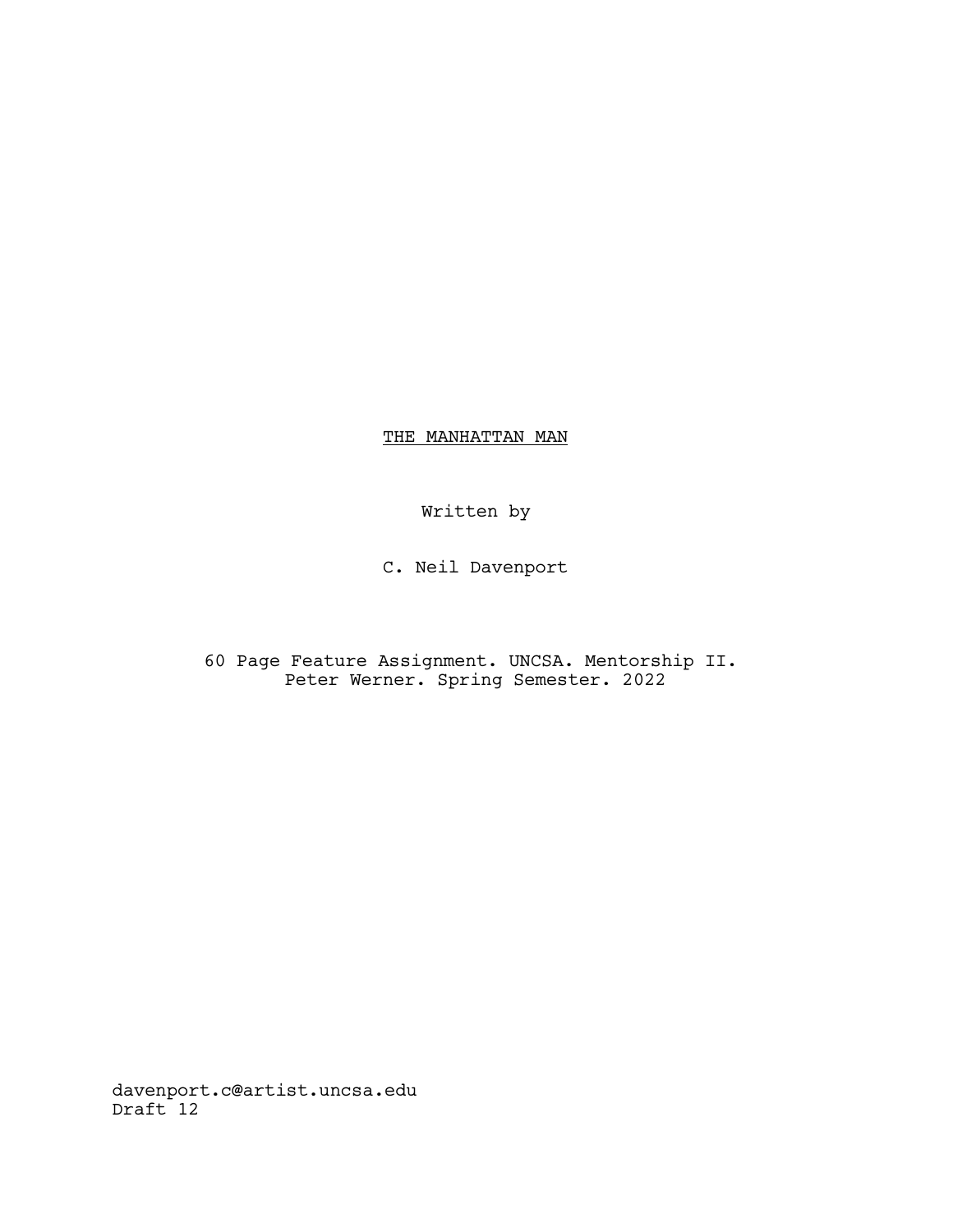# <u>THE MANHATTAN MAN</u>

Written by

C. Neil Davenport

60 Page Feature Assignment. UNCSA. Mentorship II.
Peter Werner. Spring Semester. 2022

davenport.c@artist.uncsa.edu
Draft 12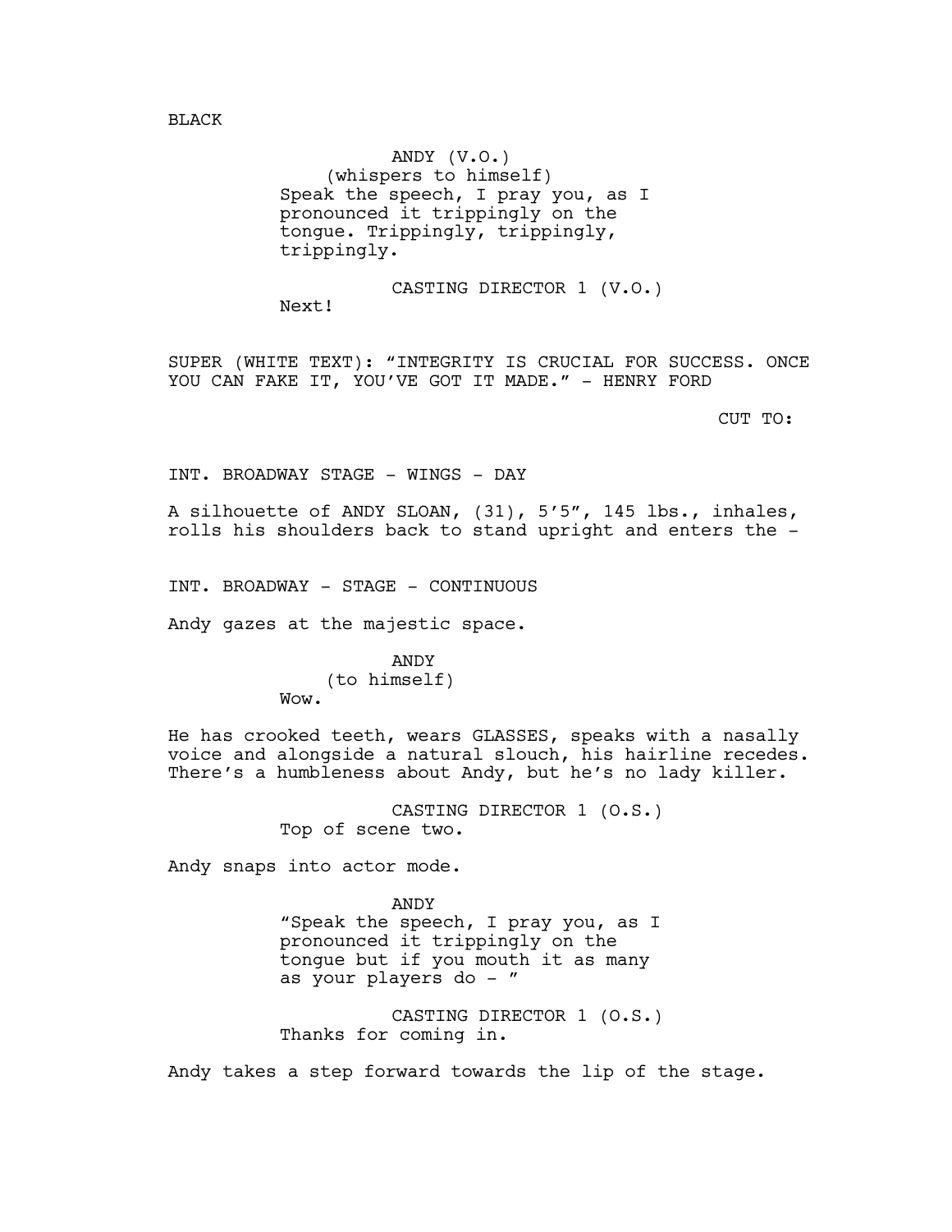BLACK

ANDY (V.O.)
(whispers to himself)
Speak the speech, I pray you, as I pronounced it trippingly on the tongue. Trippingly, trippingly, trippingly.

CASTING DIRECTOR 1 (V.O.)
Next!

SUPER (WHITE TEXT): "INTEGRITY IS CRUCIAL FOR SUCCESS. ONCE YOU CAN FAKE IT, YOU'VE GOT IT MADE." - HENRY FORD

CUT TO:

INT. BROADWAY STAGE - WINGS - DAY

A silhouette of ANDY SLOAN, (31), 5'5", 145 lbs., inhales, rolls his shoulders back to stand upright and enters the -

INT. BROADWAY - STAGE - CONTINUOUS

Andy gazes at the majestic space.

ANDY
(to himself)
Wow.

He has crooked teeth, wears GLASSES, speaks with a nasally voice and alongside a natural slouch, his hairline recedes. There's a humbleness about Andy, but he's no lady killer.

CASTING DIRECTOR 1 (O.S.)
Top of scene two.

Andy snaps into actor mode.

ANDY
"Speak the speech, I pray you, as I pronounced it trippingly on the tongue but if you mouth it as many as your players do - "

CASTING DIRECTOR 1 (O.S.)
Thanks for coming in.

Andy takes a step forward towards the lip of the stage.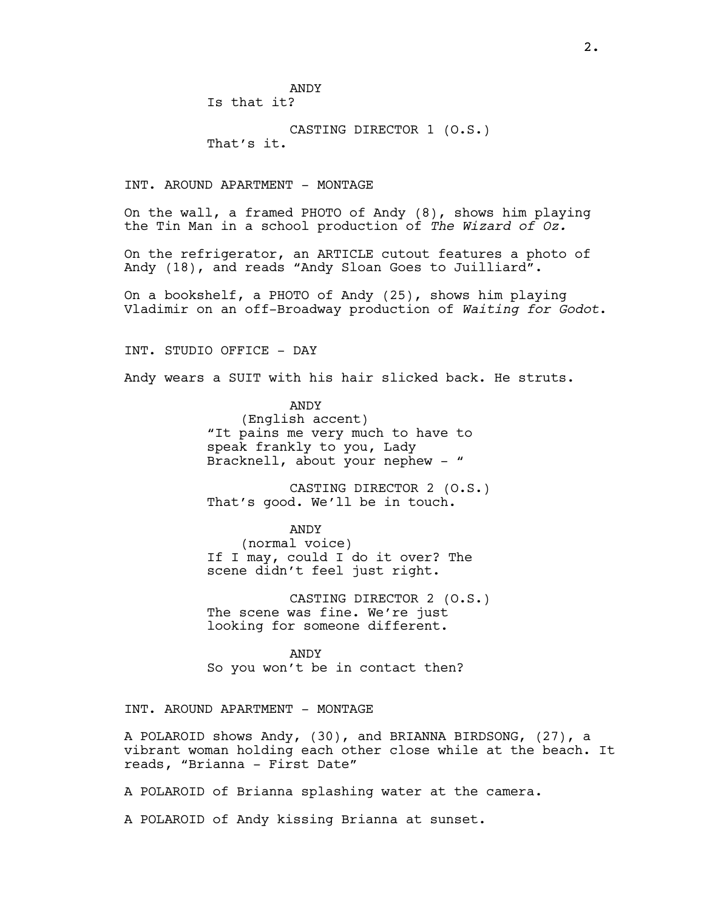ANDY
Is that it?

CASTING DIRECTOR 1 (O.S.)
That's it.

INT. AROUND APARTMENT - MONTAGE

On the wall, a framed PHOTO of Andy (8), shows him playing the Tin Man in a school production of *The Wizard of Oz.*

On the refrigerator, an ARTICLE cutout features a photo of Andy (18), and reads "Andy Sloan Goes to Juilliard".

On a bookshelf, a PHOTO of Andy (25), shows him playing Vladimir on an off-Broadway production of *Waiting for Godot*.

INT. STUDIO OFFICE - DAY

Andy wears a SUIT with his hair slicked back. He struts.

ANDY
(English accent)
"It pains me very much to have to speak frankly to you, Lady Bracknell, about your nephew - "

CASTING DIRECTOR 2 (O.S.)
That's good. We'll be in touch.

ANDY
(normal voice)
If I may, could I do it over? The scene didn't feel just right.

CASTING DIRECTOR 2 (O.S.)
The scene was fine. We're just looking for someone different.

ANDY
So you won't be in contact then?

INT. AROUND APARTMENT - MONTAGE

A POLAROID shows Andy, (30), and BRIANNA BIRDSONG, (27), a vibrant woman holding each other close while at the beach. It reads, "Brianna - First Date"

A POLAROID of Brianna splashing water at the camera.

A POLAROID of Andy kissing Brianna at sunset.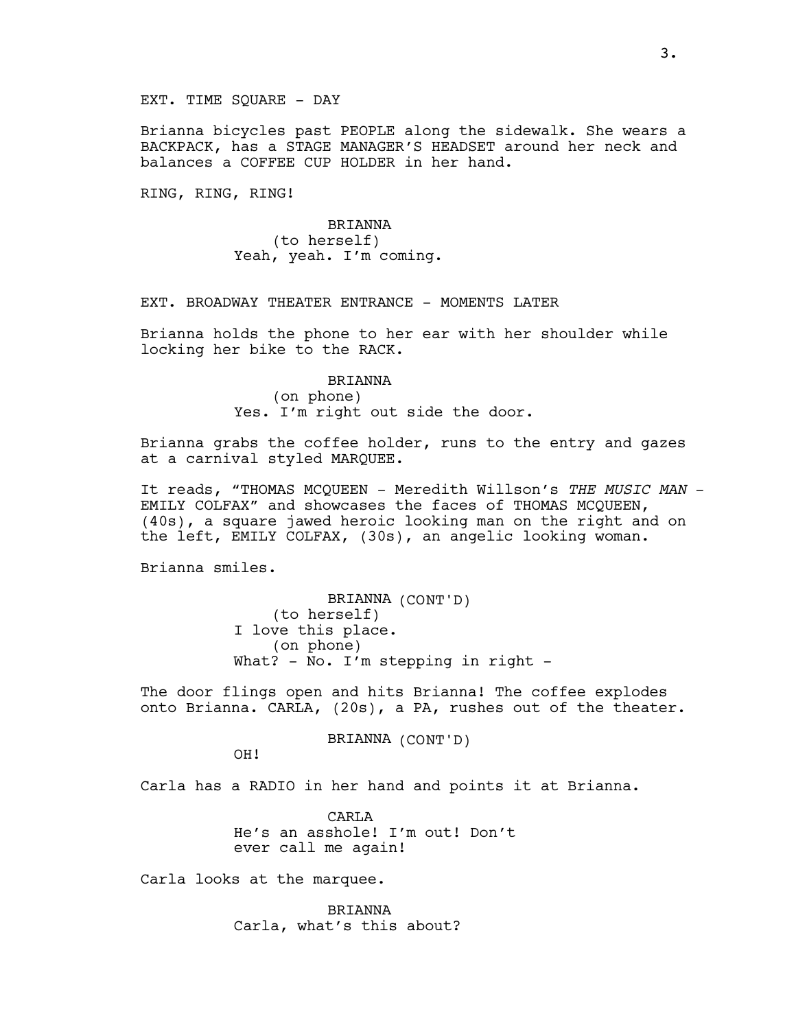EXT. TIME SQUARE - DAY

Brianna bicycles past PEOPLE along the sidewalk. She wears a BACKPACK, has a STAGE MANAGER'S HEADSET around her neck and balances a COFFEE CUP HOLDER in her hand.

RING, RING, RING!

BRIANNA
(to herself)
Yeah, yeah. I'm coming.

EXT. BROADWAY THEATER ENTRANCE - MOMENTS LATER

Brianna holds the phone to her ear with her shoulder while locking her bike to the RACK.

BRIANNA
(on phone)
Yes. I'm right out side the door.

Brianna grabs the coffee holder, runs to the entry and gazes at a carnival styled MARQUEE.

It reads, "THOMAS MCQUEEN - Meredith Willson's *THE MUSIC MAN* - EMILY COLFAX" and showcases the faces of THOMAS MCQUEEN, (40s), a square jawed heroic looking man on the right and on the left, EMILY COLFAX, (30s), an angelic looking woman.

Brianna smiles.

BRIANNA (CONT'D)
(to herself)
I love this place.
(on phone)
What? - No. I'm stepping in right -

The door flings open and hits Brianna! The coffee explodes onto Brianna. CARLA, (20s), a PA, rushes out of the theater.

BRIANNA (CONT'D)
OH!

Carla has a RADIO in her hand and points it at Brianna.

CARLA
He's an asshole! I'm out! Don't ever call me again!

Carla looks at the marquee.

BRIANNA
Carla, what's this about?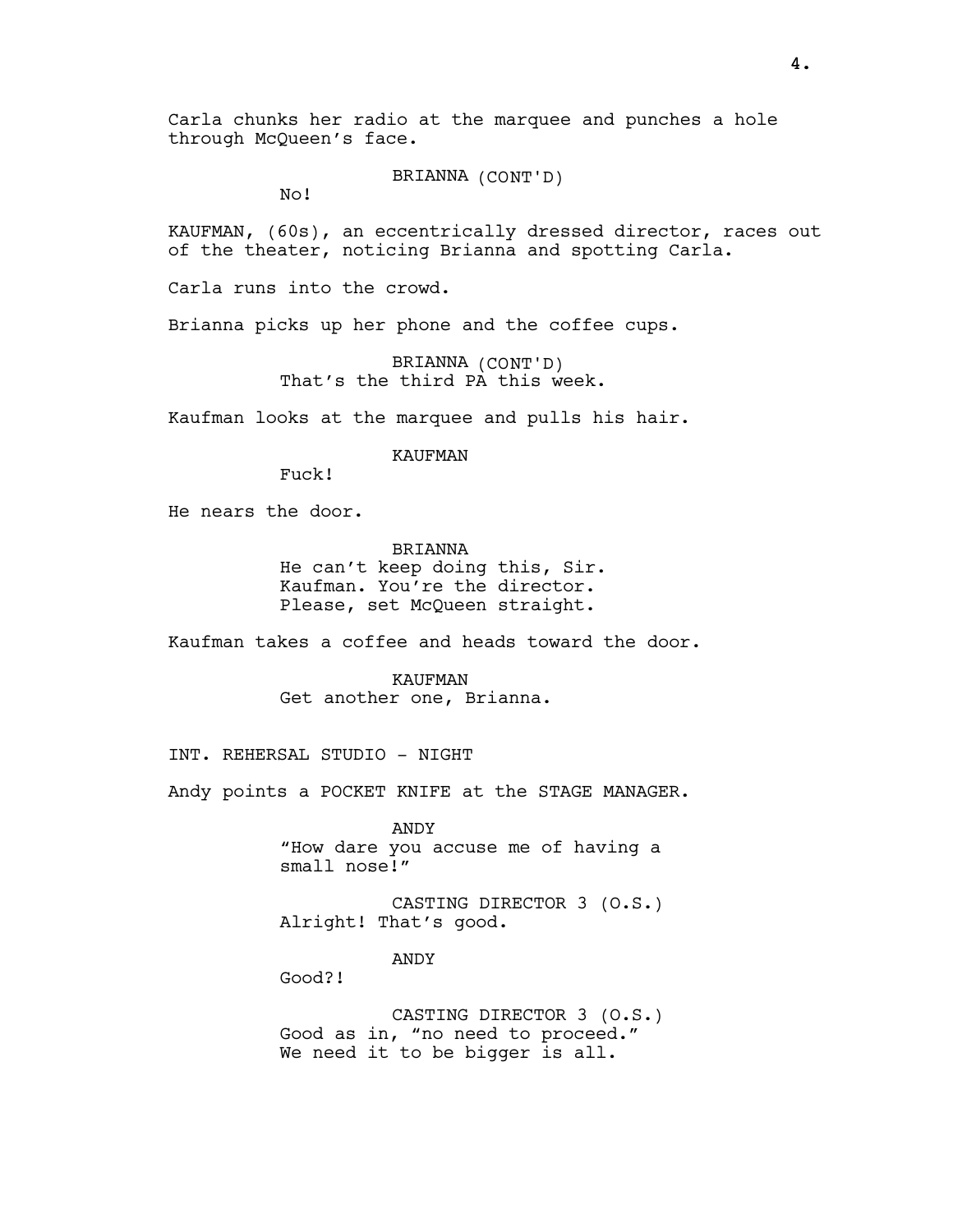Carla chunks her radio at the marquee and punches a hole through McQueen's face.

BRIANNA (CONT'D)
No!

KAUFMAN, (60s), an eccentrically dressed director, races out of the theater, noticing Brianna and spotting Carla.

Carla runs into the crowd.

Brianna picks up her phone and the coffee cups.

BRIANNA (CONT'D)
That's the third PA this week.

Kaufman looks at the marquee and pulls his hair.

KAUFMAN
Fuck!

He nears the door.

BRIANNA
He can't keep doing this, Sir. Kaufman. You're the director. Please, set McQueen straight.

Kaufman takes a coffee and heads toward the door.

KAUFMAN
Get another one, Brianna.

INT. REHEARSAL STUDIO - NIGHT

Andy points a POCKET KNIFE at the STAGE MANAGER.

ANDY
"How dare you accuse me of having a small nose!"

CASTING DIRECTOR 3 (O.S.)
Alright! That's good.

ANDY
Good?!

CASTING DIRECTOR 3 (O.S.)
Good as in, "no need to proceed." We need it to be bigger is all.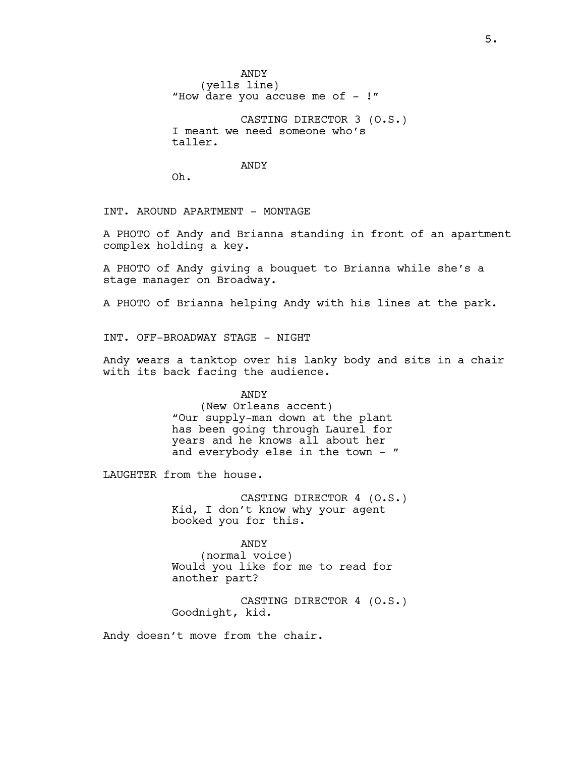ANDY
(yells line)
"How dare you accuse me of - !"

CASTING DIRECTOR 3 (O.S.)
I meant we need someone who's taller.

ANDY
Oh.

INT. AROUND APARTMENT - MONTAGE

A PHOTO of Andy and Brianna standing in front of an apartment complex holding a key.

A PHOTO of Andy giving a bouquet to Brianna while she's a stage manager on Broadway.

A PHOTO of Brianna helping Andy with his lines at the park.

INT. OFF-BROADWAY STAGE - NIGHT

Andy wears a tanktop over his lanky body and sits in a chair with its back facing the audience.

ANDY
(New Orleans accent)
"Our supply-man down at the plant has been going through Laurel for years and he knows all about her and everybody else in the town - "

LAUGHTER from the house.

CASTING DIRECTOR 4 (O.S.)
Kid, I don't know why your agent booked you for this.

ANDY
(normal voice)
Would you like for me to read for another part?

CASTING DIRECTOR 4 (O.S.)
Goodnight, kid.

Andy doesn't move from the chair.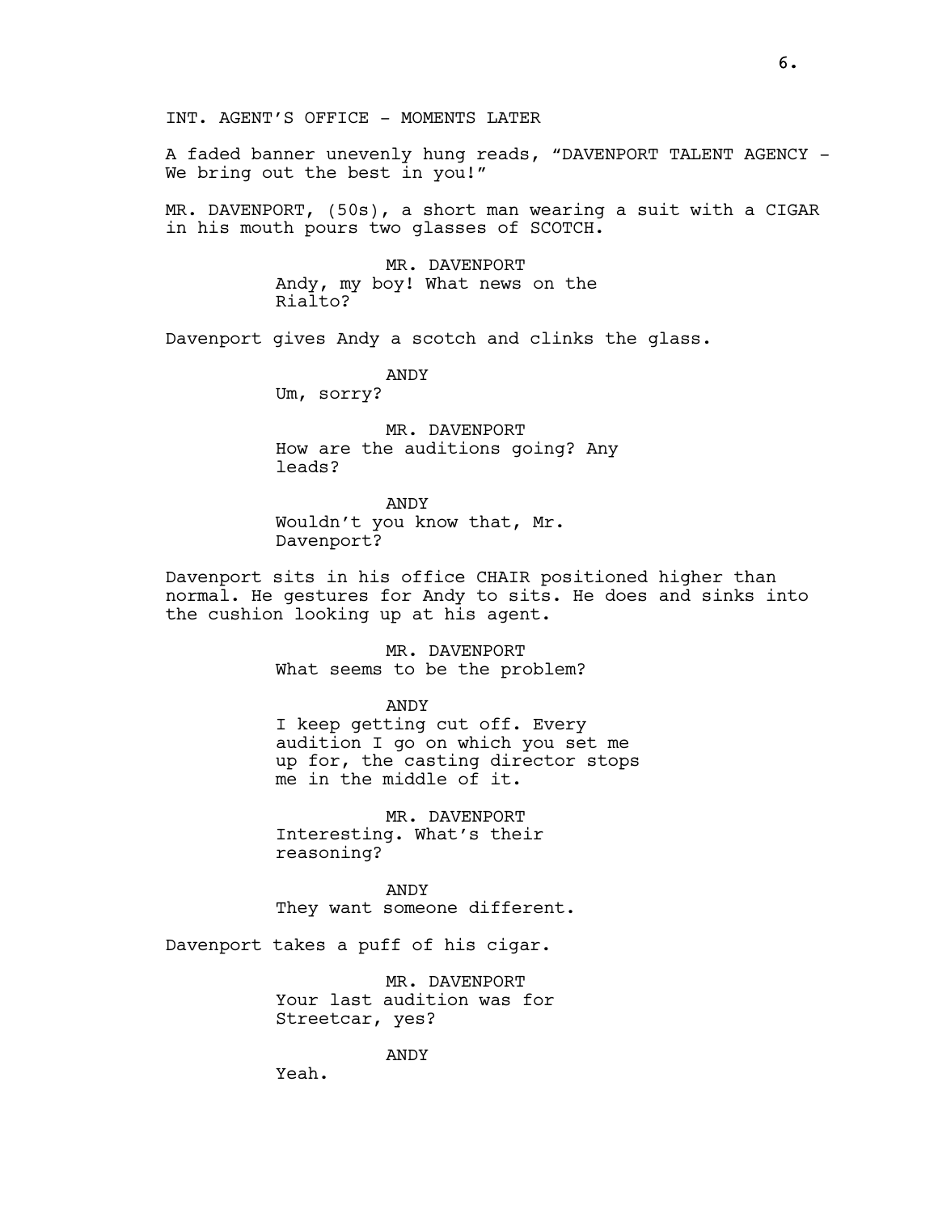INT. AGENT'S OFFICE - MOMENTS LATER

A faded banner unevenly hung reads, "DAVENPORT TALENT AGENCY - We bring out the best in you!"

MR. DAVENPORT, (50s), a short man wearing a suit with a CIGAR in his mouth pours two glasses of SCOTCH.

MR. DAVENPORT
Andy, my boy! What news on the Rialto?

Davenport gives Andy a scotch and clinks the glass.

ANDY
Um, sorry?

MR. DAVENPORT
How are the auditions going? Any leads?

ANDY
Wouldn't you know that, Mr. Davenport?

Davenport sits in his office CHAIR positioned higher than normal. He gestures for Andy to sits. He does and sinks into the cushion looking up at his agent.

MR. DAVENPORT
What seems to be the problem?

ANDY
I keep getting cut off. Every audition I go on which you set me up for, the casting director stops me in the middle of it.

MR. DAVENPORT
Interesting. What's their reasoning?

ANDY
They want someone different.

Davenport takes a puff of his cigar.

MR. DAVENPORT
Your last audition was for Streetcar, yes?

ANDY
Yeah.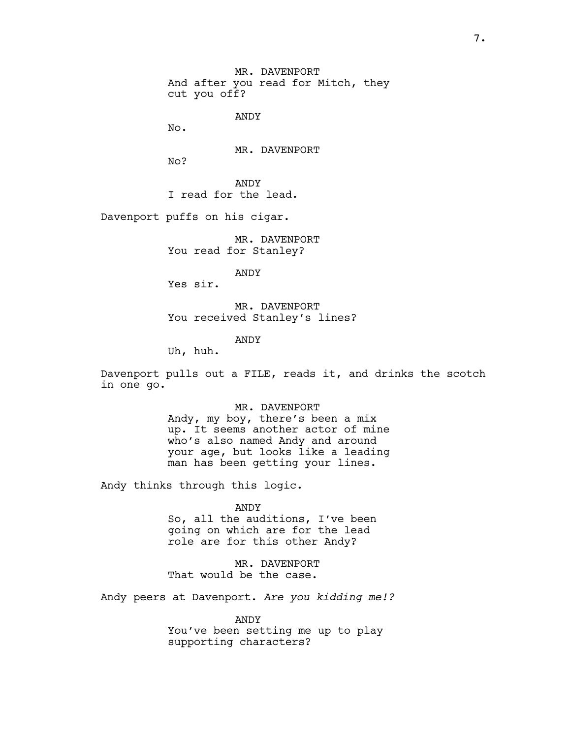MR. DAVENPORT

And after you read for Mitch, they cut you off?

ANDY

No.

MR. DAVENPORT

No?

ANDY

I read for the lead.

Davenport puffs on his cigar.

MR. DAVENPORT

You read for Stanley?

ANDY

Yes sir.

MR. DAVENPORT

You received Stanley's lines?

ANDY

Uh, huh.

Davenport pulls out a FILE, reads it, and drinks the scotch in one go.

MR. DAVENPORT

Andy, my boy, there's been a mix up. It seems another actor of mine who's also named Andy and around your age, but looks like a leading man has been getting your lines.

Andy thinks through this logic.

ANDY

So, all the auditions, I've been going on which are for the lead role are for this other Andy?

MR. DAVENPORT

That would be the case.

Andy peers at Davenport. *Are you kidding me!?*

ANDY

You've been setting me up to play supporting characters?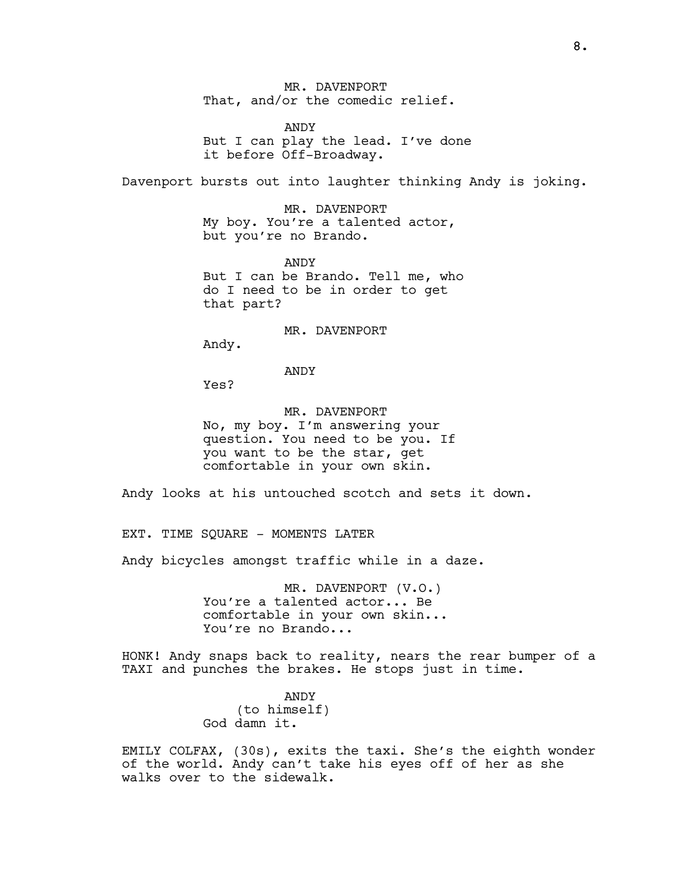MR. DAVENPORT
That, and/or the comedic relief.

ANDY
But I can play the lead. I've done it before Off-Broadway.

Davenport bursts out into laughter thinking Andy is joking.

MR. DAVENPORT
My boy. You're a talented actor, but you're no Brando.

ANDY
But I can be Brando. Tell me, who do I need to be in order to get that part?

MR. DAVENPORT
Andy.

ANDY
Yes?

MR. DAVENPORT
No, my boy. I'm answering your question. You need to be you. If you want to be the star, get comfortable in your own skin.

Andy looks at his untouched scotch and sets it down.

EXT. TIME SQUARE - MOMENTS LATER

Andy bicycles amongst traffic while in a daze.

MR. DAVENPORT (V.O.)
You're a talented actor... Be comfortable in your own skin... You're no Brando...

HONK! Andy snaps back to reality, nears the rear bumper of a TAXI and punches the brakes. He stops just in time.

ANDY
(to himself)
God damn it.

EMILY COLFAX, (30s), exits the taxi. She's the eighth wonder of the world. Andy can't take his eyes off of her as she walks over to the sidewalk.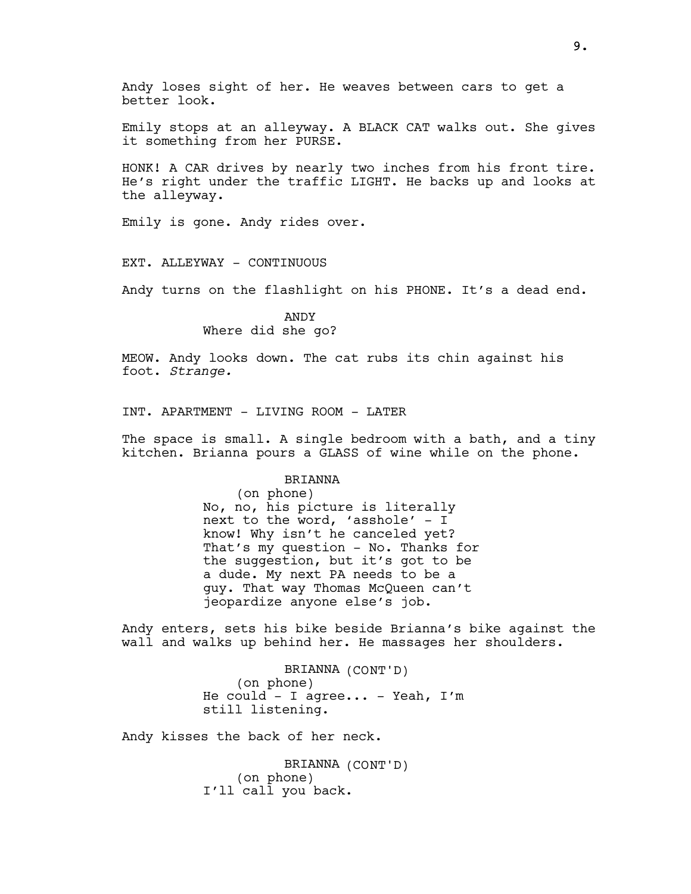Andy loses sight of her. He weaves between cars to get a better look.

Emily stops at an alleyway. A BLACK CAT walks out. She gives it something from her PURSE.

HONK! A CAR drives by nearly two inches from his front tire. He's right under the traffic LIGHT. He backs up and looks at the alleyway.

Emily is gone. Andy rides over.

EXT. ALLEYWAY - CONTINUOUS

Andy turns on the flashlight on his PHONE. It's a dead end.

ANDY
Where did she go?

MEOW. Andy looks down. The cat rubs its chin against his foot. *Strange.*

INT. APARTMENT - LIVING ROOM - LATER

The space is small. A single bedroom with a bath, and a tiny kitchen. Brianna pours a GLASS of wine while on the phone.

BRIANNA
(on phone)
No, no, his picture is literally next to the word, 'asshole' - I know! Why isn't he canceled yet? That's my question - No. Thanks for the suggestion, but it's got to be a dude. My next PA needs to be a guy. That way Thomas McQueen can't jeopardize anyone else's job.

Andy enters, sets his bike beside Brianna's bike against the wall and walks up behind her. He massages her shoulders.

BRIANNA (CONT'D)
(on phone)
He could - I agree... - Yeah, I'm still listening.

Andy kisses the back of her neck.

BRIANNA (CONT'D)
(on phone)
I'll call you back.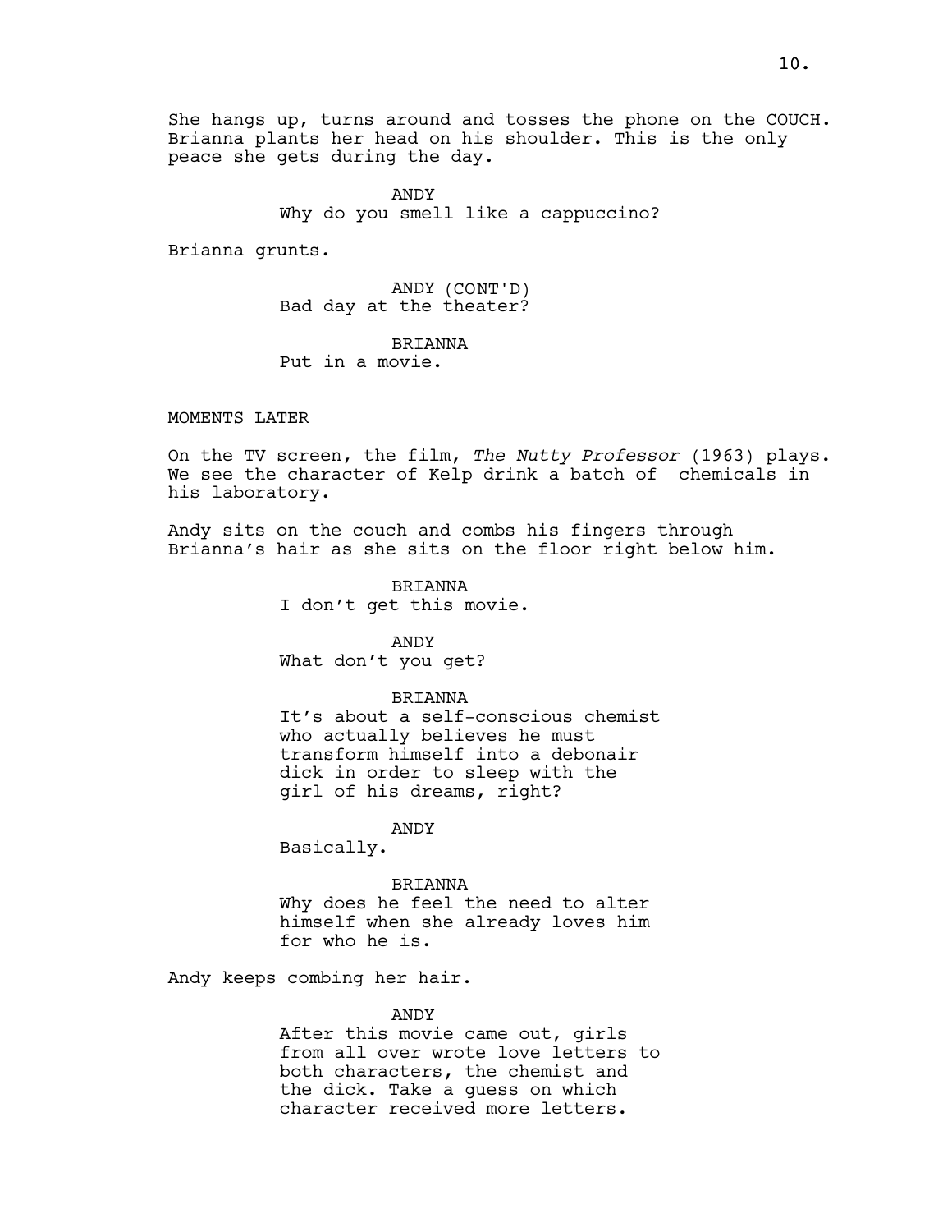She hangs up, turns around and tosses the phone on the COUCH. Brianna plants her head on his shoulder. This is the only peace she gets during the day.

ANDY
Why do you smell like a cappuccino?

Brianna grunts.

ANDY (CONT'D)
Bad day at the theater?

BRIANNA
Put in a movie.

MOMENTS LATER

On the TV screen, the film, *The Nutty Professor* (1963) plays. We see the character of Kelp drink a batch of chemicals in his laboratory.

Andy sits on the couch and combs his fingers through Brianna's hair as she sits on the floor right below him.

BRIANNA
I don't get this movie.

ANDY
What don't you get?

BRIANNA
It's about a self-conscious chemist who actually believes he must transform himself into a debonair dick in order to sleep with the girl of his dreams, right?

ANDY
Basically.

BRIANNA
Why does he feel the need to alter himself when she already loves him for who he is.

Andy keeps combing her hair.

ANDY
After this movie came out, girls from all over wrote love letters to both characters, the chemist and the dick. Take a guess on which character received more letters.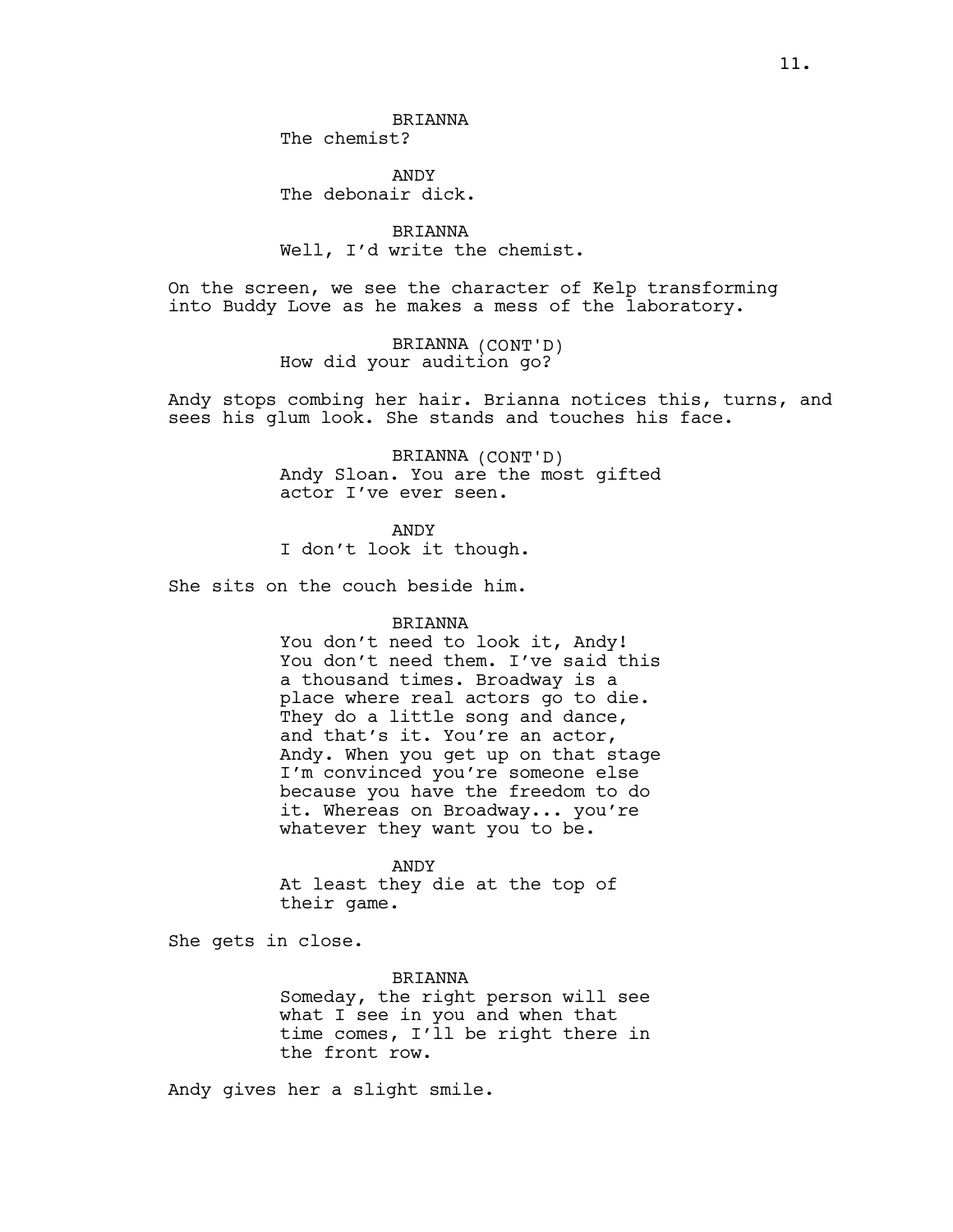BRIANNA
The chemist?

ANDY
The debonair dick.

BRIANNA
Well, I'd write the chemist.

On the screen, we see the character of Kelp transforming into Buddy Love as he makes a mess of the laboratory.

BRIANNA (CONT'D)
How did your audition go?

Andy stops combing her hair. Brianna notices this, turns, and sees his glum look. She stands and touches his face.

BRIANNA (CONT'D)
Andy Sloan. You are the most gifted actor I've ever seen.

ANDY
I don't look it though.

She sits on the couch beside him.

BRIANNA
You don't need to look it, Andy! You don't need them. I've said this a thousand times. Broadway is a place where real actors go to die. They do a little song and dance, and that's it. You're an actor, Andy. When you get up on that stage I'm convinced you're someone else because you have the freedom to do it. Whereas on Broadway... you're whatever they want you to be.

ANDY
At least they die at the top of their game.

She gets in close.

BRIANNA
Someday, the right person will see what I see in you and when that time comes, I'll be right there in the front row.

Andy gives her a slight smile.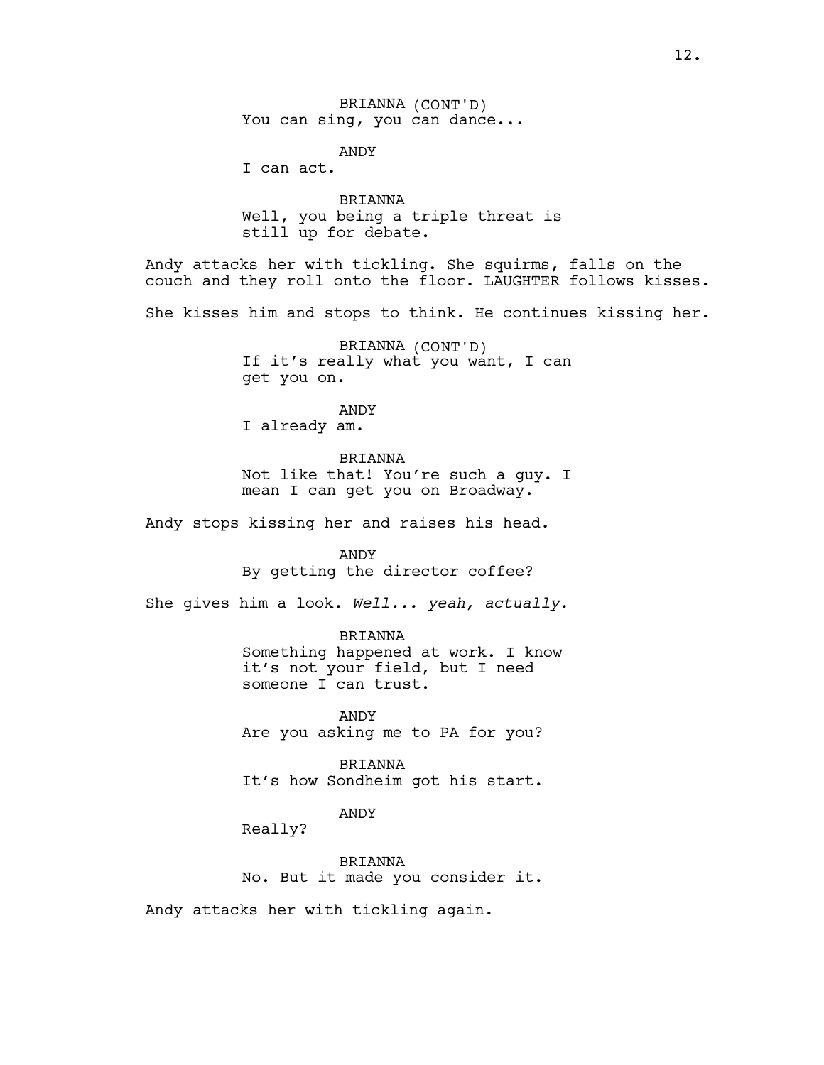BRIANNA (CONT'D)
You can sing, you can dance...

ANDY
I can act.

BRIANNA
Well, you being a triple threat is still up for debate.

Andy attacks her with tickling. She squirms, falls on the couch and they roll onto the floor. LAUGHTER follows kisses.

She kisses him and stops to think. He continues kissing her.

BRIANNA (CONT'D)
If it's really what you want, I can get you on.

ANDY
I already am.

BRIANNA
Not like that! You're such a guy. I mean I can get you on Broadway.

Andy stops kissing her and raises his head.

ANDY
By getting the director coffee?

She gives him a look. *Well... yeah, actually.*

BRIANNA
Something happened at work. I know it's not your field, but I need someone I can trust.

ANDY
Are you asking me to PA for you?

BRIANNA
It's how Sondheim got his start.

ANDY
Really?

BRIANNA
No. But it made you consider it.

Andy attacks her with tickling again.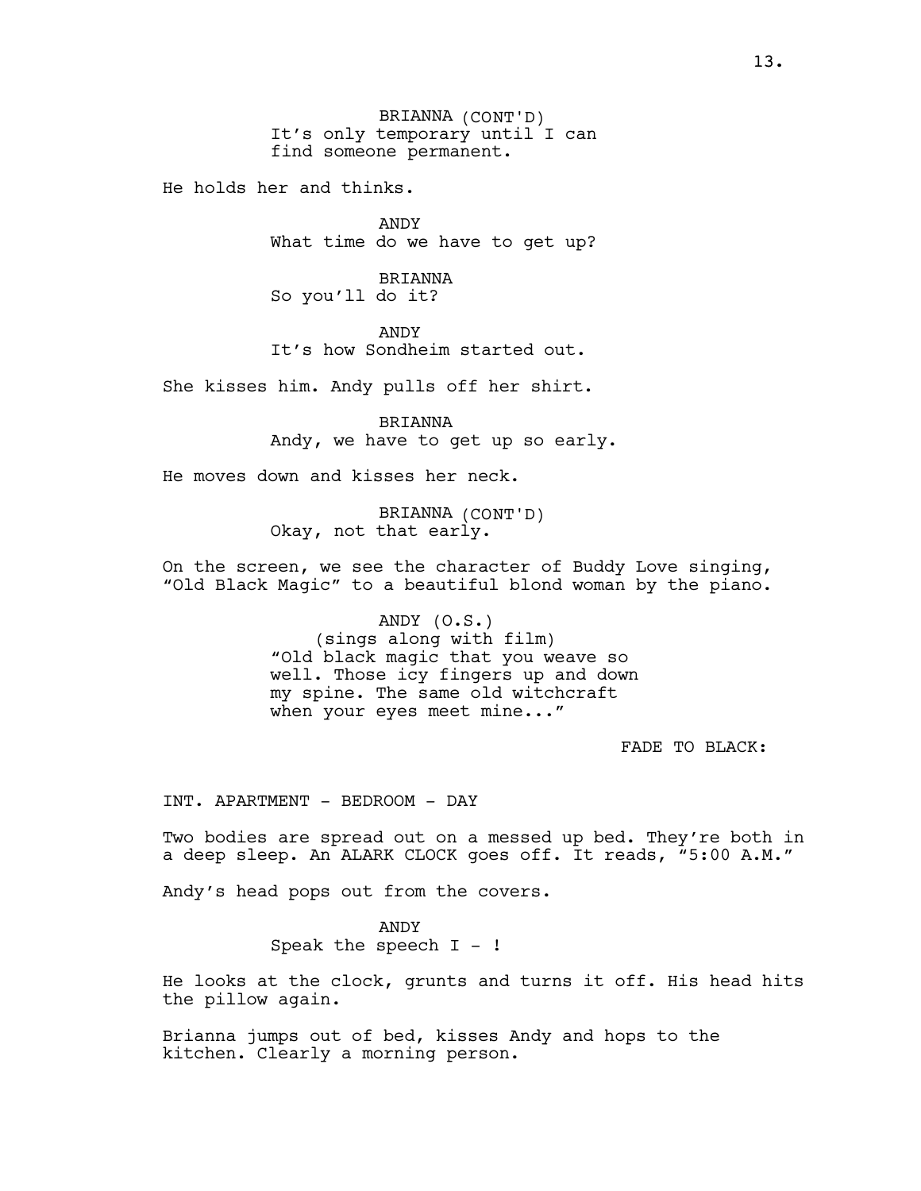BRIANNA (CONT'D)
It's only temporary until I can find someone permanent.

He holds her and thinks.

ANDY
What time do we have to get up?

BRIANNA
So you'll do it?

ANDY
It's how Sondheim started out.

She kisses him. Andy pulls off her shirt.

BRIANNA
Andy, we have to get up so early.

He moves down and kisses her neck.

BRIANNA (CONT'D)
Okay, not that early.

On the screen, we see the character of Buddy Love singing, "Old Black Magic" to a beautiful blond woman by the piano.

ANDY (O.S.)
(sings along with film)
"Old black magic that you weave so well. Those icy fingers up and down my spine. The same old witchcraft when your eyes meet mine..."

FADE TO BLACK:

INT. APARTMENT - BEDROOM - DAY

Two bodies are spread out on a messed up bed. They're both in a deep sleep. An ALARK CLOCK goes off. It reads, "5:00 A.M."

Andy's head pops out from the covers.

ANDY
Speak the speech I - !

He looks at the clock, grunts and turns it off. His head hits the pillow again.

Brianna jumps out of bed, kisses Andy and hops to the kitchen. Clearly a morning person.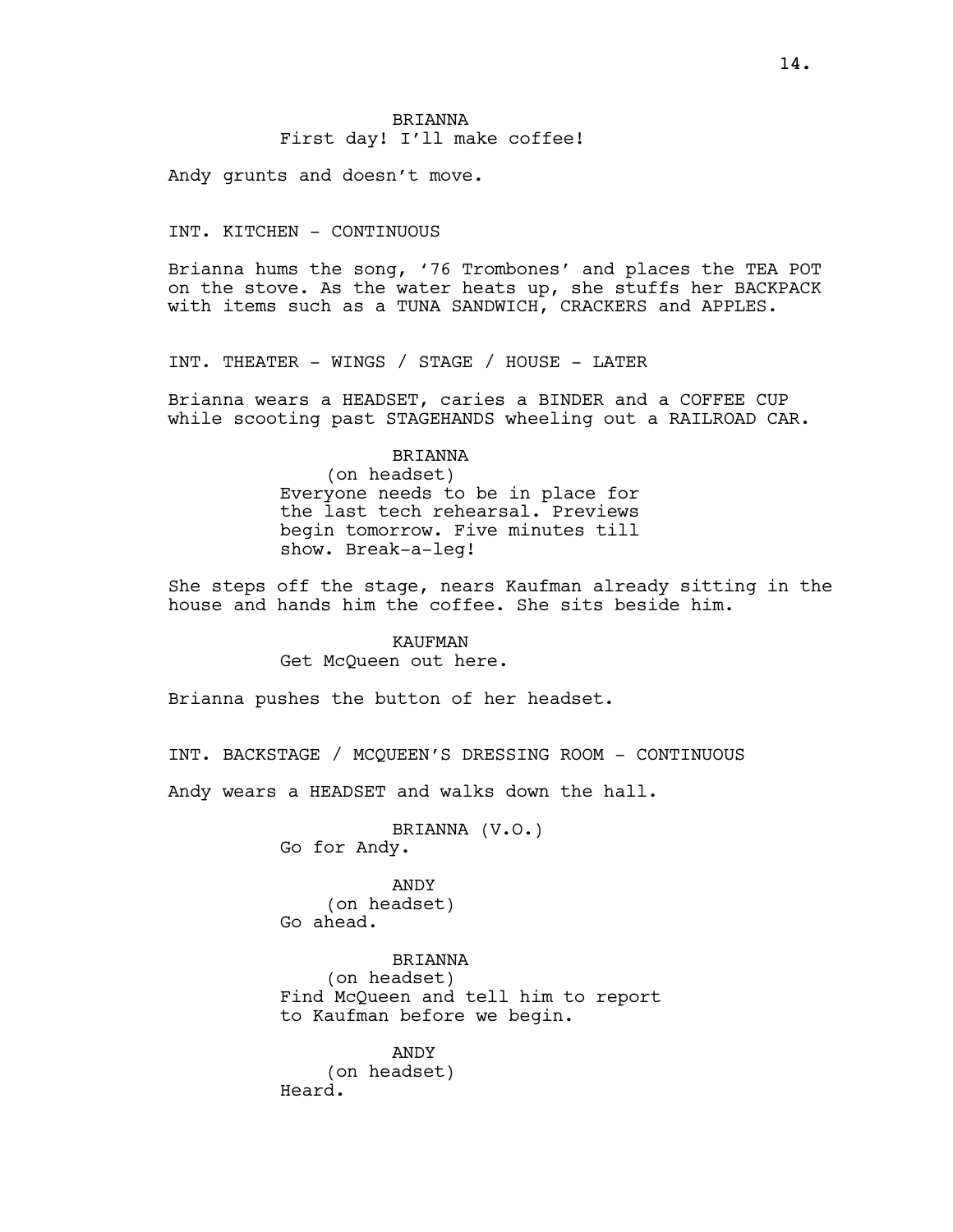BRIANNA
First day! I'll make coffee!

Andy grunts and doesn't move.

INT. KITCHEN - CONTINUOUS

Brianna hums the song, '76 Trombones' and places the TEA POT on the stove. As the water heats up, she stuffs her BACKPACK with items such as a TUNA SANDWICH, CRACKERS and APPLES.

INT. THEATER - WINGS / STAGE / HOUSE - LATER

Brianna wears a HEADSET, caries a BINDER and a COFFEE CUP while scooting past STAGEHANDS wheeling out a RAILROAD CAR.

BRIANNA
(on headset)
Everyone needs to be in place for the last tech rehearsal. Previews begin tomorrow. Five minutes till show. Break-a-leg!

She steps off the stage, nears Kaufman already sitting in the house and hands him the coffee. She sits beside him.

KAUFMAN
Get McQueen out here.

Brianna pushes the button of her headset.

INT. BACKSTAGE / MCQUEEN'S DRESSING ROOM - CONTINUOUS

Andy wears a HEADSET and walks down the hall.

BRIANNA (V.O.)
Go for Andy.

ANDY
(on headset)
Go ahead.

BRIANNA
(on headset)
Find McQueen and tell him to report to Kaufman before we begin.

ANDY
(on headset)
Heard.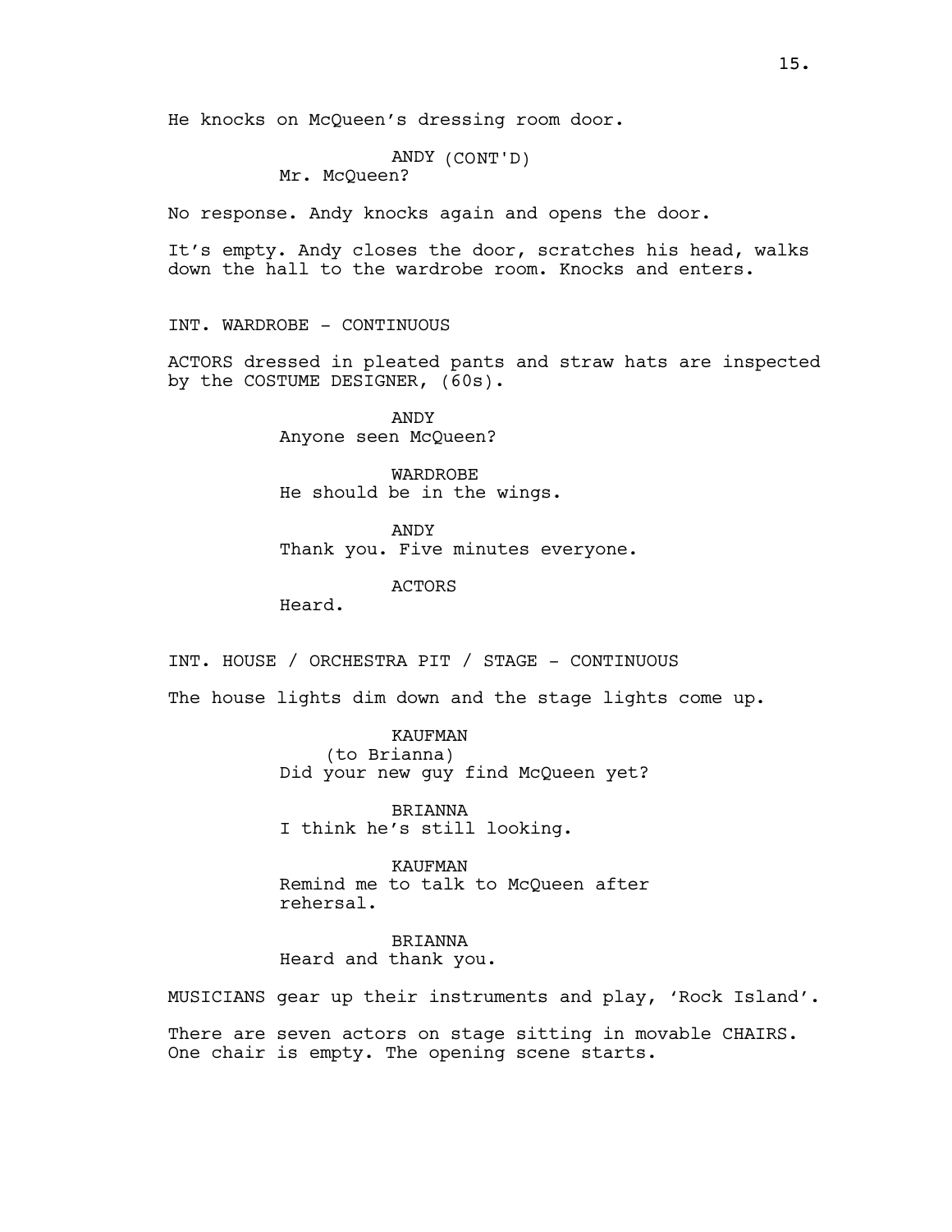He knocks on McQueen's dressing room door.

ANDY (CONT'D)
Mr. McQueen?

No response. Andy knocks again and opens the door.

It's empty. Andy closes the door, scratches his head, walks down the hall to the wardrobe room. Knocks and enters.

INT. WARDROBE - CONTINUOUS

ACTORS dressed in pleated pants and straw hats are inspected by the COSTUME DESIGNER, (60s).

ANDY
Anyone seen McQueen?

WARDROBE
He should be in the wings.

ANDY
Thank you. Five minutes everyone.

ACTORS
Heard.

INT. HOUSE / ORCHESTRA PIT / STAGE - CONTINUOUS

The house lights dim down and the stage lights come up.

KAUFMAN
(to Brianna)
Did your new guy find McQueen yet?

BRIANNA
I think he's still looking.

KAUFMAN
Remind me to talk to McQueen after rehersal.

BRIANNA
Heard and thank you.

MUSICIANS gear up their instruments and play, 'Rock Island'.

There are seven actors on stage sitting in movable CHAIRS. One chair is empty. The opening scene starts.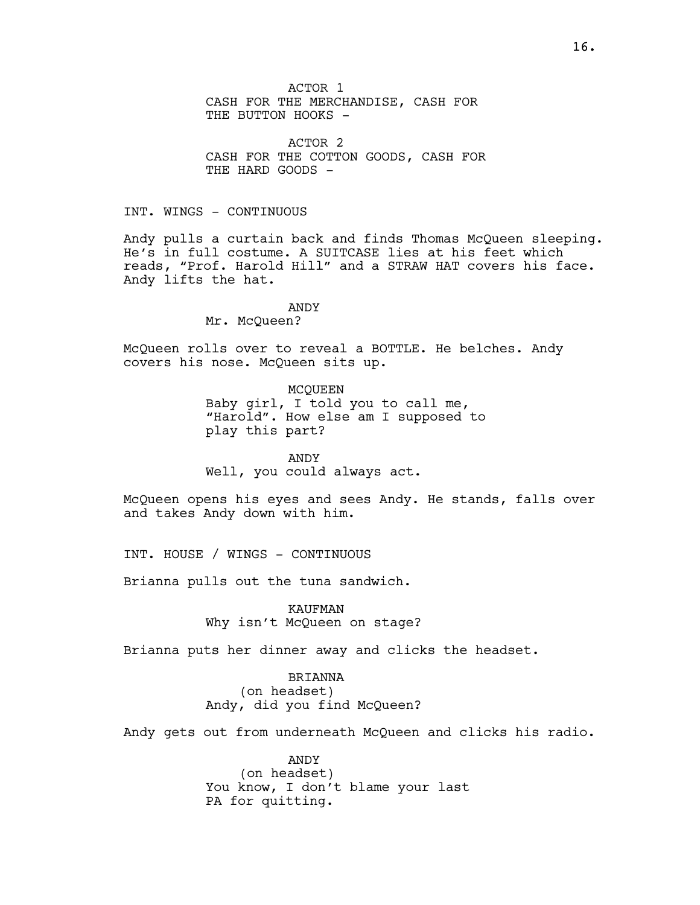ACTOR 1
CASH FOR THE MERCHANDISE, CASH FOR THE BUTTON HOOKS -

ACTOR 2
CASH FOR THE COTTON GOODS, CASH FOR THE HARD GOODS -

INT. WINGS - CONTINUOUS

Andy pulls a curtain back and finds Thomas McQueen sleeping. He's in full costume. A SUITCASE lies at his feet which reads, "Prof. Harold Hill" and a STRAW HAT covers his face. Andy lifts the hat.

ANDY
Mr. McQueen?

McQueen rolls over to reveal a BOTTLE. He belches. Andy covers his nose. McQueen sits up.

MCQUEEN
Baby girl, I told you to call me, "Harold". How else am I supposed to play this part?

ANDY
Well, you could always act.

McQueen opens his eyes and sees Andy. He stands, falls over and takes Andy down with him.

INT. HOUSE / WINGS - CONTINUOUS

Brianna pulls out the tuna sandwich.

KAUFMAN
Why isn't McQueen on stage?

Brianna puts her dinner away and clicks the headset.

BRIANNA
(on headset)
Andy, did you find McQueen?

Andy gets out from underneath McQueen and clicks his radio.

ANDY
(on headset)
You know, I don't blame your last PA for quitting.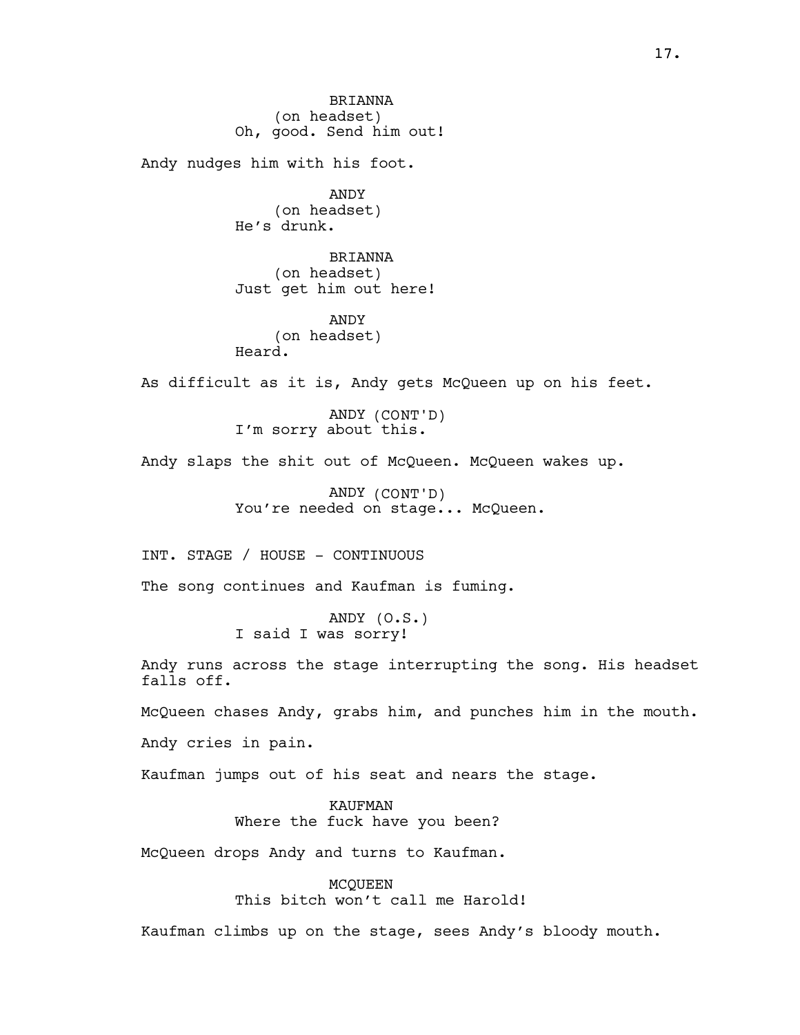BRIANNA
(on headset)
Oh, good. Send him out!

Andy nudges him with his foot.

ANDY
(on headset)
He's drunk.

BRIANNA
(on headset)
Just get him out here!

ANDY
(on headset)
Heard.

As difficult as it is, Andy gets McQueen up on his feet.

ANDY (CONT'D)
I'm sorry about this.

Andy slaps the shit out of McQueen. McQueen wakes up.

ANDY (CONT'D)
You're needed on stage... McQueen.

INT. STAGE / HOUSE - CONTINUOUS

The song continues and Kaufman is fuming.

ANDY (O.S.)
I said I was sorry!

Andy runs across the stage interrupting the song. His headset falls off.

McQueen chases Andy, grabs him, and punches him in the mouth.

Andy cries in pain.

Kaufman jumps out of his seat and nears the stage.

KAUFMAN
Where the fuck have you been?

McQueen drops Andy and turns to Kaufman.

MCQUEEN
This bitch won't call me Harold!

Kaufman climbs up on the stage, sees Andy's bloody mouth.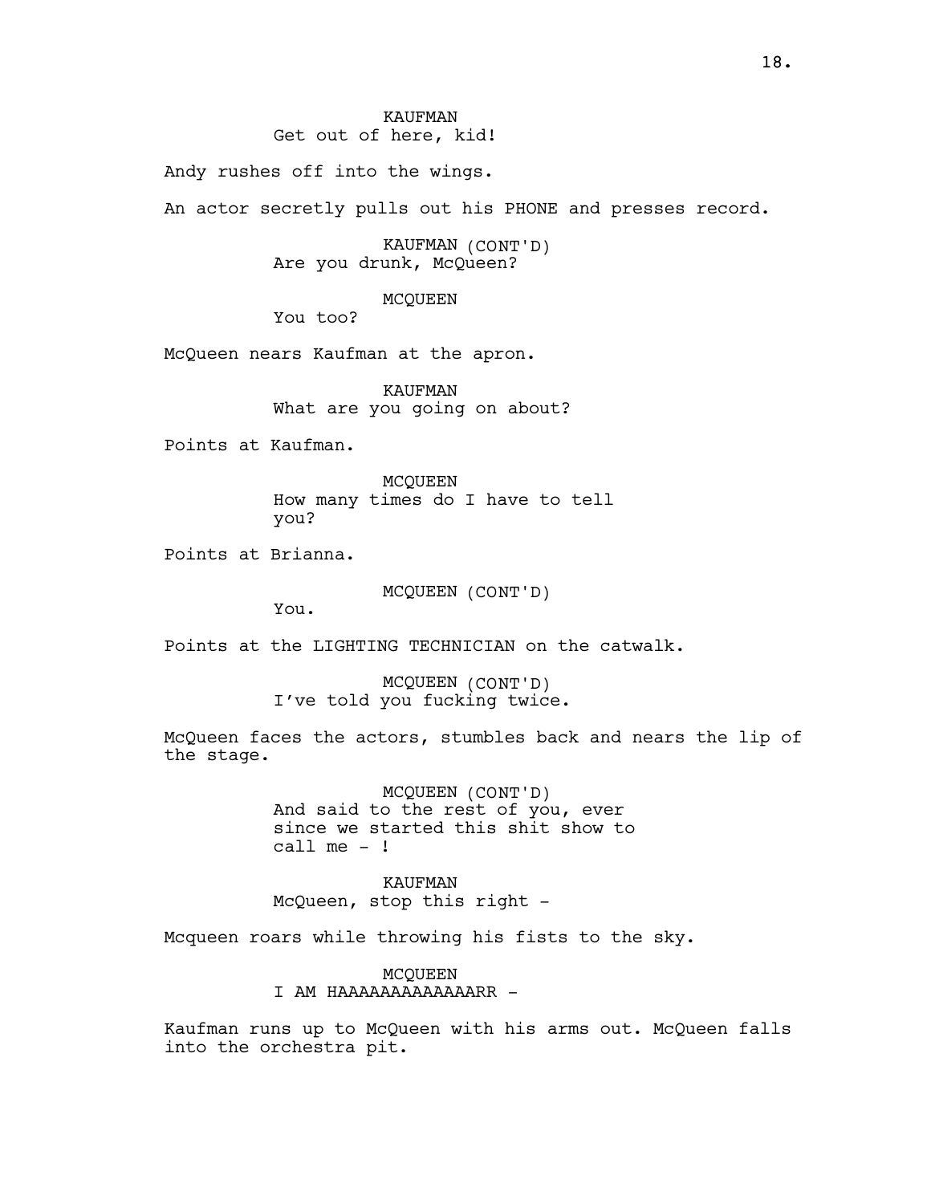KAUFMAN
Get out of here, kid!

Andy rushes off into the wings.

An actor secretly pulls out his PHONE and presses record.

KAUFMAN (CONT'D)
Are you drunk, McQueen?

MCQUEEN
You too?

McQueen nears Kaufman at the apron.

KAUFMAN
What are you going on about?

Points at Kaufman.

MCQUEEN
How many times do I have to tell you?

Points at Brianna.

MCQUEEN (CONT'D)
You.

Points at the LIGHTING TECHNICIAN on the catwalk.

MCQUEEN (CONT'D)
I've told you fucking twice.

McQueen faces the actors, stumbles back and nears the lip of the stage.

MCQUEEN (CONT'D)
And said to the rest of you, ever since we started this shit show to call me - !

KAUFMAN
McQueen, stop this right -

Mcqueen roars while throwing his fists to the sky.

MCQUEEN
I AM HAAAAAAAAAAAAARR -

Kaufman runs up to McQueen with his arms out. McQueen falls into the orchestra pit.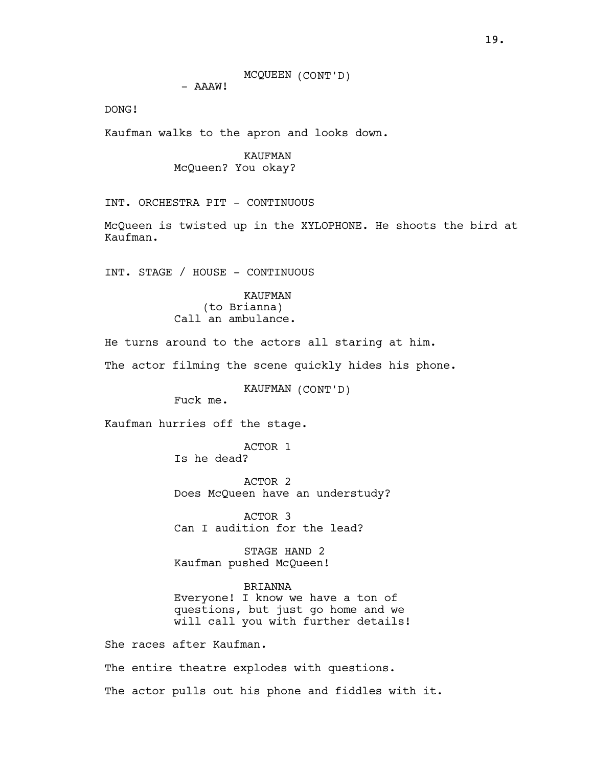MCQUEEN (CONT'D)
- AAAW!

DONG!

Kaufman walks to the apron and looks down.

KAUFMAN
McQueen? You okay?

INT. ORCHESTRA PIT - CONTINUOUS

McQueen is twisted up in the XYLOPHONE. He shoots the bird at Kaufman.

INT. STAGE / HOUSE - CONTINUOUS

KAUFMAN
(to Brianna)
Call an ambulance.

He turns around to the actors all staring at him.

The actor filming the scene quickly hides his phone.

KAUFMAN (CONT'D)
Fuck me.

Kaufman hurries off the stage.

ACTOR 1
Is he dead?

ACTOR 2
Does McQueen have an understudy?

ACTOR 3
Can I audition for the lead?

STAGE HAND 2
Kaufman pushed McQueen!

BRIANNA
Everyone! I know we have a ton of questions, but just go home and we will call you with further details!

She races after Kaufman.

The entire theatre explodes with questions.

The actor pulls out his phone and fiddles with it.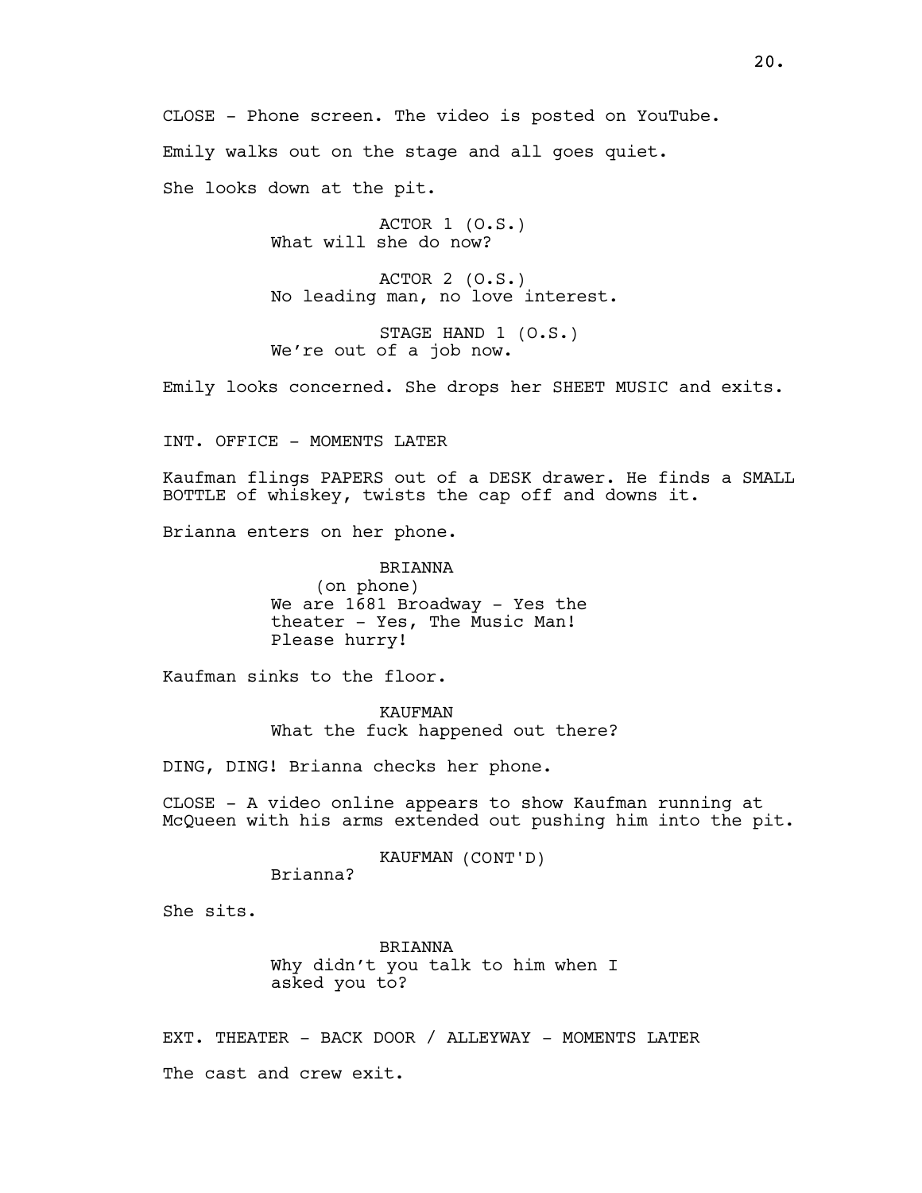CLOSE - Phone screen. The video is posted on YouTube.

Emily walks out on the stage and all goes quiet.

She looks down at the pit.

ACTOR 1 (O.S.)
What will she do now?

ACTOR 2 (O.S.)
No leading man, no love interest.

STAGE HAND 1 (O.S.)
We're out of a job now.

Emily looks concerned. She drops her SHEET MUSIC and exits.

INT. OFFICE - MOMENTS LATER

Kaufman flings PAPERS out of a DESK drawer. He finds a SMALL BOTTLE of whiskey, twists the cap off and downs it.

Brianna enters on her phone.

BRIANNA
(on phone)
We are 1681 Broadway - Yes the theater - Yes, The Music Man! Please hurry!

Kaufman sinks to the floor.

KAUFMAN
What the fuck happened out there?

DING, DING! Brianna checks her phone.

CLOSE - A video online appears to show Kaufman running at McQueen with his arms extended out pushing him into the pit.

KAUFMAN (CONT'D)
Brianna?

She sits.

BRIANNA
Why didn't you talk to him when I asked you to?

EXT. THEATER - BACK DOOR / ALLEYWAY - MOMENTS LATER

The cast and crew exit.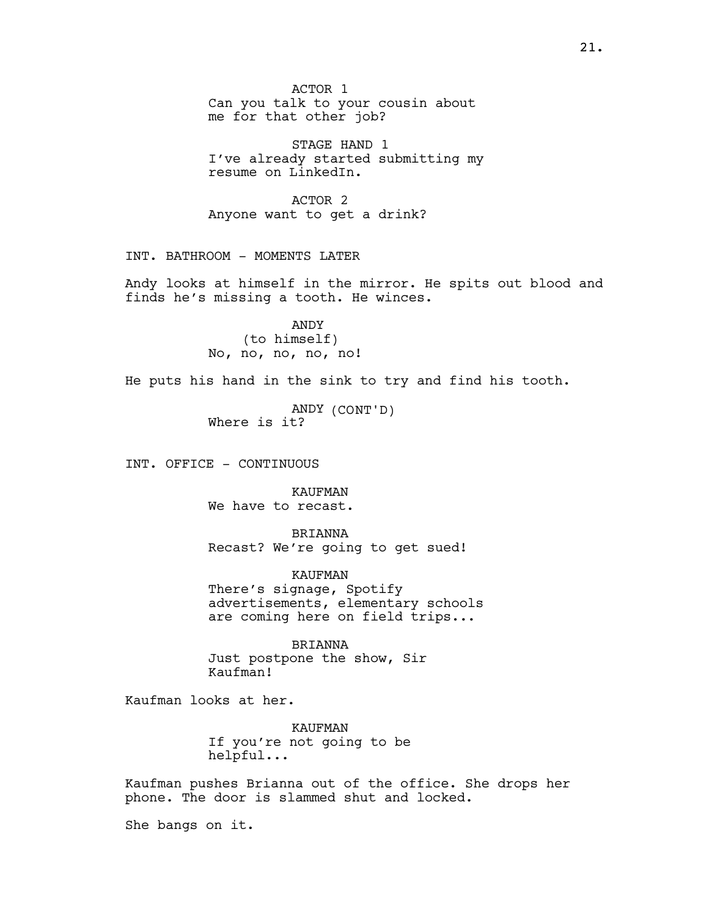ACTOR 1
Can you talk to your cousin about me for that other job?

STAGE HAND 1
I've already started submitting my resume on LinkedIn.

ACTOR 2
Anyone want to get a drink?

INT. BATHROOM - MOMENTS LATER

Andy looks at himself in the mirror. He spits out blood and finds he's missing a tooth. He winces.

ANDY
(to himself)
No, no, no, no, no!

He puts his hand in the sink to try and find his tooth.

ANDY (CONT'D)
Where is it?

INT. OFFICE - CONTINUOUS

KAUFMAN
We have to recast.

BRIANNA
Recast? We're going to get sued!

KAUFMAN
There's signage, Spotify advertisements, elementary schools are coming here on field trips...

BRIANNA
Just postpone the show, Sir Kaufman!

Kaufman looks at her.

KAUFMAN
If you're not going to be helpful...

Kaufman pushes Brianna out of the office. She drops her phone. The door is slammed shut and locked.

She bangs on it.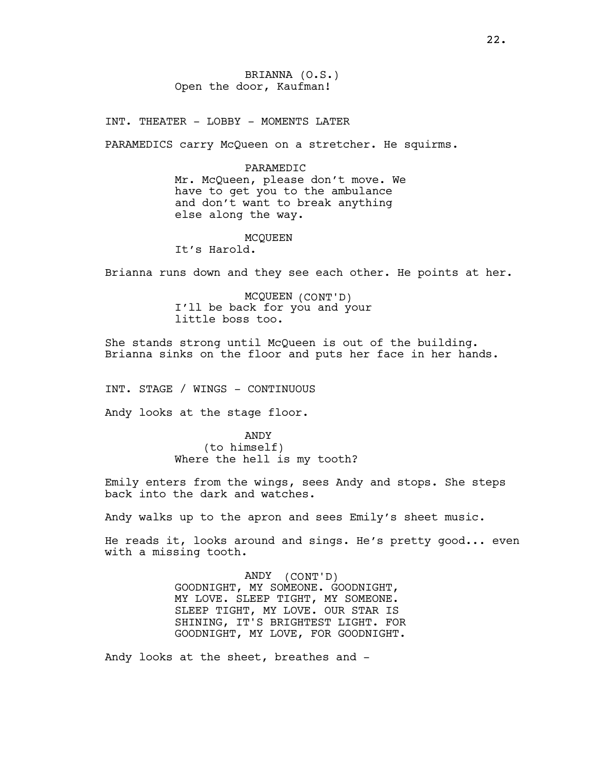BRIANNA (O.S.)
Open the door, Kaufman!

INT. THEATER - LOBBY - MOMENTS LATER

PARAMEDICS carry McQueen on a stretcher. He squirms.

PARAMEDIC
Mr. McQueen, please don't move. We have to get you to the ambulance and don't want to break anything else along the way.

MCQUEEN
It's Harold.

Brianna runs down and they see each other. He points at her.

MCQUEEN (CONT'D)
I'll be back for you and your little boss too.

She stands strong until McQueen is out of the building. Brianna sinks on the floor and puts her face in her hands.

INT. STAGE / WINGS - CONTINUOUS

Andy looks at the stage floor.

ANDY
(to himself)
Where the hell is my tooth?

Emily enters from the wings, sees Andy and stops. She steps back into the dark and watches.

Andy walks up to the apron and sees Emily's sheet music.

He reads it, looks around and sings. He's pretty good... even with a missing tooth.

ANDY (CONT'D)
GOODNIGHT, MY SOMEONE. GOODNIGHT, MY LOVE. SLEEP TIGHT, MY SOMEONE. SLEEP TIGHT, MY LOVE. OUR STAR IS SHINING, IT'S BRIGHTEST LIGHT. FOR GOODNIGHT, MY LOVE, FOR GOODNIGHT.

Andy looks at the sheet, breathes and -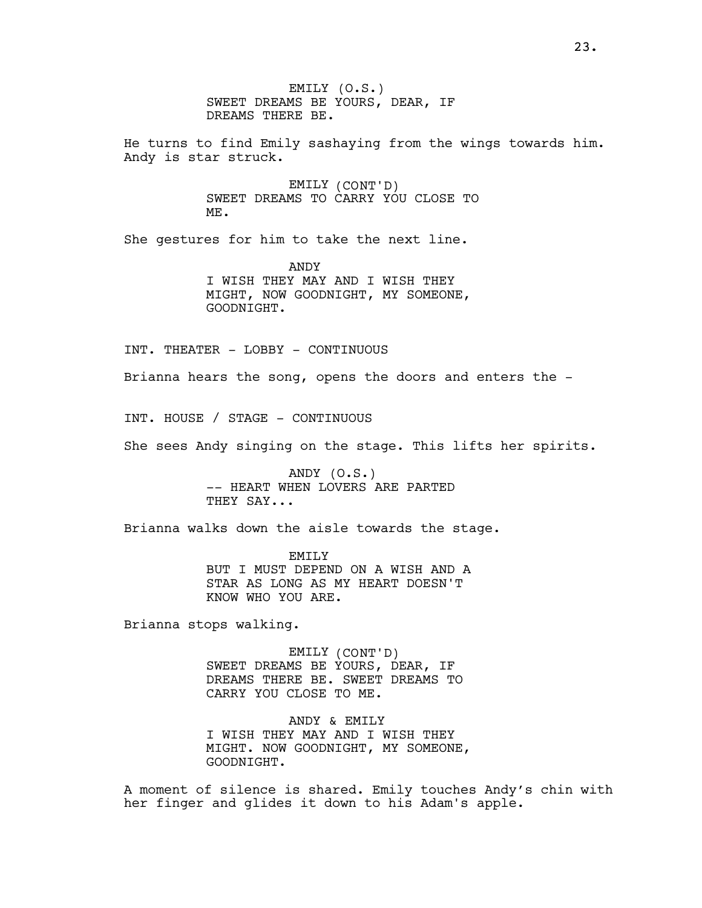EMILY (O.S.)
SWEET DREAMS BE YOURS, DEAR, IF DREAMS THERE BE.

He turns to find Emily sashaying from the wings towards him. Andy is star struck.

EMILY (CONT'D)
SWEET DREAMS TO CARRY YOU CLOSE TO ME.

She gestures for him to take the next line.

ANDY
I WISH THEY MAY AND I WISH THEY MIGHT, NOW GOODNIGHT, MY SOMEONE, GOODNIGHT.

INT. THEATER - LOBBY - CONTINUOUS

Brianna hears the song, opens the doors and enters the -

INT. HOUSE / STAGE - CONTINUOUS

She sees Andy singing on the stage. This lifts her spirits.

ANDY (O.S.)
-- HEART WHEN LOVERS ARE PARTED THEY SAY...

Brianna walks down the aisle towards the stage.

EMILY
BUT I MUST DEPEND ON A WISH AND A STAR AS LONG AS MY HEART DOESN'T KNOW WHO YOU ARE.

Brianna stops walking.

EMILY (CONT'D)
SWEET DREAMS BE YOURS, DEAR, IF DREAMS THERE BE. SWEET DREAMS TO CARRY YOU CLOSE TO ME.

ANDY & EMILY
I WISH THEY MAY AND I WISH THEY MIGHT. NOW GOODNIGHT, MY SOMEONE, GOODNIGHT.

A moment of silence is shared. Emily touches Andy's chin with her finger and glides it down to his Adam's apple.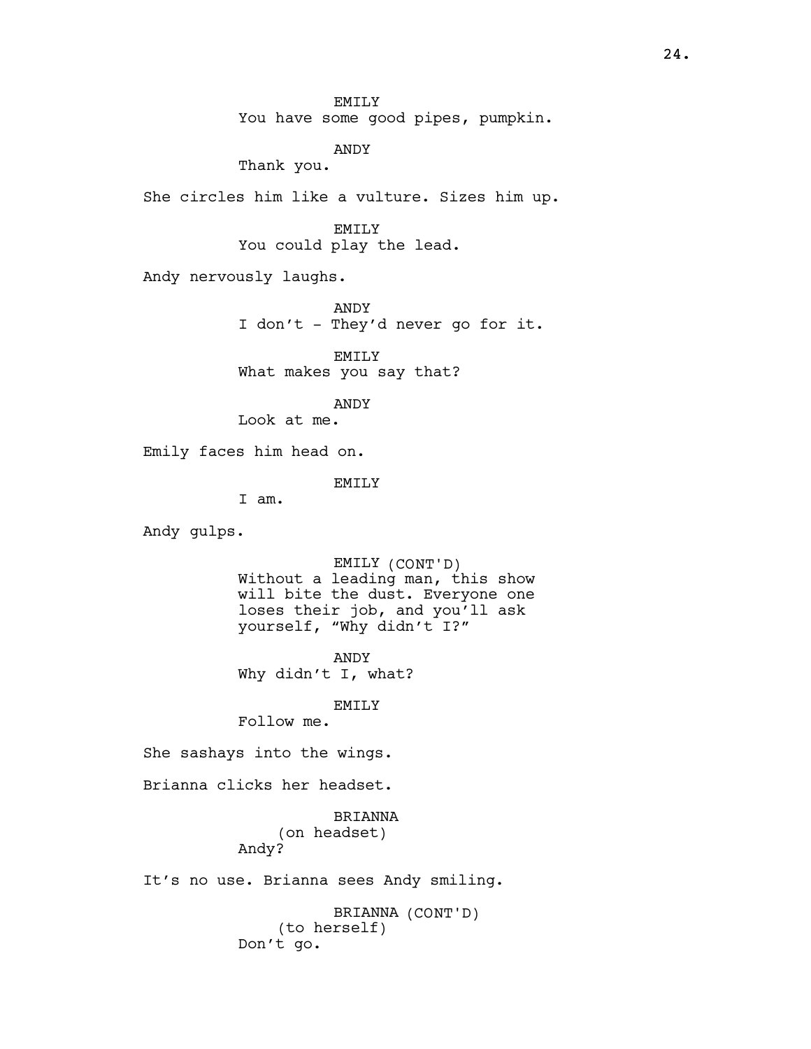EMILY
You have some good pipes, pumpkin.

ANDY
Thank you.

She circles him like a vulture. Sizes him up.

EMILY
You could play the lead.

Andy nervously laughs.

ANDY
I don't - They'd never go for it.

EMILY
What makes you say that?

ANDY
Look at me.

Emily faces him head on.

EMILY
I am.

Andy gulps.

EMILY (CONT'D)
Without a leading man, this show will bite the dust. Everyone one loses their job, and you'll ask yourself, "Why didn't I?"

ANDY
Why didn't I, what?

EMILY
Follow me.

She sashays into the wings.

Brianna clicks her headset.

BRIANNA
(on headset)
Andy?

It's no use. Brianna sees Andy smiling.

BRIANNA (CONT'D)
(to herself)
Don't go.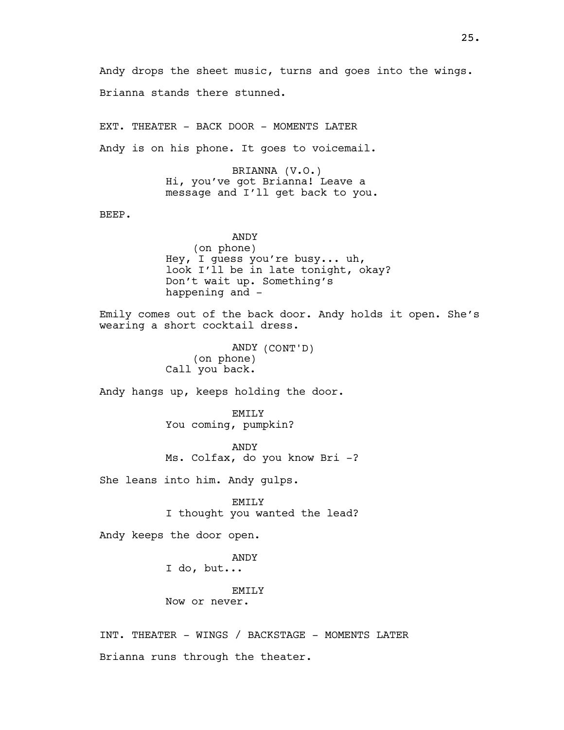Andy drops the sheet music, turns and goes into the wings.

Brianna stands there stunned.

EXT. THEATER - BACK DOOR - MOMENTS LATER

Andy is on his phone. It goes to voicemail.

BRIANNA (V.O.)
Hi, you've got Brianna! Leave a message and I'll get back to you.

BEEP.

ANDY
(on phone)
Hey, I guess you're busy... uh, look I'll be in late tonight, okay? Don't wait up. Something's happening and -

Emily comes out of the back door. Andy holds it open. She's wearing a short cocktail dress.

ANDY (CONT'D)
(on phone)
Call you back.

Andy hangs up, keeps holding the door.

EMILY
You coming, pumpkin?

ANDY
Ms. Colfax, do you know Bri -?

She leans into him. Andy gulps.

EMILY
I thought you wanted the lead?

Andy keeps the door open.

ANDY
I do, but...

EMILY
Now or never.

INT. THEATER - WINGS / BACKSTAGE - MOMENTS LATER

Brianna runs through the theater.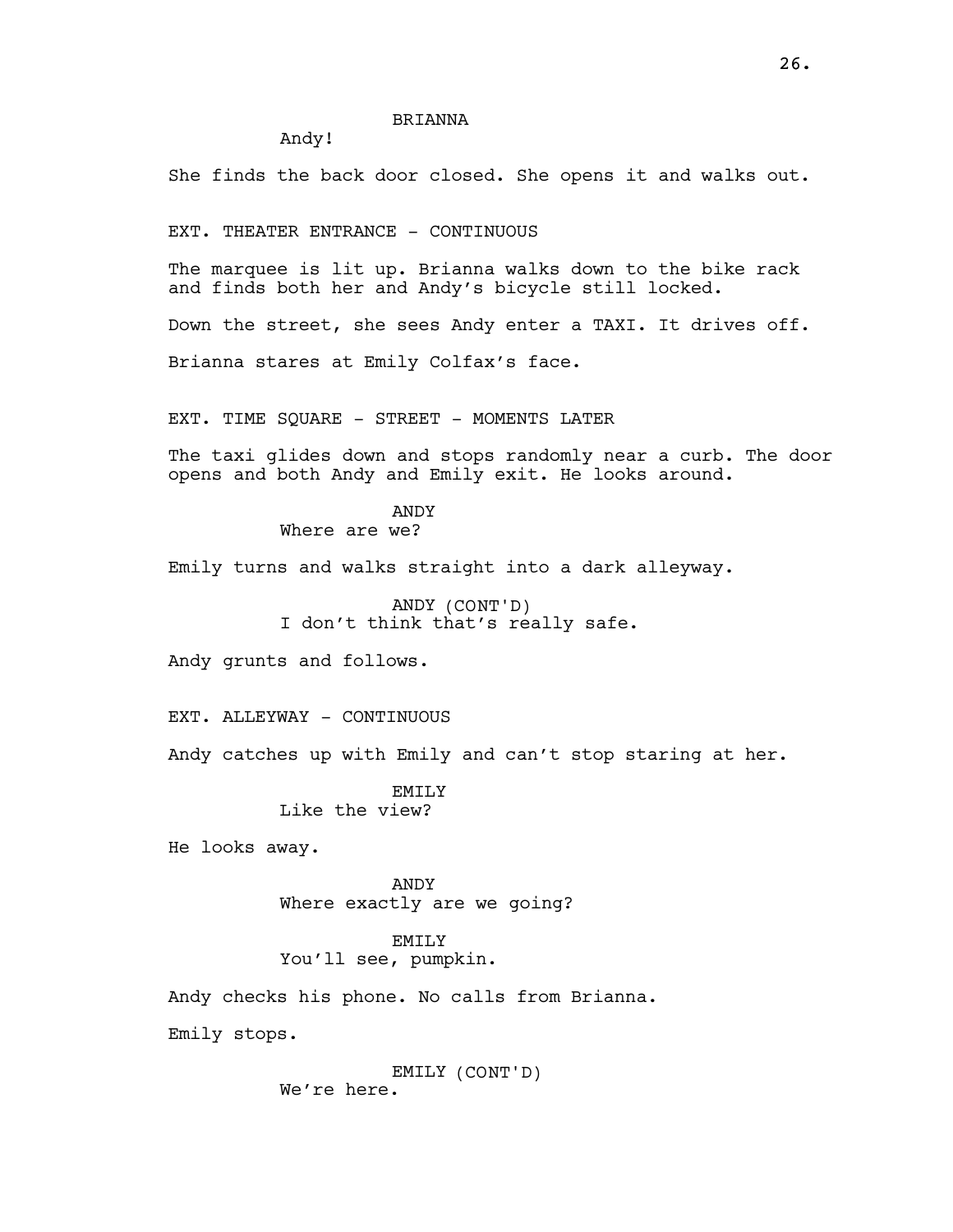BRIANNA

Andy!

She finds the back door closed. She opens it and walks out.

EXT. THEATER ENTRANCE - CONTINUOUS

The marquee is lit up. Brianna walks down to the bike rack and finds both her and Andy's bicycle still locked.

Down the street, she sees Andy enter a TAXI. It drives off.

Brianna stares at Emily Colfax's face.

EXT. TIME SQUARE - STREET - MOMENTS LATER

The taxi glides down and stops randomly near a curb. The door opens and both Andy and Emily exit. He looks around.

ANDY

Where are we?

Emily turns and walks straight into a dark alleyway.

ANDY (CONT'D)

I don't think that's really safe.

Andy grunts and follows.

EXT. ALLEYWAY - CONTINUOUS

Andy catches up with Emily and can't stop staring at her.

EMILY

Like the view?

He looks away.

ANDY

Where exactly are we going?

EMILY

You'll see, pumpkin.

Andy checks his phone. No calls from Brianna.

Emily stops.

EMILY (CONT'D)

We're here.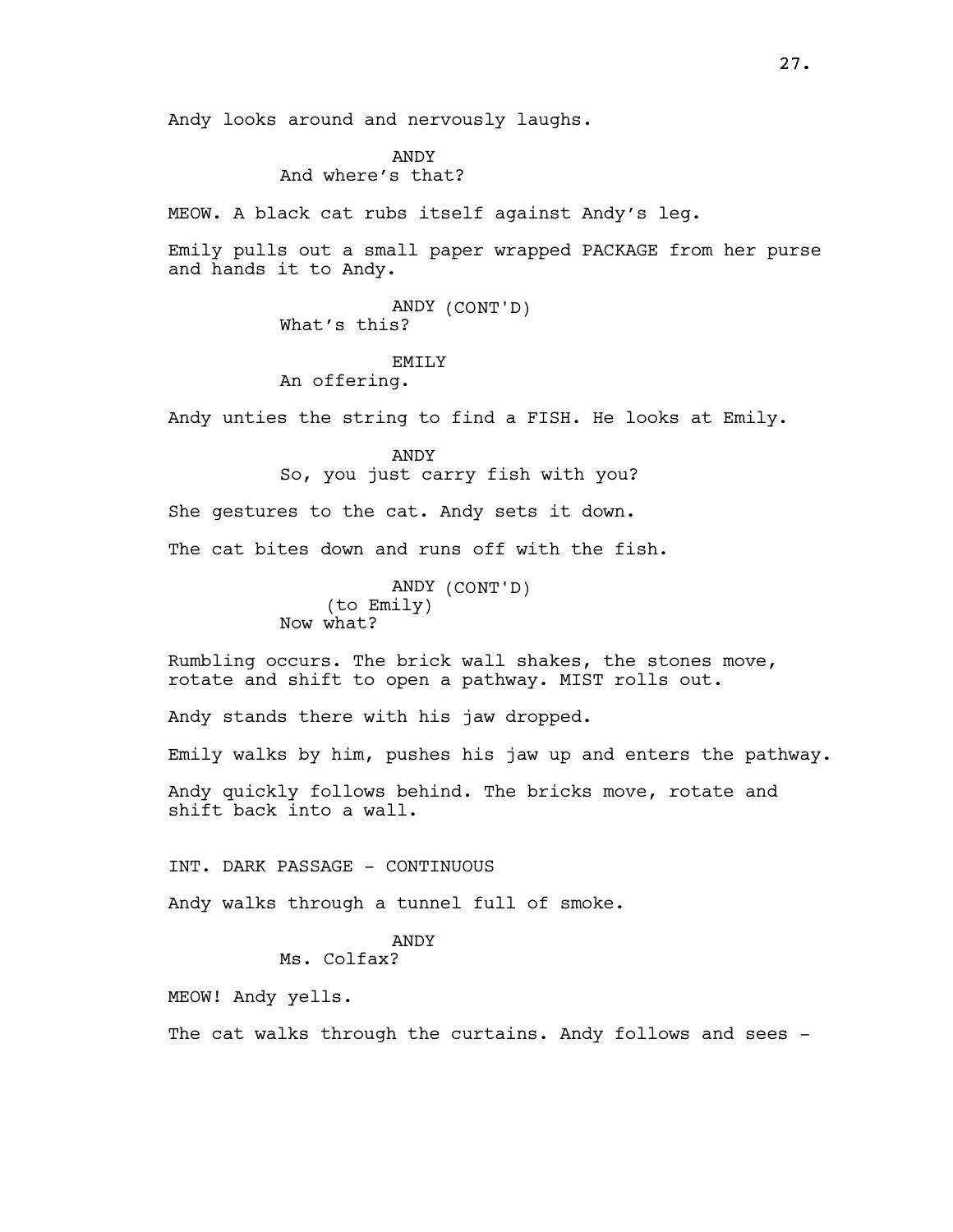Andy looks around and nervously laughs.

ANDY
And where's that?

MEOW. A black cat rubs itself against Andy's leg.

Emily pulls out a small paper wrapped PACKAGE from her purse and hands it to Andy.

ANDY (CONT'D)
What's this?

EMILY
An offering.

Andy unties the string to find a FISH. He looks at Emily.

ANDY
So, you just carry fish with you?

She gestures to the cat. Andy sets it down.

The cat bites down and runs off with the fish.

ANDY (CONT'D)
(to Emily)
Now what?

Rumbling occurs. The brick wall shakes, the stones move, rotate and shift to open a pathway. MIST rolls out.

Andy stands there with his jaw dropped.

Emily walks by him, pushes his jaw up and enters the pathway.

Andy quickly follows behind. The bricks move, rotate and shift back into a wall.

INT. DARK PASSAGE - CONTINUOUS

Andy walks through a tunnel full of smoke.

ANDY
Ms. Colfax?

MEOW! Andy yells.

The cat walks through the curtains. Andy follows and sees -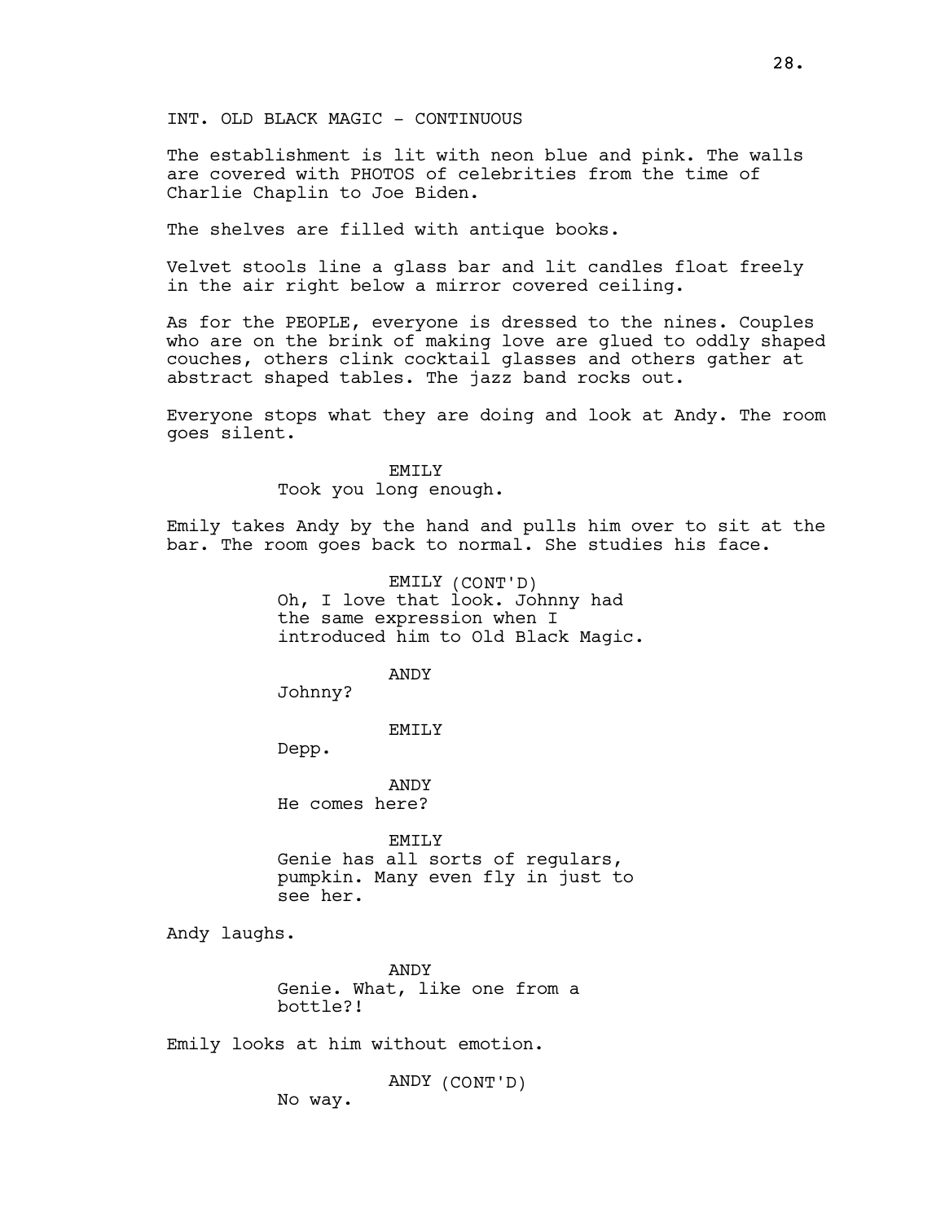INT. OLD BLACK MAGIC - CONTINUOUS

The establishment is lit with neon blue and pink. The walls are covered with PHOTOS of celebrities from the time of Charlie Chaplin to Joe Biden.

The shelves are filled with antique books.

Velvet stools line a glass bar and lit candles float freely in the air right below a mirror covered ceiling.

As for the PEOPLE, everyone is dressed to the nines. Couples who are on the brink of making love are glued to oddly shaped couches, others clink cocktail glasses and others gather at abstract shaped tables. The jazz band rocks out.

Everyone stops what they are doing and look at Andy. The room goes silent.

EMILY
Took you long enough.

Emily takes Andy by the hand and pulls him over to sit at the bar. The room goes back to normal. She studies his face.

EMILY (CONT'D)
Oh, I love that look. Johnny had the same expression when I introduced him to Old Black Magic.

ANDY
Johnny?

EMILY
Depp.

ANDY
He comes here?

EMILY
Genie has all sorts of regulars, pumpkin. Many even fly in just to see her.

Andy laughs.

ANDY
Genie. What, like one from a bottle?!

Emily looks at him without emotion.

ANDY (CONT'D)
No way.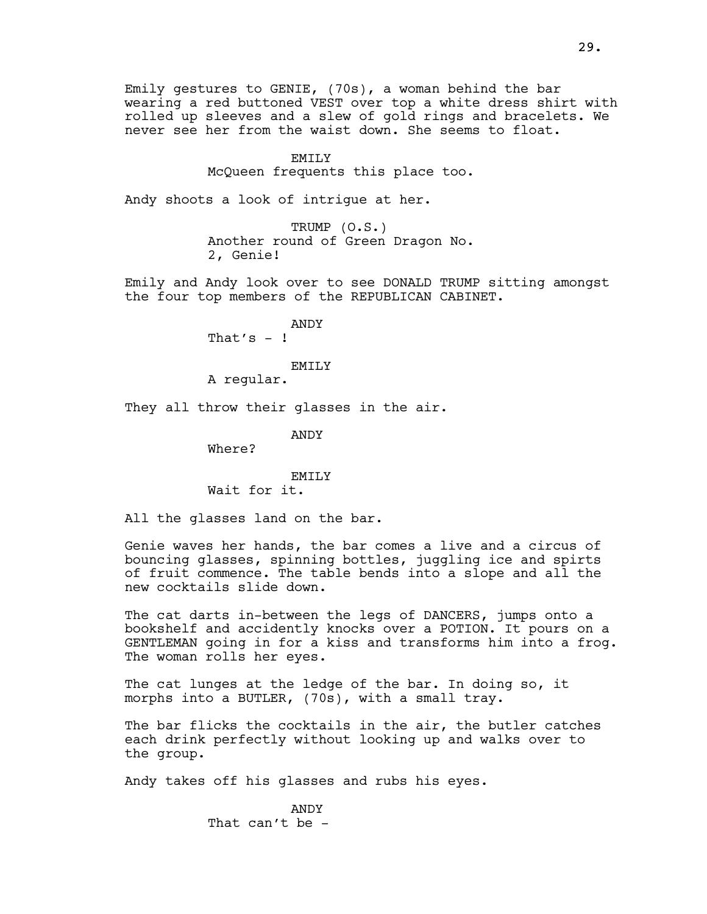Emily gestures to GENIE, (70s), a woman behind the bar wearing a red buttoned VEST over top a white dress shirt with rolled up sleeves and a slew of gold rings and bracelets. We never see her from the waist down. She seems to float.

EMILY
McQueen frequents this place too.

Andy shoots a look of intrigue at her.

TRUMP (O.S.)
Another round of Green Dragon No. 2, Genie!

Emily and Andy look over to see DONALD TRUMP sitting amongst the four top members of the REPUBLICAN CABINET.

ANDY
That's - !

EMILY
A regular.

They all throw their glasses in the air.

ANDY
Where?

EMILY
Wait for it.

All the glasses land on the bar.

Genie waves her hands, the bar comes a live and a circus of bouncing glasses, spinning bottles, juggling ice and spirts of fruit commence. The table bends into a slope and all the new cocktails slide down.

The cat darts in-between the legs of DANCERS, jumps onto a bookshelf and accidently knocks over a POTION. It pours on a GENTLEMAN going in for a kiss and transforms him into a frog. The woman rolls her eyes.

The cat lunges at the ledge of the bar. In doing so, it morphs into a BUTLER, (70s), with a small tray.

The bar flicks the cocktails in the air, the butler catches each drink perfectly without looking up and walks over to the group.

Andy takes off his glasses and rubs his eyes.

ANDY
That can't be -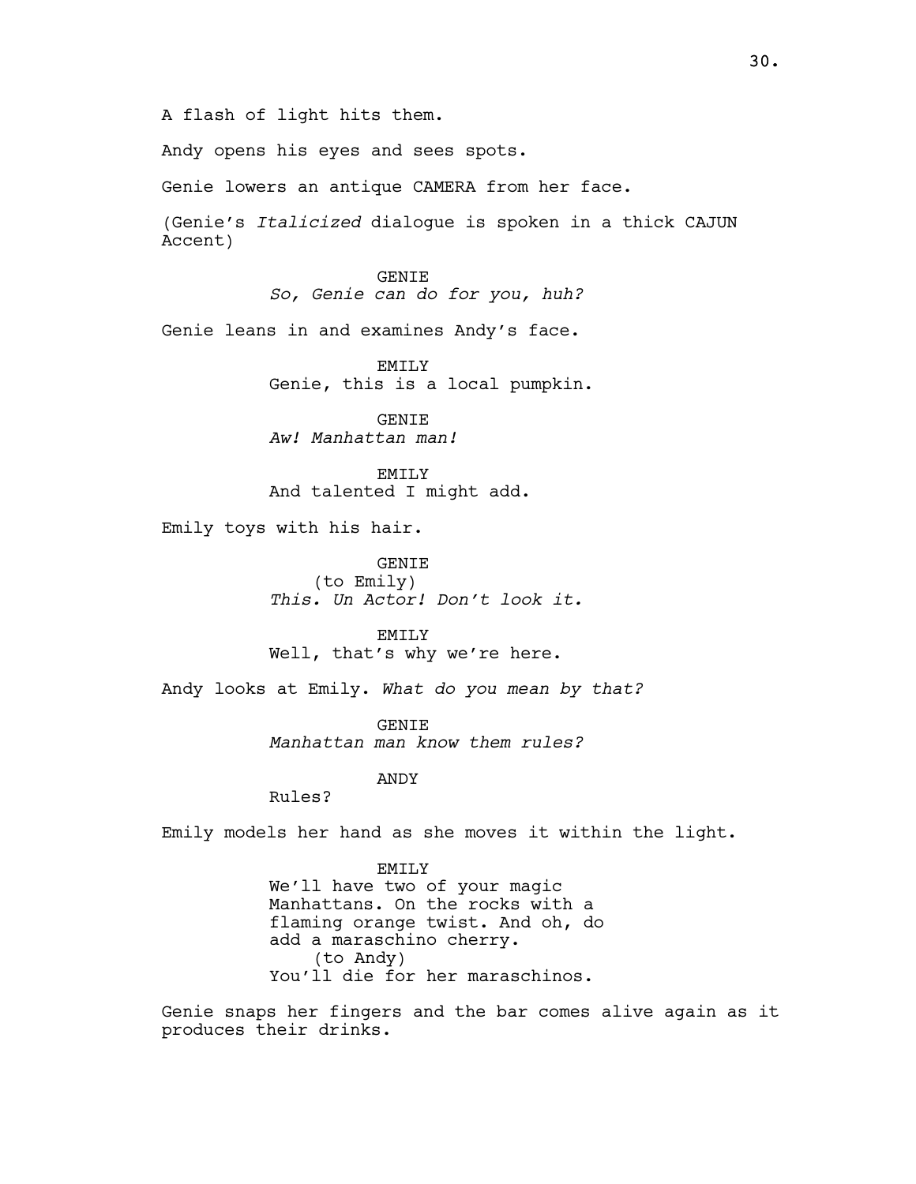A flash of light hits them.

Andy opens his eyes and sees spots.

Genie lowers an antique CAMERA from her face.

(Genie's *Italicized* dialogue is spoken in a thick CAJUN Accent)

GENIE
*So, Genie can do for you, huh?*

Genie leans in and examines Andy's face.

EMILY
Genie, this is a local pumpkin.

GENIE
*Aw! Manhattan man!*

EMILY
And talented I might add.

Emily toys with his hair.

GENIE
(to Emily)
*This. Un Actor! Don't look it.*

EMILY
Well, that's why we're here.

Andy looks at Emily. *What do you mean by that?*

GENIE
*Manhattan man know them rules?*

ANDY
Rules?

Emily models her hand as she moves it within the light.

EMILY
We'll have two of your magic Manhattans. On the rocks with a flaming orange twist. And oh, do add a maraschino cherry.
(to Andy)
You'll die for her maraschinos.

Genie snaps her fingers and the bar comes alive again as it produces their drinks.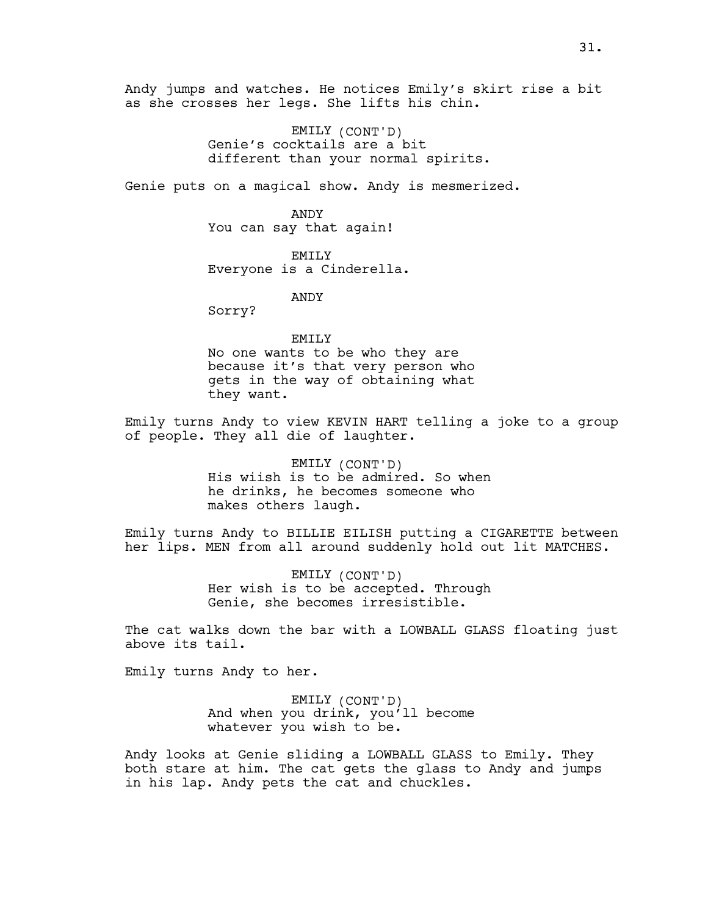Andy jumps and watches. He notices Emily's skirt rise a bit as she crosses her legs. She lifts his chin.

EMILY (CONT'D)
Genie's cocktails are a bit different than your normal spirits.

Genie puts on a magical show. Andy is mesmerized.

ANDY
You can say that again!

EMILY
Everyone is a Cinderella.

ANDY
Sorry?

EMILY
No one wants to be who they are because it's that very person who gets in the way of obtaining what they want.

Emily turns Andy to view KEVIN HART telling a joke to a group of people. They all die of laughter.

EMILY (CONT'D)
His wiish is to be admired. So when he drinks, he becomes someone who makes others laugh.

Emily turns Andy to BILLIE EILISH putting a CIGARETTE between her lips. MEN from all around suddenly hold out lit MATCHES.

EMILY (CONT'D)
Her wish is to be accepted. Through Genie, she becomes irresistible.

The cat walks down the bar with a LOWBALL GLASS floating just above its tail.

Emily turns Andy to her.

EMILY (CONT'D)
And when you drink, you'll become whatever you wish to be.

Andy looks at Genie sliding a LOWBALL GLASS to Emily. They both stare at him. The cat gets the glass to Andy and jumps in his lap. Andy pets the cat and chuckles.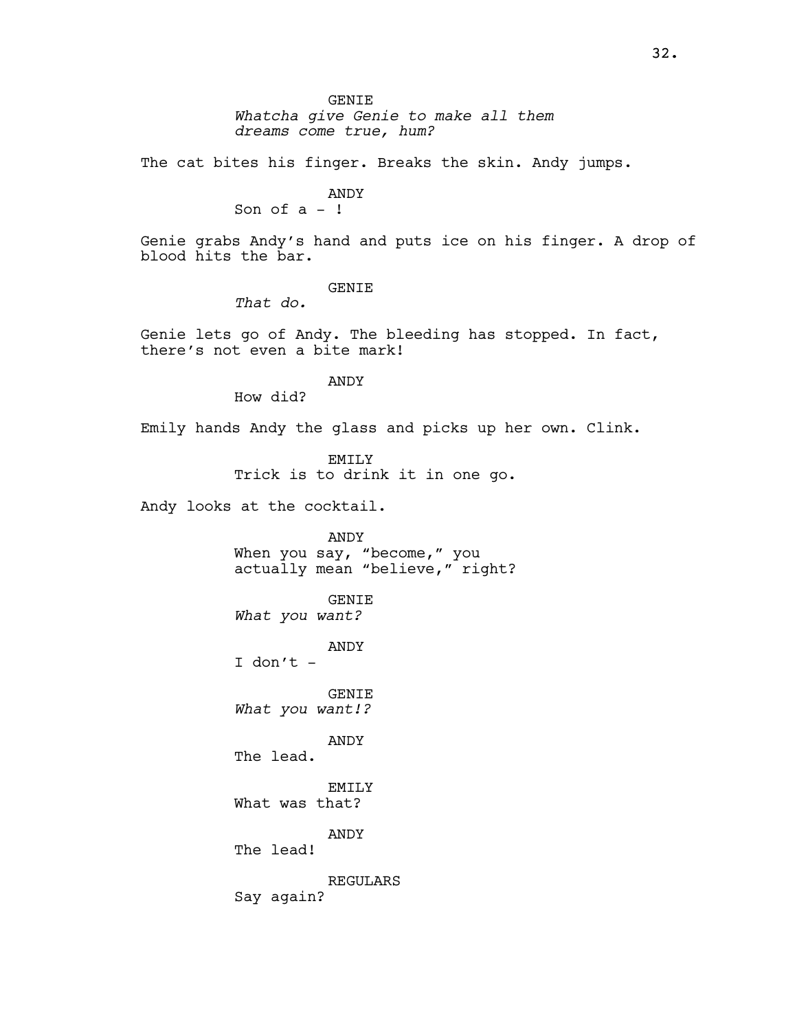GENIE

*Whatcha give Genie to make all them dreams come true, hum?*

The cat bites his finger. Breaks the skin. Andy jumps.

ANDY

Son of a - !

Genie grabs Andy's hand and puts ice on his finger. A drop of blood hits the bar.

GENIE

*That do.*

Genie lets go of Andy. The bleeding has stopped. In fact, there's not even a bite mark!

ANDY

How did?

Emily hands Andy the glass and picks up her own. Clink.

EMILY

Trick is to drink it in one go.

Andy looks at the cocktail.

ANDY

When you say, "become," you actually mean "believe," right?

GENIE

*What you want?*

ANDY

I don't -

GENIE

*What you want!?*

ANDY

The lead.

EMILY

What was that?

ANDY

The lead!

REGULARS

Say again?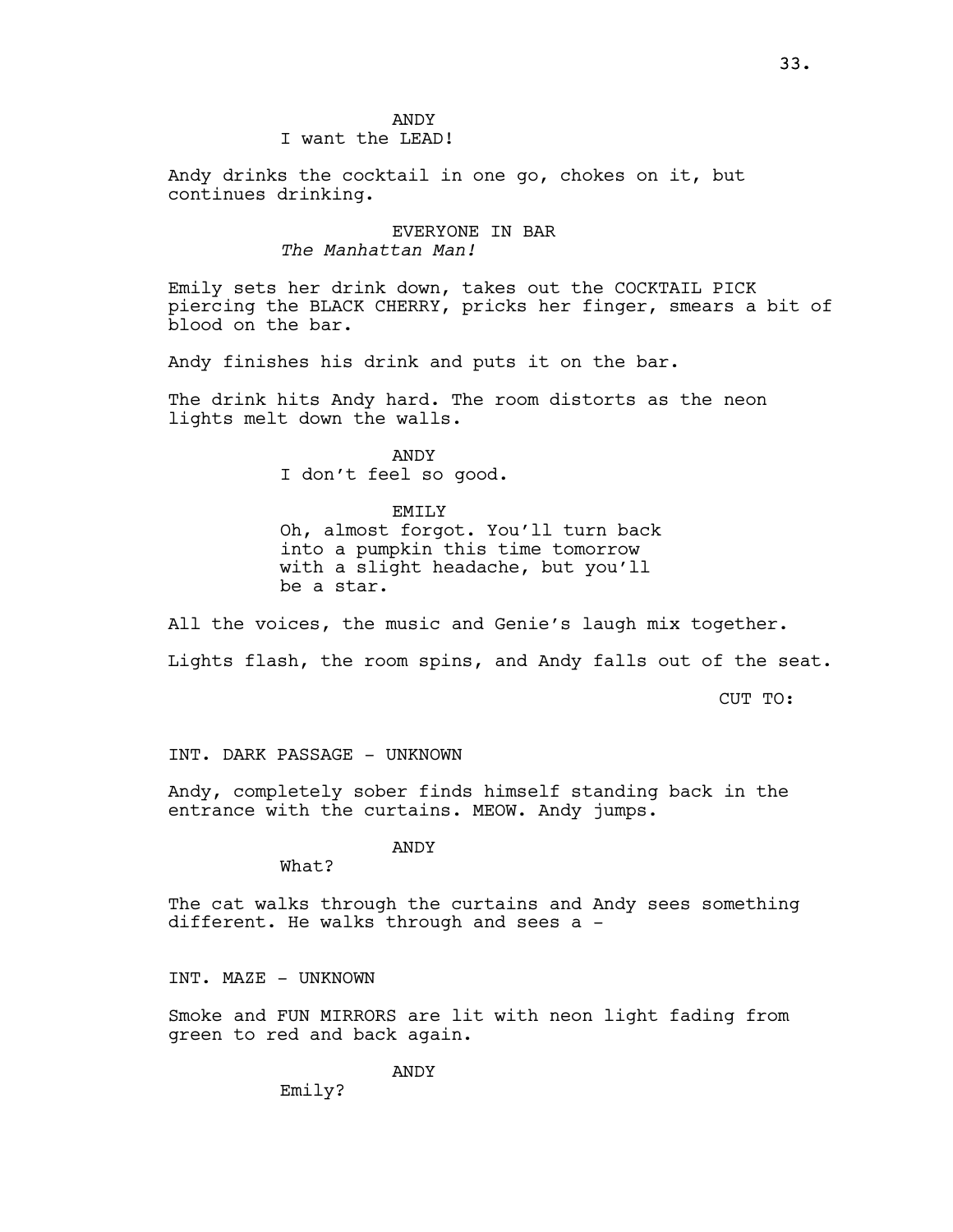ANDY
I want the LEAD!

Andy drinks the cocktail in one go, chokes on it, but continues drinking.

EVERYONE IN BAR
*The Manhattan Man!*

Emily sets her drink down, takes out the COCKTAIL PICK piercing the BLACK CHERRY, pricks her finger, smears a bit of blood on the bar.

Andy finishes his drink and puts it on the bar.

The drink hits Andy hard. The room distorts as the neon lights melt down the walls.

ANDY
I don't feel so good.

EMILY
Oh, almost forgot. You'll turn back into a pumpkin this time tomorrow with a slight headache, but you'll be a star.

All the voices, the music and Genie's laugh mix together.

Lights flash, the room spins, and Andy falls out of the seat.

CUT TO:

INT. DARK PASSAGE - UNKNOWN

Andy, completely sober finds himself standing back in the entrance with the curtains. MEOW. Andy jumps.

ANDY
What?

The cat walks through the curtains and Andy sees something different. He walks through and sees a -

INT. MAZE - UNKNOWN

Smoke and FUN MIRRORS are lit with neon light fading from green to red and back again.

ANDY
Emily?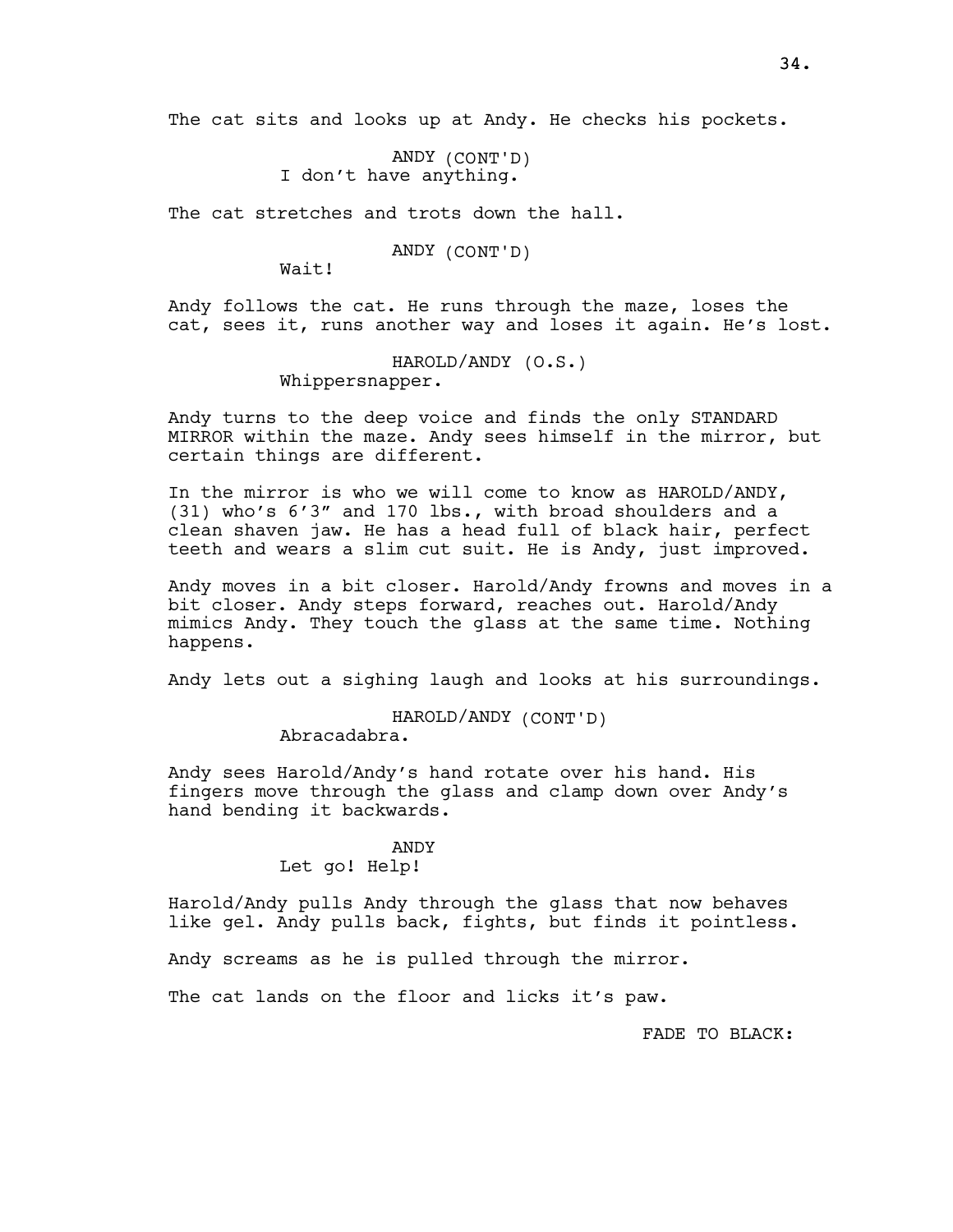The cat sits and looks up at Andy. He checks his pockets.

ANDY (CONT'D)
I don't have anything.

The cat stretches and trots down the hall.

ANDY (CONT'D)
Wait!

Andy follows the cat. He runs through the maze, loses the cat, sees it, runs another way and loses it again. He's lost.

HAROLD/ANDY (O.S.)
Whippersnapper.

Andy turns to the deep voice and finds the only STANDARD MIRROR within the maze. Andy sees himself in the mirror, but certain things are different.

In the mirror is who we will come to know as HAROLD/ANDY, (31) who's 6'3" and 170 lbs., with broad shoulders and a clean shaven jaw. He has a head full of black hair, perfect teeth and wears a slim cut suit. He is Andy, just improved.

Andy moves in a bit closer. Harold/Andy frowns and moves in a bit closer. Andy steps forward, reaches out. Harold/Andy mimics Andy. They touch the glass at the same time. Nothing happens.

Andy lets out a sighing laugh and looks at his surroundings.

HAROLD/ANDY (CONT'D)
Abracadabra.

Andy sees Harold/Andy's hand rotate over his hand. His fingers move through the glass and clamp down over Andy's hand bending it backwards.

ANDY
Let go! Help!

Harold/Andy pulls Andy through the glass that now behaves like gel. Andy pulls back, fights, but finds it pointless.

Andy screams as he is pulled through the mirror.

The cat lands on the floor and licks it's paw.

FADE TO BLACK: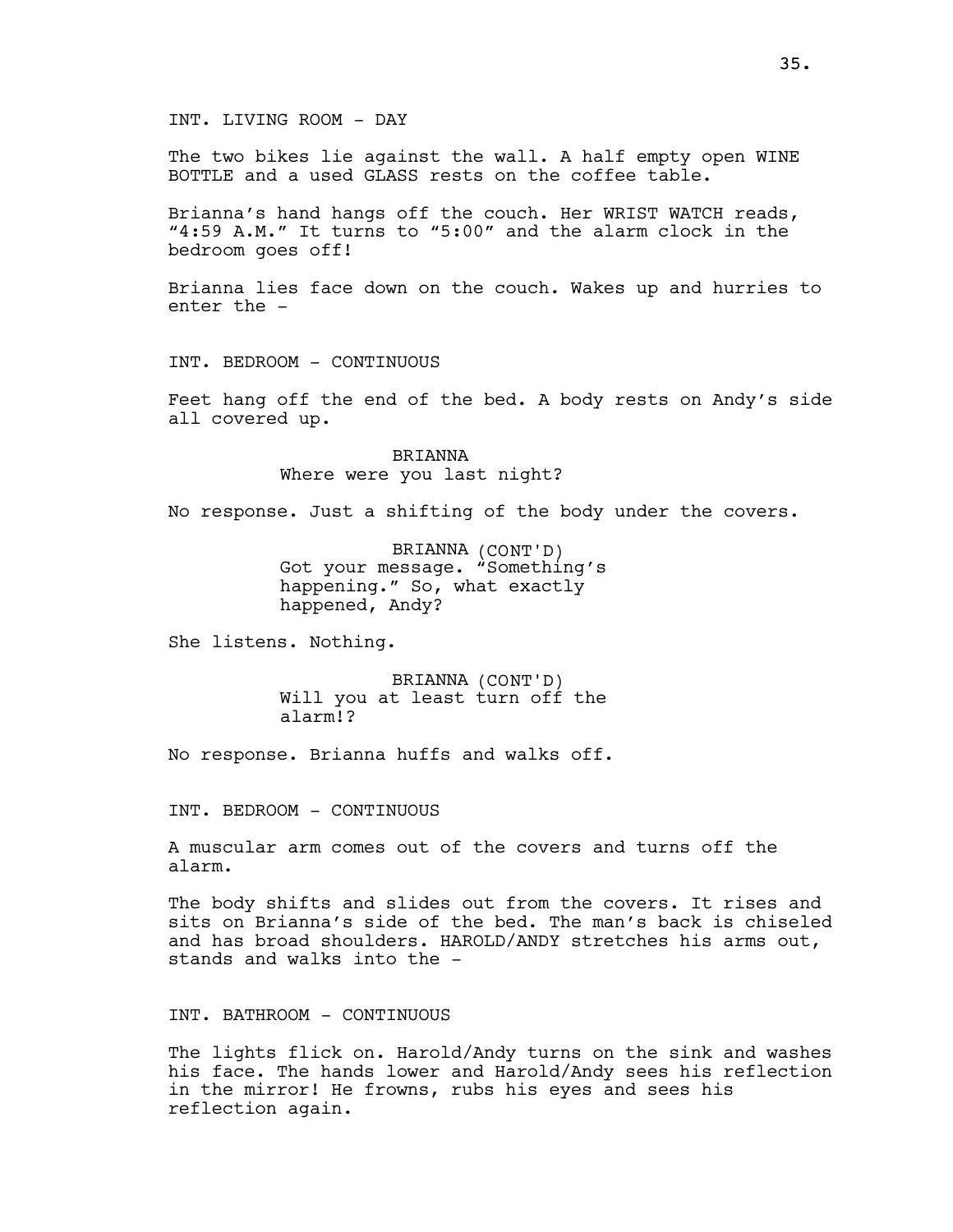INT. LIVING ROOM - DAY

The two bikes lie against the wall. A half empty open WINE BOTTLE and a used GLASS rests on the coffee table.

Brianna's hand hangs off the couch. Her WRIST WATCH reads, "4:59 A.M." It turns to "5:00" and the alarm clock in the bedroom goes off!

Brianna lies face down on the couch. Wakes up and hurries to enter the -

INT. BEDROOM - CONTINUOUS

Feet hang off the end of the bed. A body rests on Andy's side all covered up.

BRIANNA
Where were you last night?

No response. Just a shifting of the body under the covers.

BRIANNA (CONT'D)
Got your message. "Something's happening." So, what exactly happened, Andy?

She listens. Nothing.

BRIANNA (CONT'D)
Will you at least turn off the alarm!?

No response. Brianna huffs and walks off.

INT. BEDROOM - CONTINUOUS

A muscular arm comes out of the covers and turns off the alarm.

The body shifts and slides out from the covers. It rises and sits on Brianna's side of the bed. The man's back is chiseled and has broad shoulders. HAROLD/ANDY stretches his arms out, stands and walks into the -

INT. BATHROOM - CONTINUOUS

The lights flick on. Harold/Andy turns on the sink and washes his face. The hands lower and Harold/Andy sees his reflection in the mirror! He frowns, rubs his eyes and sees his reflection again.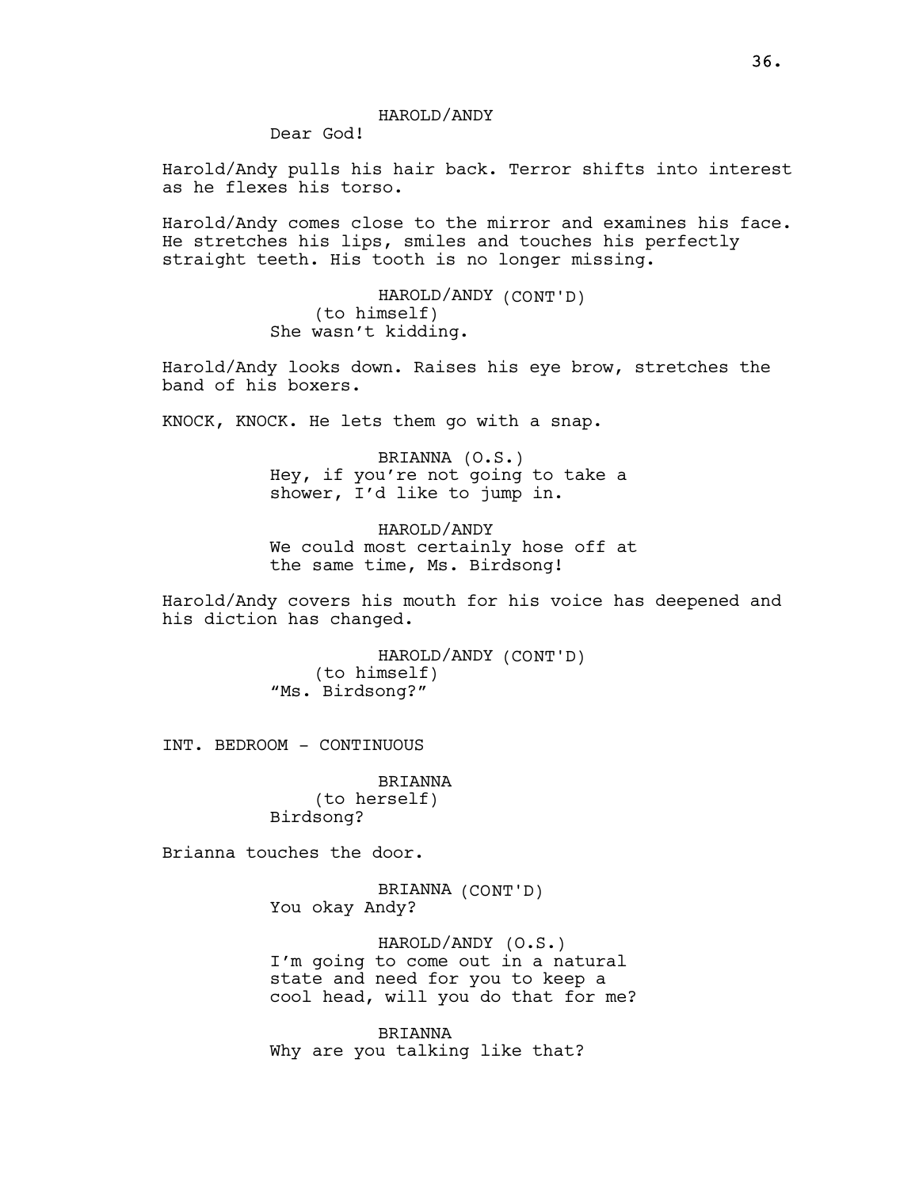HAROLD/ANDY

Dear God!

Harold/Andy pulls his hair back. Terror shifts into interest as he flexes his torso.

Harold/Andy comes close to the mirror and examines his face. He stretches his lips, smiles and touches his perfectly straight teeth. His tooth is no longer missing.

HAROLD/ANDY (CONT'D)

(to himself)

She wasn’t kidding.

Harold/Andy looks down. Raises his eye brow, stretches the band of his boxers.

KNOCK, KNOCK. He lets them go with a snap.

BRIANNA (O.S.)

Hey, if you’re not going to take a shower, I’d like to jump in.

HAROLD/ANDY

We could most certainly hose off at the same time, Ms. Birdsong!

Harold/Andy covers his mouth for his voice has deepened and his diction has changed.

HAROLD/ANDY (CONT'D)

(to himself)

“Ms. Birdsong?”

INT. BEDROOM - CONTINUOUS

BRIANNA

(to herself)

Birdsong?

Brianna touches the door.

BRIANNA (CONT'D)

You okay Andy?

HAROLD/ANDY (O.S.)

I’m going to come out in a natural state and need for you to keep a cool head, will you do that for me?

BRIANNA

Why are you talking like that?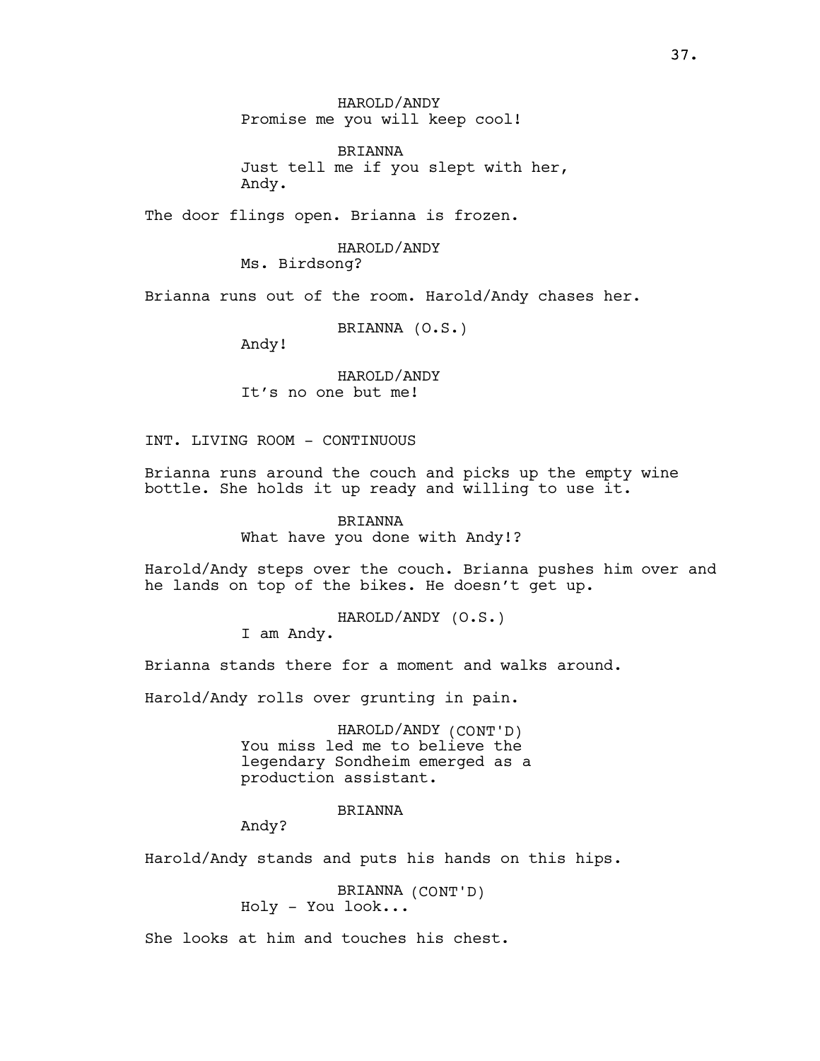HAROLD/ANDY
Promise me you will keep cool!

BRIANNA
Just tell me if you slept with her, Andy.

The door flings open. Brianna is frozen.

HAROLD/ANDY
Ms. Birdsong?

Brianna runs out of the room. Harold/Andy chases her.

BRIANNA (O.S.)
Andy!

HAROLD/ANDY
It's no one but me!

INT. LIVING ROOM - CONTINUOUS

Brianna runs around the couch and picks up the empty wine bottle. She holds it up ready and willing to use it.

BRIANNA
What have you done with Andy!?

Harold/Andy steps over the couch. Brianna pushes him over and he lands on top of the bikes. He doesn't get up.

HAROLD/ANDY (O.S.)
I am Andy.

Brianna stands there for a moment and walks around.

Harold/Andy rolls over grunting in pain.

HAROLD/ANDY (CONT'D)
You miss led me to believe the legendary Sondheim emerged as a production assistant.

BRIANNA
Andy?

Harold/Andy stands and puts his hands on this hips.

BRIANNA (CONT'D)
Holy - You look...

She looks at him and touches his chest.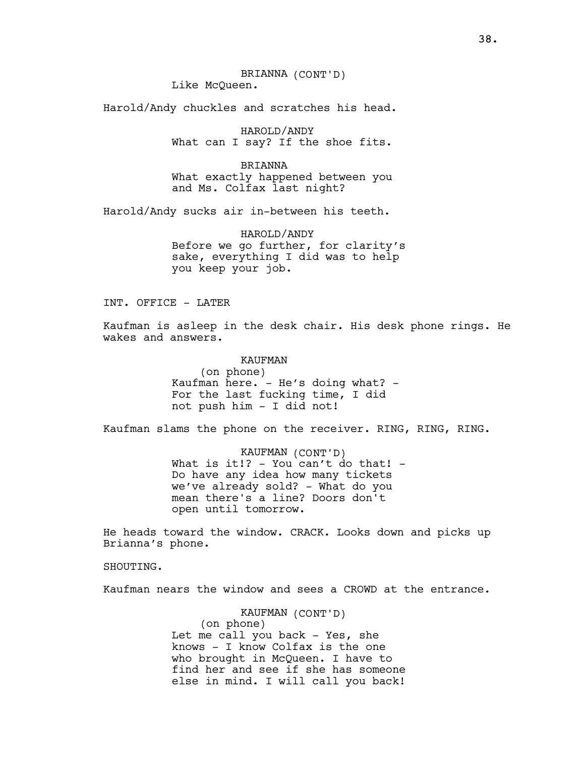BRIANNA (CONT'D)
Like McQueen.

Harold/Andy chuckles and scratches his head.

HAROLD/ANDY
What can I say? If the shoe fits.

BRIANNA
What exactly happened between you and Ms. Colfax last night?

Harold/Andy sucks air in-between his teeth.

HAROLD/ANDY
Before we go further, for clarity's sake, everything I did was to help you keep your job.

INT. OFFICE - LATER

Kaufman is asleep in the desk chair. His desk phone rings. He wakes and answers.

KAUFMAN
(on phone)
Kaufman here. - He's doing what? - For the last fucking time, I did not push him - I did not!

Kaufman slams the phone on the receiver. RING, RING, RING.

KAUFMAN (CONT'D)
What is it!? - You can't do that! - Do have any idea how many tickets we've already sold? - What do you mean there's a line? Doors don't open until tomorrow.

He heads toward the window. CRACK. Looks down and picks up Brianna's phone.

SHOUTING.

Kaufman nears the window and sees a CROWD at the entrance.

KAUFMAN (CONT'D)
(on phone)
Let me call you back - Yes, she knows - I know Colfax is the one who brought in McQueen. I have to find her and see if she has someone else in mind. I will call you back!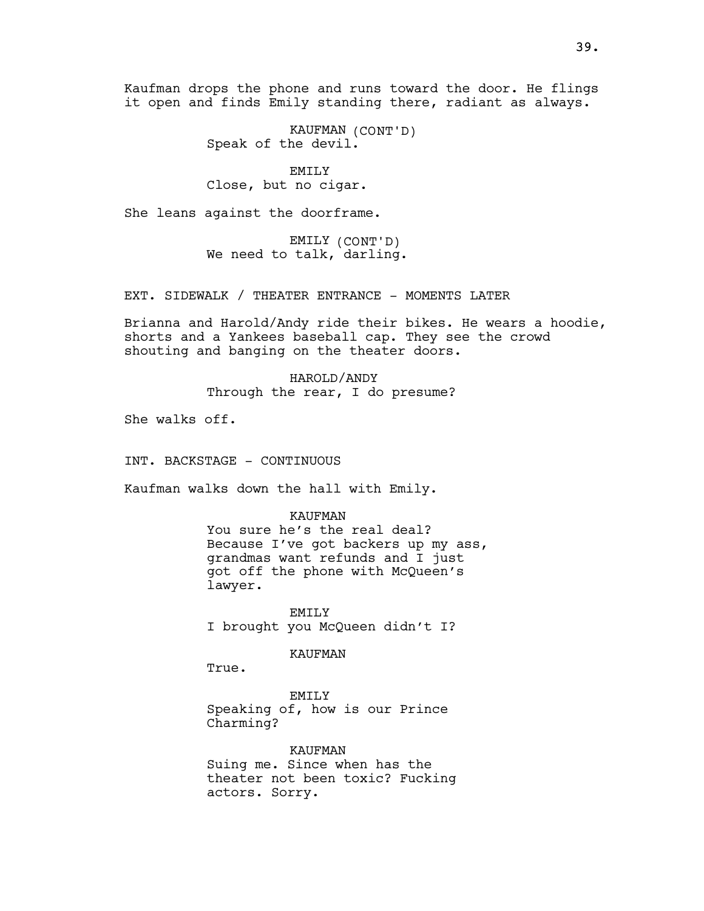Kaufman drops the phone and runs toward the door. He flings it open and finds Emily standing there, radiant as always.

KAUFMAN (CONT'D)
Speak of the devil.

EMILY
Close, but no cigar.

She leans against the doorframe.

EMILY (CONT'D)
We need to talk, darling.

EXT. SIDEWALK / THEATER ENTRANCE - MOMENTS LATER

Brianna and Harold/Andy ride their bikes. He wears a hoodie, shorts and a Yankees baseball cap. They see the crowd shouting and banging on the theater doors.

HAROLD/ANDY
Through the rear, I do presume?

She walks off.

INT. BACKSTAGE - CONTINUOUS

Kaufman walks down the hall with Emily.

KAUFMAN
You sure he's the real deal? Because I've got backers up my ass, grandmas want refunds and I just got off the phone with McQueen's lawyer.

EMILY
I brought you McQueen didn't I?

KAUFMAN
True.

EMILY
Speaking of, how is our Prince Charming?

KAUFMAN
Suing me. Since when has the theater not been toxic? Fucking actors. Sorry.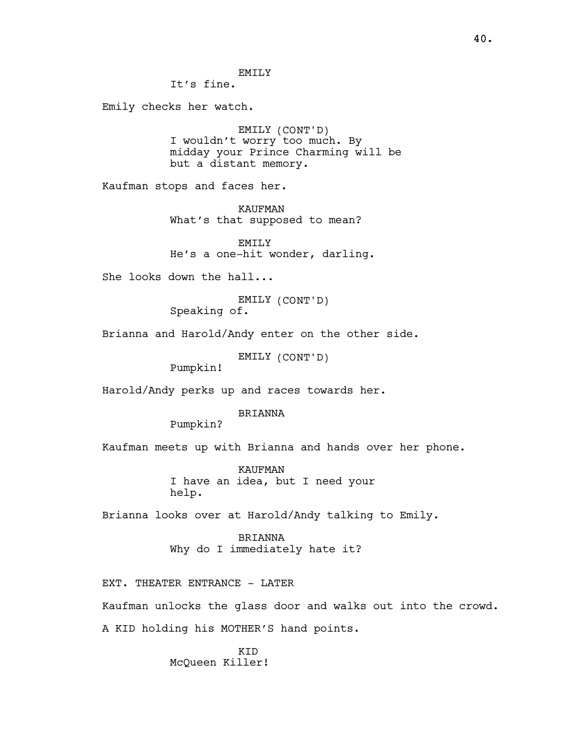EMILY
It's fine.

Emily checks her watch.

EMILY (CONT'D)
I wouldn't worry too much. By midday your Prince Charming will be but a distant memory.

Kaufman stops and faces her.

KAUFMAN
What's that supposed to mean?

EMILY
He's a one-hit wonder, darling.

She looks down the hall...

EMILY (CONT'D)
Speaking of.

Brianna and Harold/Andy enter on the other side.

EMILY (CONT'D)
Pumpkin!

Harold/Andy perks up and races towards her.

BRIANNA
Pumpkin?

Kaufman meets up with Brianna and hands over her phone.

KAUFMAN
I have an idea, but I need your help.

Brianna looks over at Harold/Andy talking to Emily.

BRIANNA
Why do I immediately hate it?

EXT. THEATER ENTRANCE - LATER

Kaufman unlocks the glass door and walks out into the crowd.

A KID holding his MOTHER'S hand points.

KID
McQueen Killer!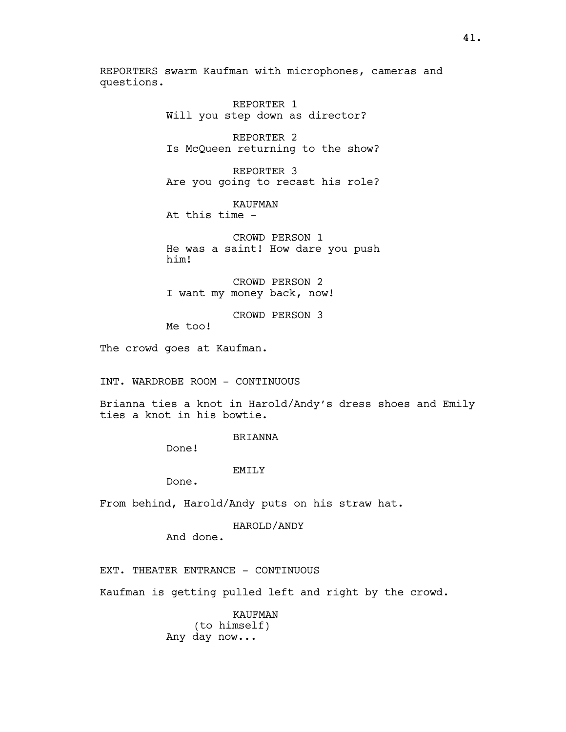REPORTERS swarm Kaufman with microphones, cameras and questions.

REPORTER 1
Will you step down as director?

REPORTER 2
Is McQueen returning to the show?

REPORTER 3
Are you going to recast his role?

KAUFMAN
At this time -

CROWD PERSON 1
He was a saint! How dare you push him!

CROWD PERSON 2
I want my money back, now!

CROWD PERSON 3
Me too!

The crowd goes at Kaufman.

INT. WARDROBE ROOM - CONTINUOUS

Brianna ties a knot in Harold/Andy's dress shoes and Emily ties a knot in his bowtie.

BRIANNA
Done!

EMILY
Done.

From behind, Harold/Andy puts on his straw hat.

HAROLD/ANDY
And done.

EXT. THEATER ENTRANCE - CONTINUOUS

Kaufman is getting pulled left and right by the crowd.

KAUFMAN
(to himself)
Any day now...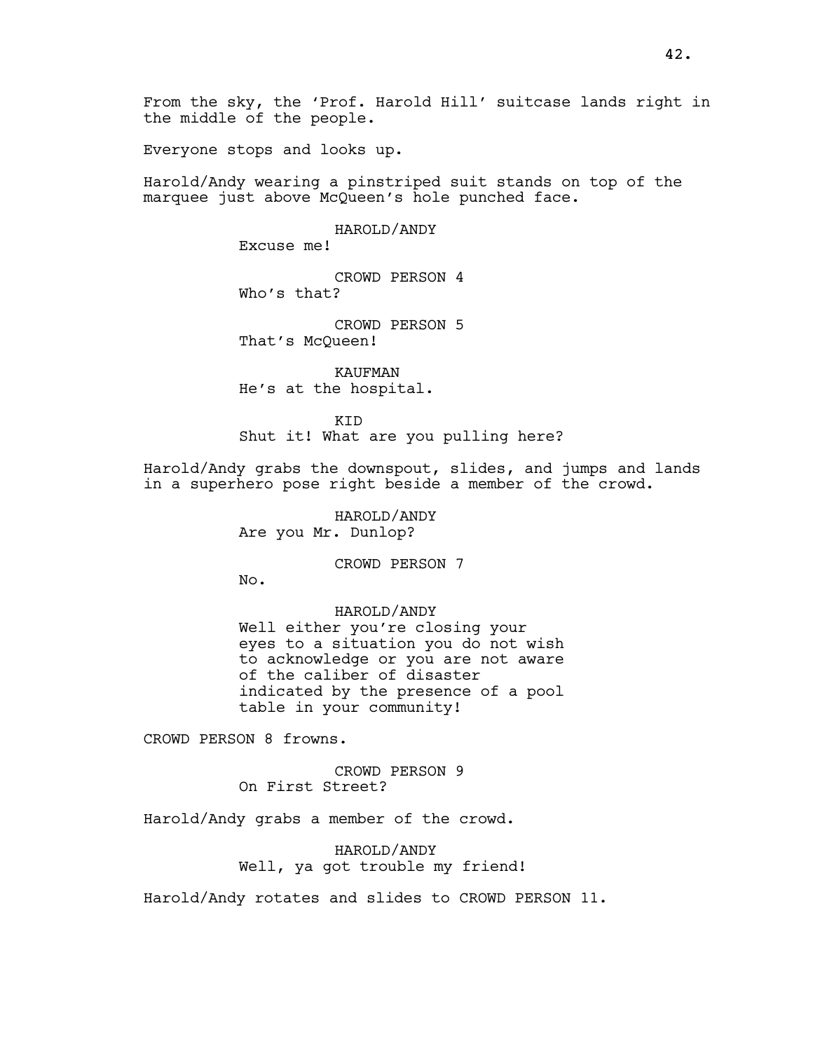From the sky, the 'Prof. Harold Hill' suitcase lands right in the middle of the people.

Everyone stops and looks up.

Harold/Andy wearing a pinstriped suit stands on top of the marquee just above McQueen's hole punched face.

HAROLD/ANDY
Excuse me!

CROWD PERSON 4
Who's that?

CROWD PERSON 5
That's McQueen!

KAUFMAN
He's at the hospital.

KID
Shut it! What are you pulling here?

Harold/Andy grabs the downspout, slides, and jumps and lands in a superhero pose right beside a member of the crowd.

HAROLD/ANDY
Are you Mr. Dunlop?

CROWD PERSON 7
No.

HAROLD/ANDY
Well either you're closing your eyes to a situation you do not wish to acknowledge or you are not aware of the caliber of disaster indicated by the presence of a pool table in your community!

CROWD PERSON 8 frowns.

CROWD PERSON 9
On First Street?

Harold/Andy grabs a member of the crowd.

HAROLD/ANDY
Well, ya got trouble my friend!

Harold/Andy rotates and slides to CROWD PERSON 11.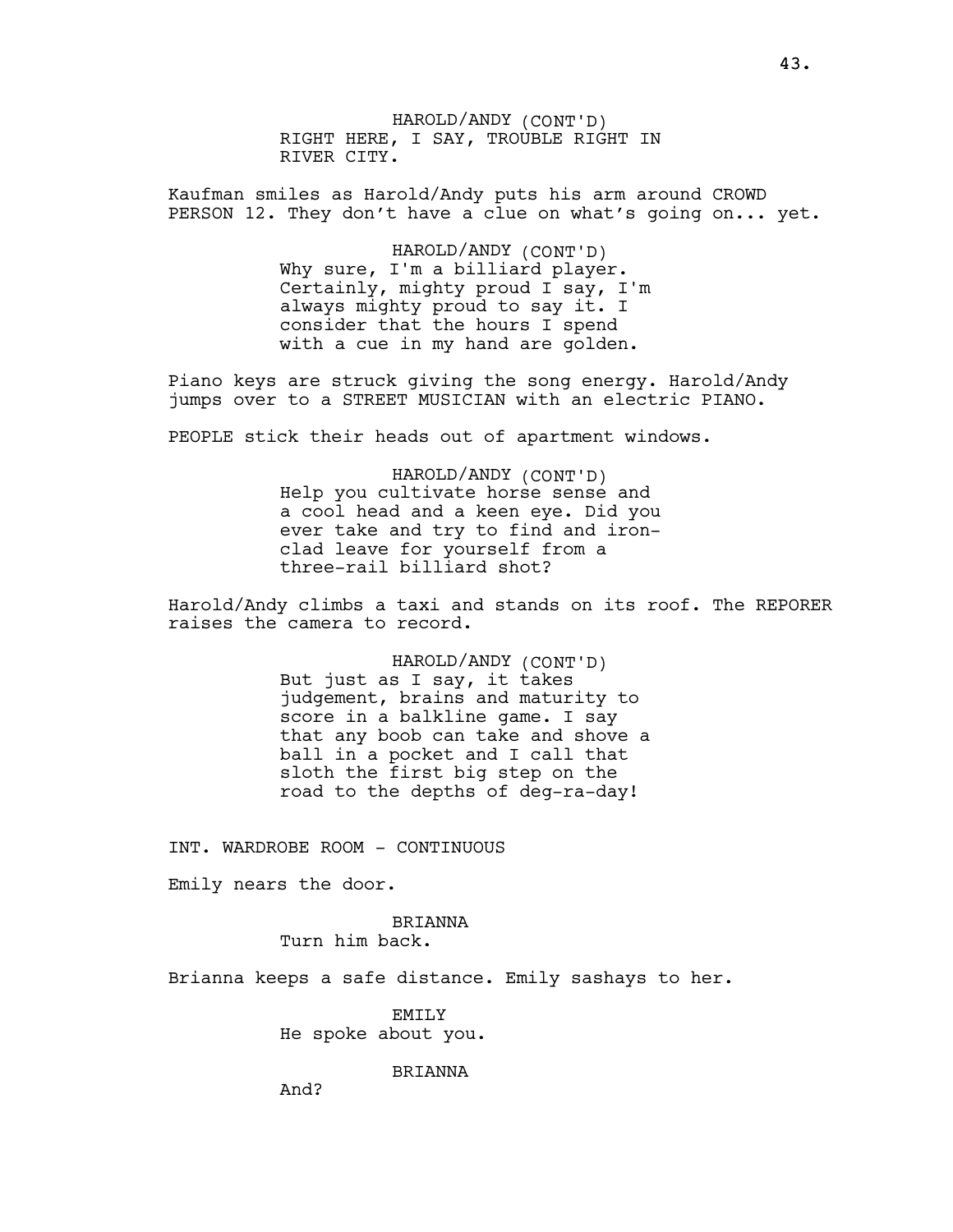HAROLD/ANDY (CONT'D)
RIGHT HERE, I SAY, TROUBLE RIGHT IN RIVER CITY.

Kaufman smiles as Harold/Andy puts his arm around CROWD PERSON 12. They don't have a clue on what's going on... yet.

HAROLD/ANDY (CONT'D)
Why sure, I'm a billiard player. Certainly, mighty proud I say, I'm always mighty proud to say it. I consider that the hours I spend with a cue in my hand are golden.

Piano keys are struck giving the song energy. Harold/Andy jumps over to a STREET MUSICIAN with an electric PIANO.

PEOPLE stick their heads out of apartment windows.

HAROLD/ANDY (CONT'D)
Help you cultivate horse sense and a cool head and a keen eye. Did you ever take and try to find and iron-clad leave for yourself from a three-rail billiard shot?

Harold/Andy climbs a taxi and stands on its roof. The REPORER raises the camera to record.

HAROLD/ANDY (CONT'D)
But just as I say, it takes judgement, brains and maturity to score in a balkline game. I say that any boob can take and shove a ball in a pocket and I call that sloth the first big step on the road to the depths of deg-ra-day!

INT. WARDROBE ROOM - CONTINUOUS

Emily nears the door.

BRIANNA
Turn him back.

Brianna keeps a safe distance. Emily sashays to her.

EMILY
He spoke about you.

BRIANNA
And?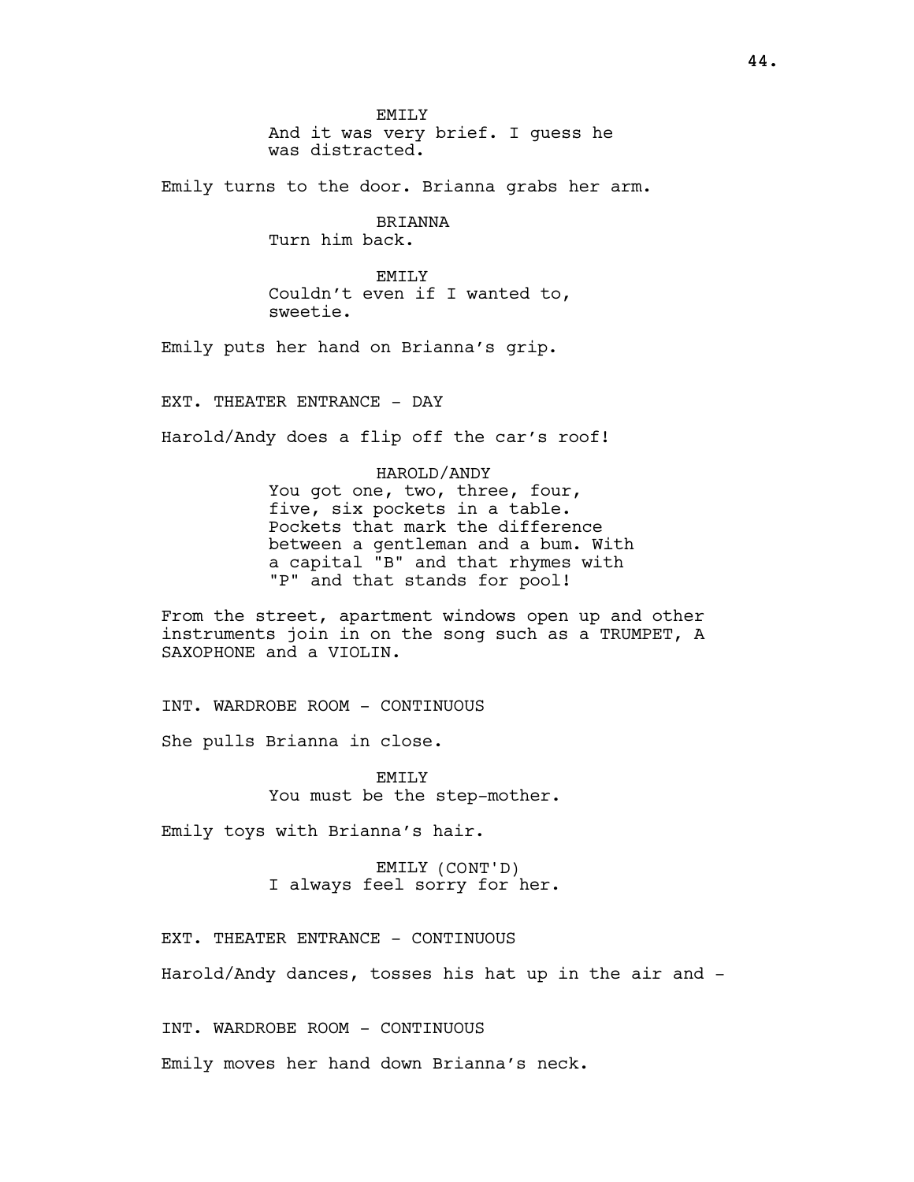EMILY
And it was very brief. I guess he was distracted.

Emily turns to the door. Brianna grabs her arm.

BRIANNA
Turn him back.

EMILY
Couldn't even if I wanted to, sweetie.

Emily puts her hand on Brianna's grip.

EXT. THEATER ENTRANCE - DAY

Harold/Andy does a flip off the car's roof!

HAROLD/ANDY
You got one, two, three, four, five, six pockets in a table. Pockets that mark the difference between a gentleman and a bum. With a capital "B" and that rhymes with "P" and that stands for pool!

From the street, apartment windows open up and other instruments join in on the song such as a TRUMPET, A SAXOPHONE and a VIOLIN.

INT. WARDROBE ROOM - CONTINUOUS

She pulls Brianna in close.

EMILY
You must be the step-mother.

Emily toys with Brianna's hair.

EMILY (CONT'D)
I always feel sorry for her.

EXT. THEATER ENTRANCE - CONTINUOUS

Harold/Andy dances, tosses his hat up in the air and -

INT. WARDROBE ROOM - CONTINUOUS

Emily moves her hand down Brianna's neck.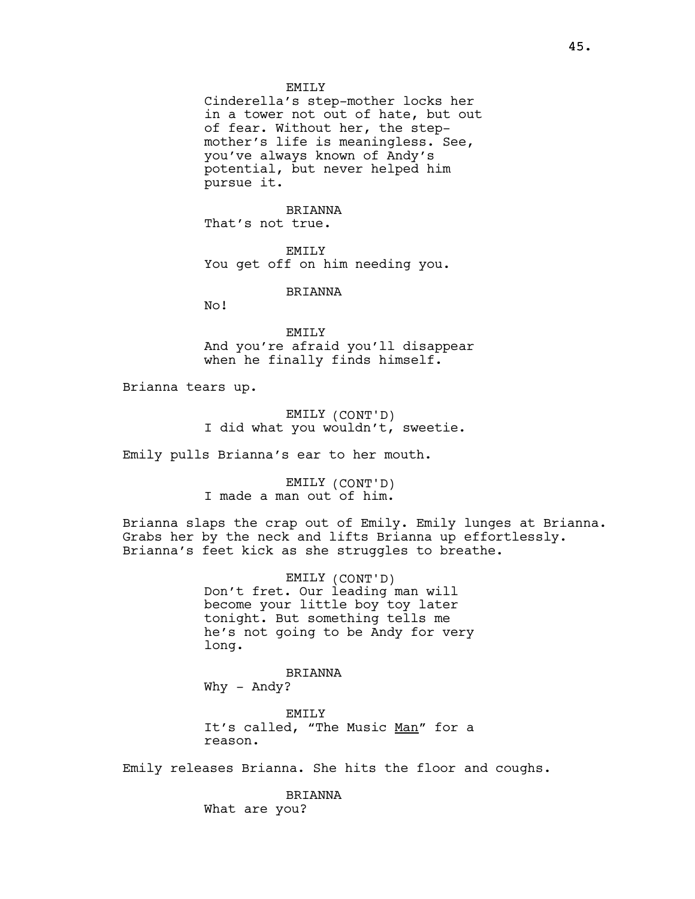EMILY

Cinderella’s step-mother locks her in a tower not out of hate, but out of fear. Without her, the step-mother’s life is meaningless. See, you’ve always known of Andy’s potential, but never helped him pursue it.

BRIANNA

That’s not true.

EMILY

You get off on him needing you.

BRIANNA

No!

EMILY

And you’re afraid you’ll disappear when he finally finds himself.

Brianna tears up.

EMILY (CONT'D)

I did what you wouldn’t, sweetie.

Emily pulls Brianna’s ear to her mouth.

EMILY (CONT'D)

I made a man out of him.

Brianna slaps the crap out of Emily. Emily lunges at Brianna. Grabs her by the neck and lifts Brianna up effortlessly. Brianna’s feet kick as she struggles to breathe.

EMILY (CONT'D)

Don’t fret. Our leading man will become your little boy toy later tonight. But something tells me he’s not going to be Andy for very long.

BRIANNA

Why - Andy?

EMILY

It’s called, “The Music <u>Man</u>” for a reason.

Emily releases Brianna. She hits the floor and coughs.

BRIANNA

What are you?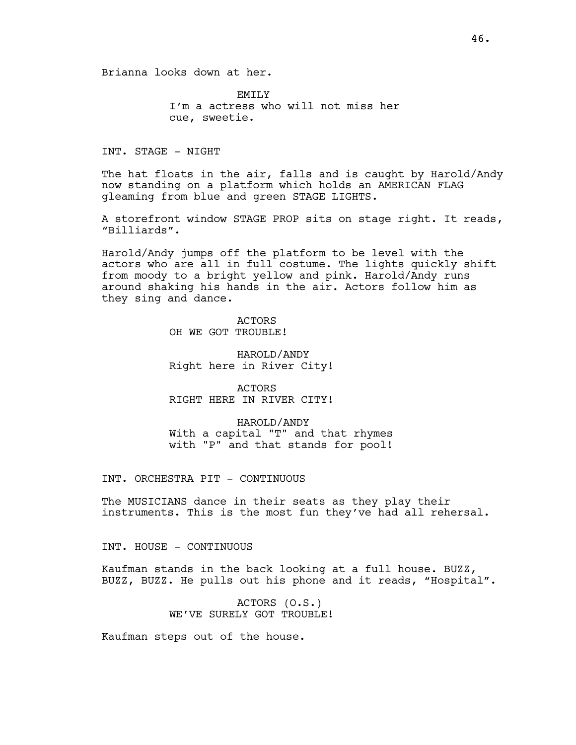Brianna looks down at her.

EMILY
I'm a actress who will not miss her cue, sweetie.

INT. STAGE - NIGHT

The hat floats in the air, falls and is caught by Harold/Andy now standing on a platform which holds an AMERICAN FLAG gleaming from blue and green STAGE LIGHTS.

A storefront window STAGE PROP sits on stage right. It reads, "Billiards".

Harold/Andy jumps off the platform to be level with the actors who are all in full costume. The lights quickly shift from moody to a bright yellow and pink. Harold/Andy runs around shaking his hands in the air. Actors follow him as they sing and dance.

ACTORS
OH WE GOT TROUBLE!

HAROLD/ANDY
Right here in River City!

ACTORS
RIGHT HERE IN RIVER CITY!

HAROLD/ANDY
With a capital "T" and that rhymes with "P" and that stands for pool!

INT. ORCHESTRA PIT - CONTINUOUS

The MUSICIANS dance in their seats as they play their instruments. This is the most fun they've had all rehersal.

INT. HOUSE - CONTINUOUS

Kaufman stands in the back looking at a full house. BUZZ, BUZZ, BUZZ. He pulls out his phone and it reads, "Hospital".

ACTORS (O.S.)
WE'VE SURELY GOT TROUBLE!

Kaufman steps out of the house.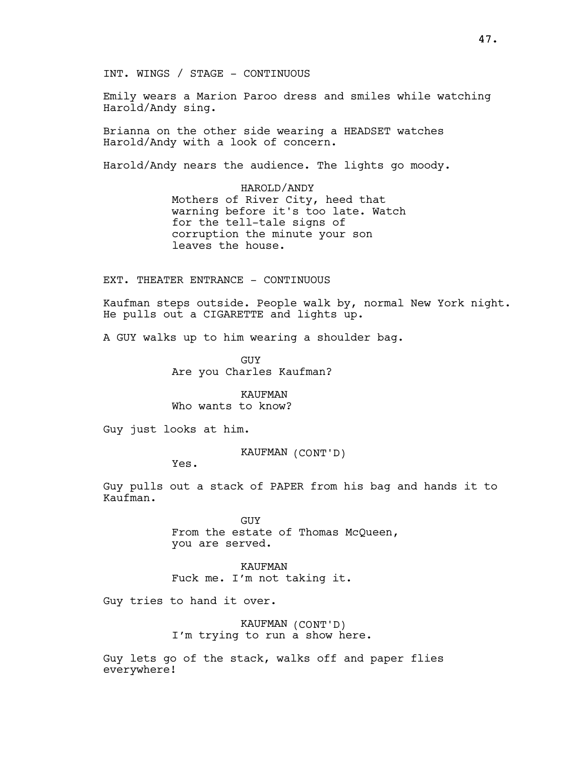INT. WINGS / STAGE - CONTINUOUS

Emily wears a Marion Paroo dress and smiles while watching Harold/Andy sing.

Brianna on the other side wearing a HEADSET watches Harold/Andy with a look of concern.

Harold/Andy nears the audience. The lights go moody.

HAROLD/ANDY
Mothers of River City, heed that warning before it's too late. Watch for the tell-tale signs of corruption the minute your son leaves the house.

EXT. THEATER ENTRANCE - CONTINUOUS

Kaufman steps outside. People walk by, normal New York night. He pulls out a CIGARETTE and lights up.

A GUY walks up to him wearing a shoulder bag.

GUY
Are you Charles Kaufman?

KAUFMAN
Who wants to know?

Guy just looks at him.

KAUFMAN (CONT'D)
Yes.

Guy pulls out a stack of PAPER from his bag and hands it to Kaufman.

GUY
From the estate of Thomas McQueen, you are served.

KAUFMAN
Fuck me. I'm not taking it.

Guy tries to hand it over.

KAUFMAN (CONT'D)
I'm trying to run a show here.

Guy lets go of the stack, walks off and paper flies everywhere!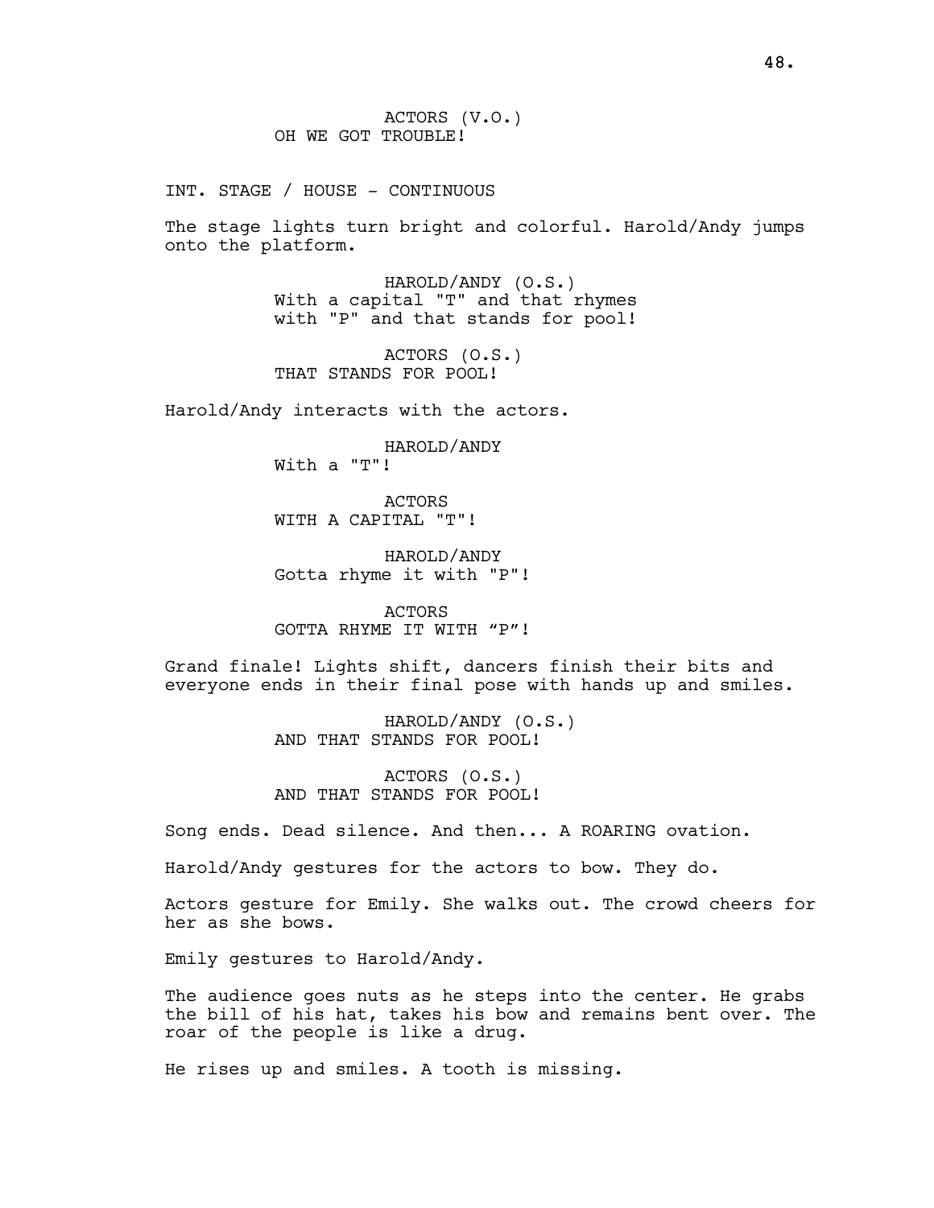ACTORS (V.O.)
OH WE GOT TROUBLE!

INT. STAGE / HOUSE - CONTINUOUS

The stage lights turn bright and colorful. Harold/Andy jumps onto the platform.

HAROLD/ANDY (O.S.)
With a capital "T" and that rhymes with "P" and that stands for pool!

ACTORS (O.S.)
THAT STANDS FOR POOL!

Harold/Andy interacts with the actors.

HAROLD/ANDY
With a "T"!

ACTORS
WITH A CAPITAL "T"!

HAROLD/ANDY
Gotta rhyme it with "P"!

ACTORS
GOTTA RHYME IT WITH “P”!

Grand finale! Lights shift, dancers finish their bits and everyone ends in their final pose with hands up and smiles.

HAROLD/ANDY (O.S.)
AND THAT STANDS FOR POOL!

ACTORS (O.S.)
AND THAT STANDS FOR POOL!

Song ends. Dead silence. And then... A ROARING ovation.

Harold/Andy gestures for the actors to bow. They do.

Actors gesture for Emily. She walks out. The crowd cheers for her as she bows.

Emily gestures to Harold/Andy.

The audience goes nuts as he steps into the center. He grabs the bill of his hat, takes his bow and remains bent over. The roar of the people is like a drug.

He rises up and smiles. A tooth is missing.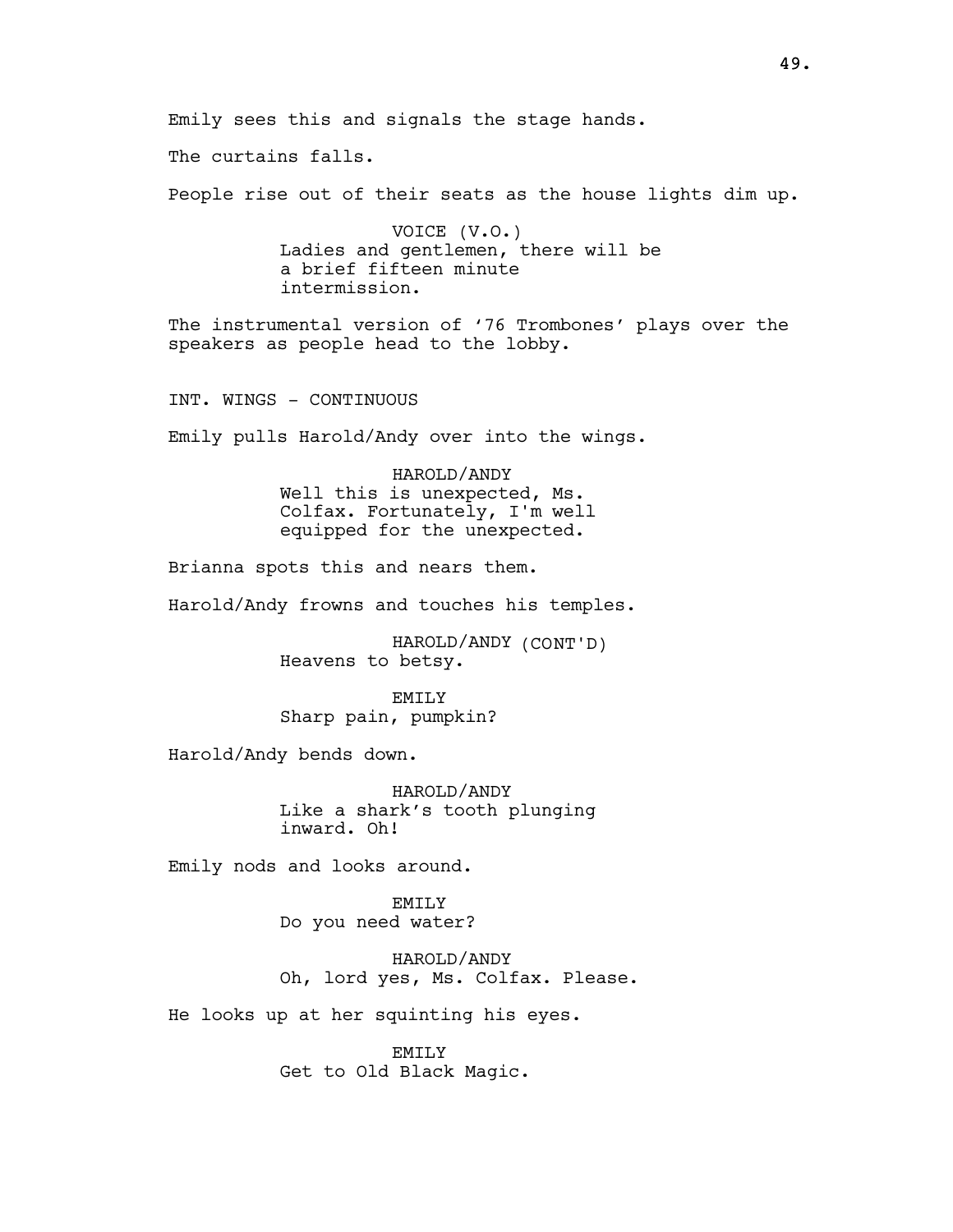Emily sees this and signals the stage hands.

The curtains falls.

People rise out of their seats as the house lights dim up.

VOICE (V.O.)
Ladies and gentlemen, there will be a brief fifteen minute intermission.

The instrumental version of '76 Trombones' plays over the speakers as people head to the lobby.

INT. WINGS - CONTINUOUS

Emily pulls Harold/Andy over into the wings.

HAROLD/ANDY
Well this is unexpected, Ms. Colfax. Fortunately, I'm well equipped for the unexpected.

Brianna spots this and nears them.

Harold/Andy frowns and touches his temples.

HAROLD/ANDY (CONT'D)
Heavens to betsy.

EMILY
Sharp pain, pumpkin?

Harold/Andy bends down.

HAROLD/ANDY
Like a shark's tooth plunging inward. Oh!

Emily nods and looks around.

EMILY
Do you need water?

HAROLD/ANDY
Oh, lord yes, Ms. Colfax. Please.

He looks up at her squinting his eyes.

EMILY
Get to Old Black Magic.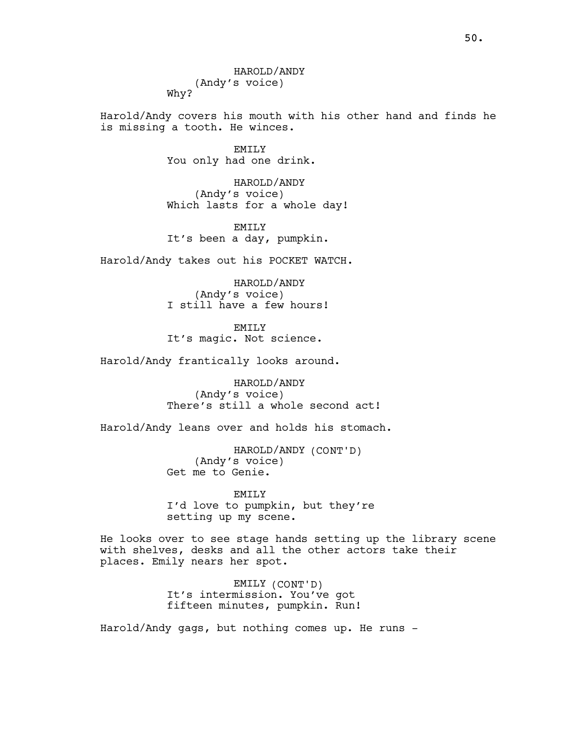HAROLD/ANDY
(Andy's voice)
Why?

Harold/Andy covers his mouth with his other hand and finds he is missing a tooth. He winces.

EMILY
You only had one drink.

HAROLD/ANDY
(Andy's voice)
Which lasts for a whole day!

EMILY
It's been a day, pumpkin.

Harold/Andy takes out his POCKET WATCH.

HAROLD/ANDY
(Andy's voice)
I still have a few hours!

EMILY
It's magic. Not science.

Harold/Andy frantically looks around.

HAROLD/ANDY
(Andy's voice)
There's still a whole second act!

Harold/Andy leans over and holds his stomach.

HAROLD/ANDY (CONT'D)
(Andy's voice)
Get me to Genie.

EMILY
I'd love to pumpkin, but they're setting up my scene.

He looks over to see stage hands setting up the library scene with shelves, desks and all the other actors take their places. Emily nears her spot.

EMILY (CONT'D)
It's intermission. You've got fifteen minutes, pumpkin. Run!

Harold/Andy gags, but nothing comes up. He runs -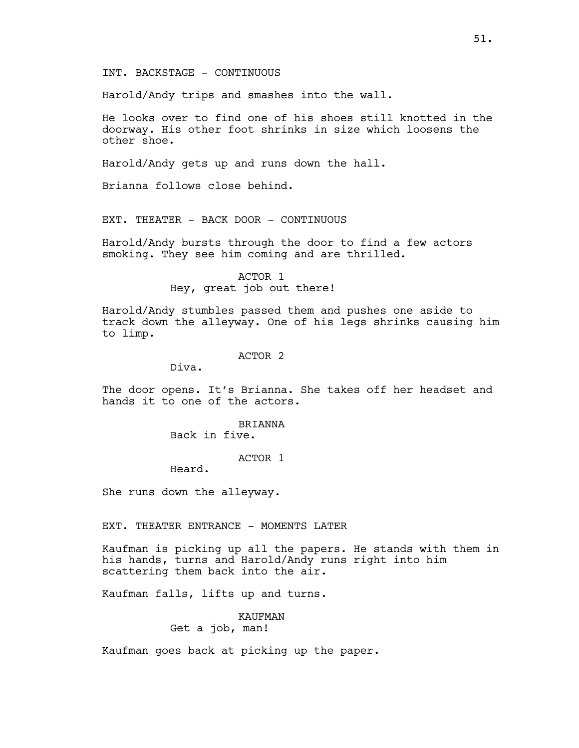INT. BACKSTAGE - CONTINUOUS

Harold/Andy trips and smashes into the wall.

He looks over to find one of his shoes still knotted in the doorway. His other foot shrinks in size which loosens the other shoe.

Harold/Andy gets up and runs down the hall.

Brianna follows close behind.

EXT. THEATER - BACK DOOR - CONTINUOUS

Harold/Andy bursts through the door to find a few actors smoking. They see him coming and are thrilled.

ACTOR 1
Hey, great job out there!

Harold/Andy stumbles passed them and pushes one aside to track down the alleyway. One of his legs shrinks causing him to limp.

ACTOR 2
Diva.

The door opens. It's Brianna. She takes off her headset and hands it to one of the actors.

BRIANNA
Back in five.

ACTOR 1
Heard.

She runs down the alleyway.

EXT. THEATER ENTRANCE - MOMENTS LATER

Kaufman is picking up all the papers. He stands with them in his hands, turns and Harold/Andy runs right into him scattering them back into the air.

Kaufman falls, lifts up and turns.

KAUFMAN
Get a job, man!

Kaufman goes back at picking up the paper.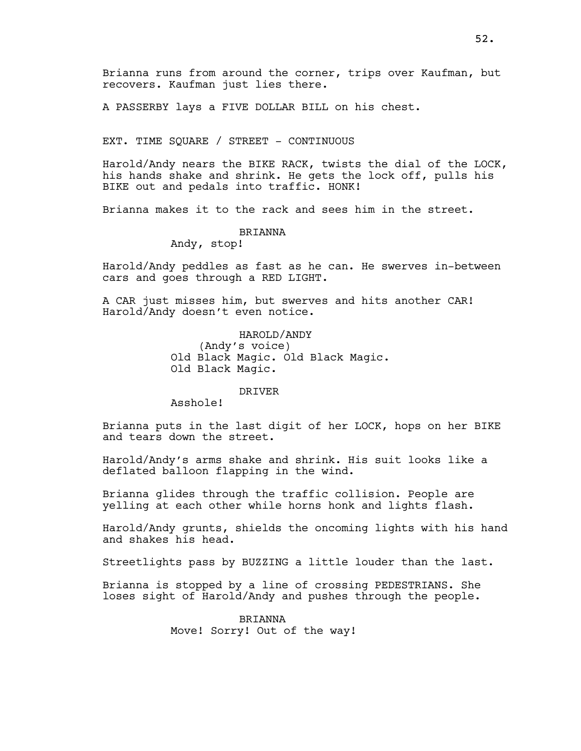Brianna runs from around the corner, trips over Kaufman, but recovers. Kaufman just lies there.

A PASSERBY lays a FIVE DOLLAR BILL on his chest.

EXT. TIME SQUARE / STREET - CONTINUOUS

Harold/Andy nears the BIKE RACK, twists the dial of the LOCK, his hands shake and shrink. He gets the lock off, pulls his BIKE out and pedals into traffic. HONK!

Brianna makes it to the rack and sees him in the street.

BRIANNA
Andy, stop!

Harold/Andy peddles as fast as he can. He swerves in-between cars and goes through a RED LIGHT.

A CAR just misses him, but swerves and hits another CAR! Harold/Andy doesn't even notice.

HAROLD/ANDY
(Andy's voice)
Old Black Magic. Old Black Magic.
Old Black Magic.

DRIVER
Asshole!

Brianna puts in the last digit of her LOCK, hops on her BIKE and tears down the street.

Harold/Andy's arms shake and shrink. His suit looks like a deflated balloon flapping in the wind.

Brianna glides through the traffic collision. People are yelling at each other while horns honk and lights flash.

Harold/Andy grunts, shields the oncoming lights with his hand and shakes his head.

Streetlights pass by BUZZING a little louder than the last.

Brianna is stopped by a line of crossing PEDESTRIANS. She loses sight of Harold/Andy and pushes through the people.

BRIANNA
Move! Sorry! Out of the way!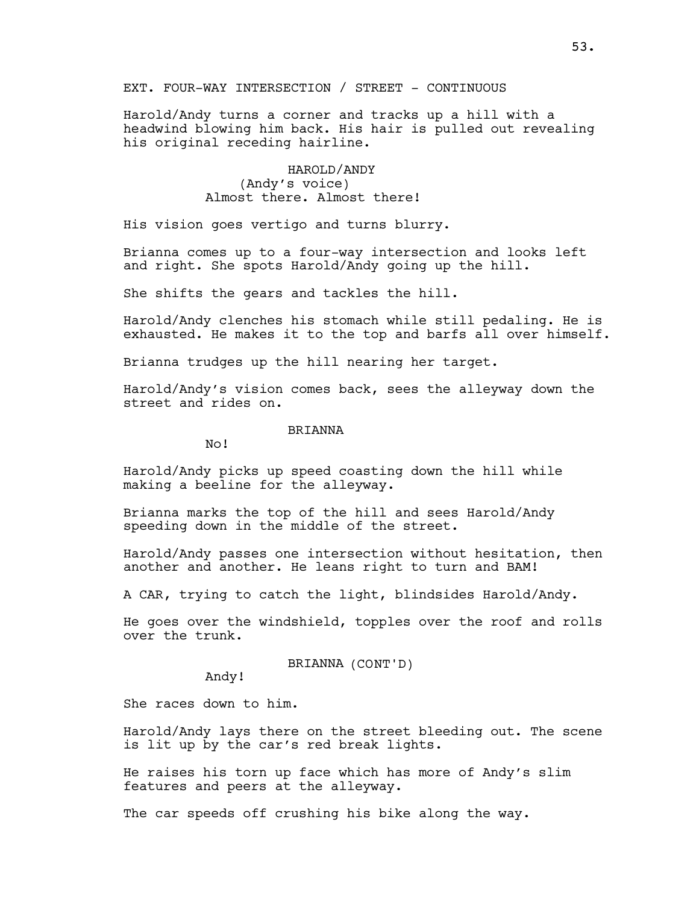EXT. FOUR-WAY INTERSECTION / STREET - CONTINUOUS

Harold/Andy turns a corner and tracks up a hill with a headwind blowing him back. His hair is pulled out revealing his original receding hairline.

HAROLD/ANDY
(Andy's voice)
Almost there. Almost there!

His vision goes vertigo and turns blurry.

Brianna comes up to a four-way intersection and looks left and right. She spots Harold/Andy going up the hill.

She shifts the gears and tackles the hill.

Harold/Andy clenches his stomach while still pedaling. He is exhausted. He makes it to the top and barfs all over himself.

Brianna trudges up the hill nearing her target.

Harold/Andy's vision comes back, sees the alleyway down the street and rides on.

BRIANNA
No!

Harold/Andy picks up speed coasting down the hill while making a beeline for the alleyway.

Brianna marks the top of the hill and sees Harold/Andy speeding down in the middle of the street.

Harold/Andy passes one intersection without hesitation, then another and another. He leans right to turn and BAM!

A CAR, trying to catch the light, blindsides Harold/Andy.

He goes over the windshield, topples over the roof and rolls over the trunk.

BRIANNA (CONT'D)
Andy!

She races down to him.

Harold/Andy lays there on the street bleeding out. The scene is lit up by the car's red break lights.

He raises his torn up face which has more of Andy's slim features and peers at the alleyway.

The car speeds off crushing his bike along the way.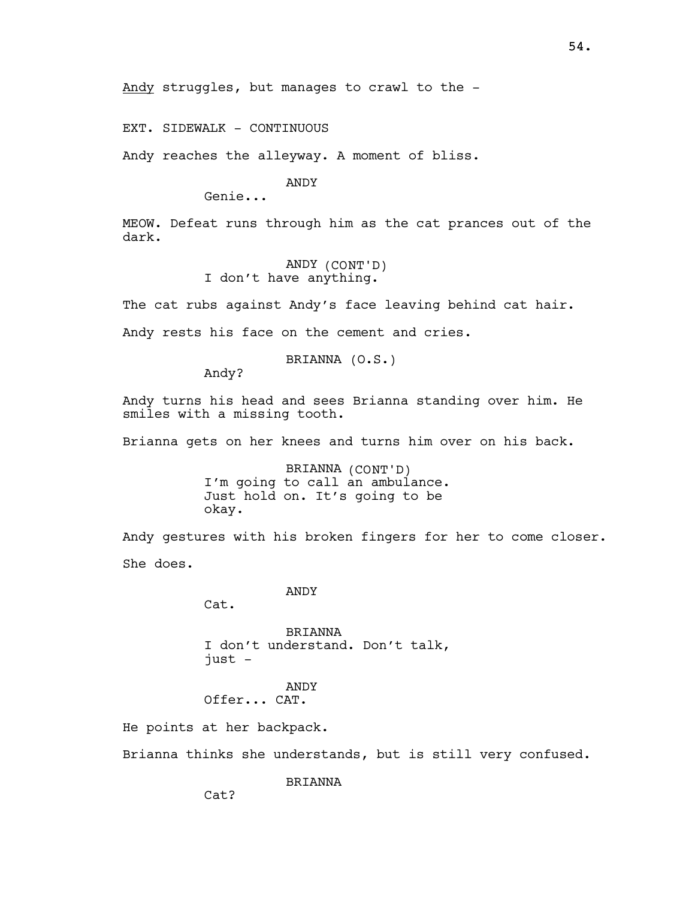Andy struggles, but manages to crawl to the -

EXT. SIDEWALK - CONTINUOUS

Andy reaches the alleyway. A moment of bliss.

ANDY
Genie...

MEOW. Defeat runs through him as the cat prances out of the dark.

ANDY (CONT'D)
I don't have anything.

The cat rubs against Andy's face leaving behind cat hair.

Andy rests his face on the cement and cries.

BRIANNA (O.S.)
Andy?

Andy turns his head and sees Brianna standing over him. He smiles with a missing tooth.

Brianna gets on her knees and turns him over on his back.

BRIANNA (CONT'D)
I'm going to call an ambulance. Just hold on. It's going to be okay.

Andy gestures with his broken fingers for her to come closer.

She does.

ANDY
Cat.

BRIANNA
I don't understand. Don't talk, just -

ANDY
Offer... CAT.

He points at her backpack.

Brianna thinks she understands, but is still very confused.

BRIANNA
Cat?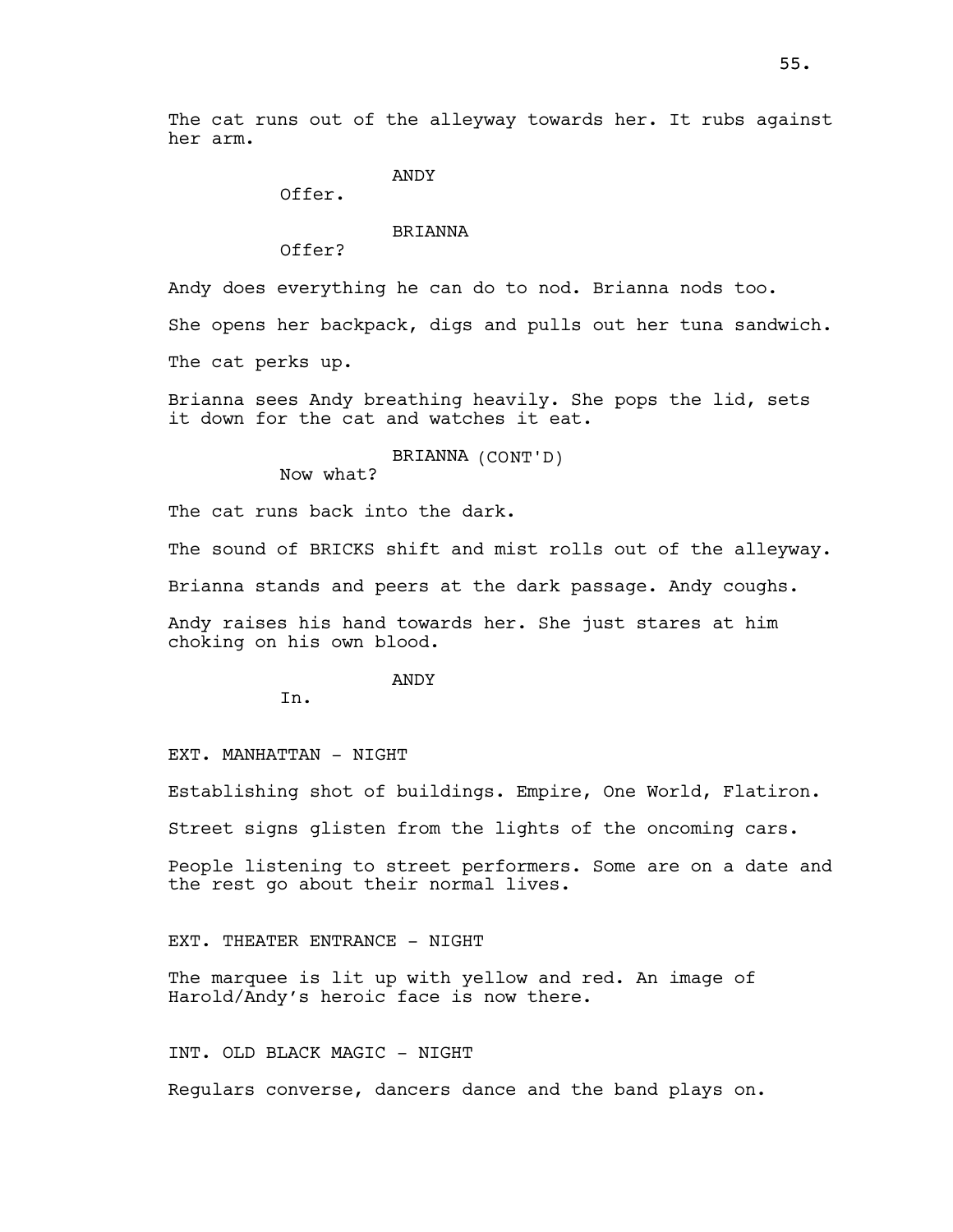The cat runs out of the alleyway towards her. It rubs against her arm.

ANDY
Offer.

BRIANNA
Offer?

Andy does everything he can do to nod. Brianna nods too.

She opens her backpack, digs and pulls out her tuna sandwich.

The cat perks up.

Brianna sees Andy breathing heavily. She pops the lid, sets it down for the cat and watches it eat.

BRIANNA (CONT'D)
Now what?

The cat runs back into the dark.

The sound of BRICKS shift and mist rolls out of the alleyway.

Brianna stands and peers at the dark passage. Andy coughs.

Andy raises his hand towards her. She just stares at him choking on his own blood.

ANDY
In.

EXT. MANHATTAN - NIGHT

Establishing shot of buildings. Empire, One World, Flatiron.

Street signs glisten from the lights of the oncoming cars.

People listening to street performers. Some are on a date and the rest go about their normal lives.

EXT. THEATER ENTRANCE - NIGHT

The marquee is lit up with yellow and red. An image of Harold/Andy's heroic face is now there.

INT. OLD BLACK MAGIC - NIGHT

Regulars converse, dancers dance and the band plays on.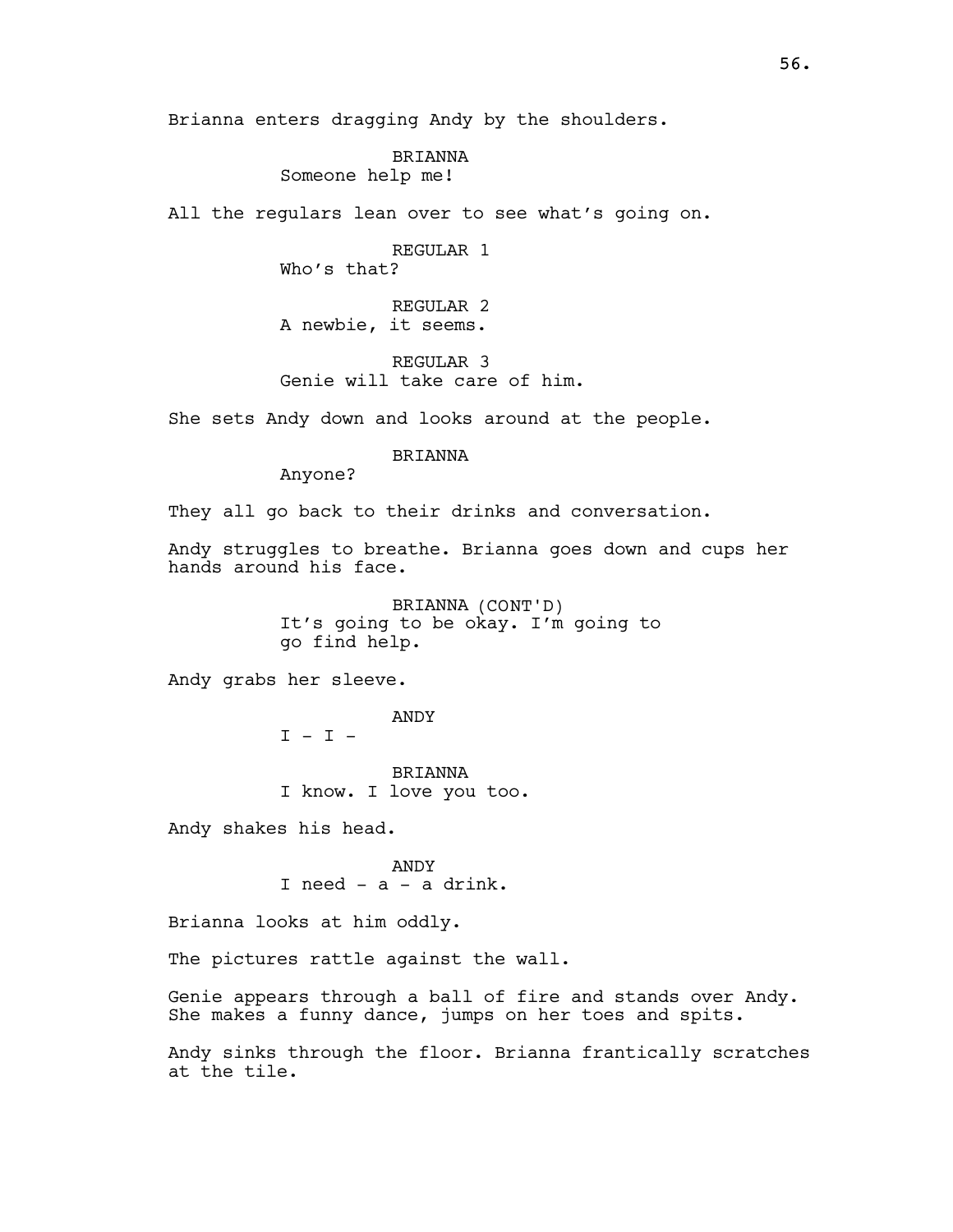Brianna enters dragging Andy by the shoulders.

BRIANNA
Someone help me!

All the regulars lean over to see what's going on.

REGULAR 1
Who's that?

REGULAR 2
A newbie, it seems.

REGULAR 3
Genie will take care of him.

She sets Andy down and looks around at the people.

BRIANNA
Anyone?

They all go back to their drinks and conversation.

Andy struggles to breathe. Brianna goes down and cups her hands around his face.

BRIANNA (CONT'D)
It's going to be okay. I'm going to go find help.

Andy grabs her sleeve.

ANDY
I - I -

BRIANNA
I know. I love you too.

Andy shakes his head.

ANDY
I need - a - a drink.

Brianna looks at him oddly.

The pictures rattle against the wall.

Genie appears through a ball of fire and stands over Andy. She makes a funny dance, jumps on her toes and spits.

Andy sinks through the floor. Brianna frantically scratches at the tile.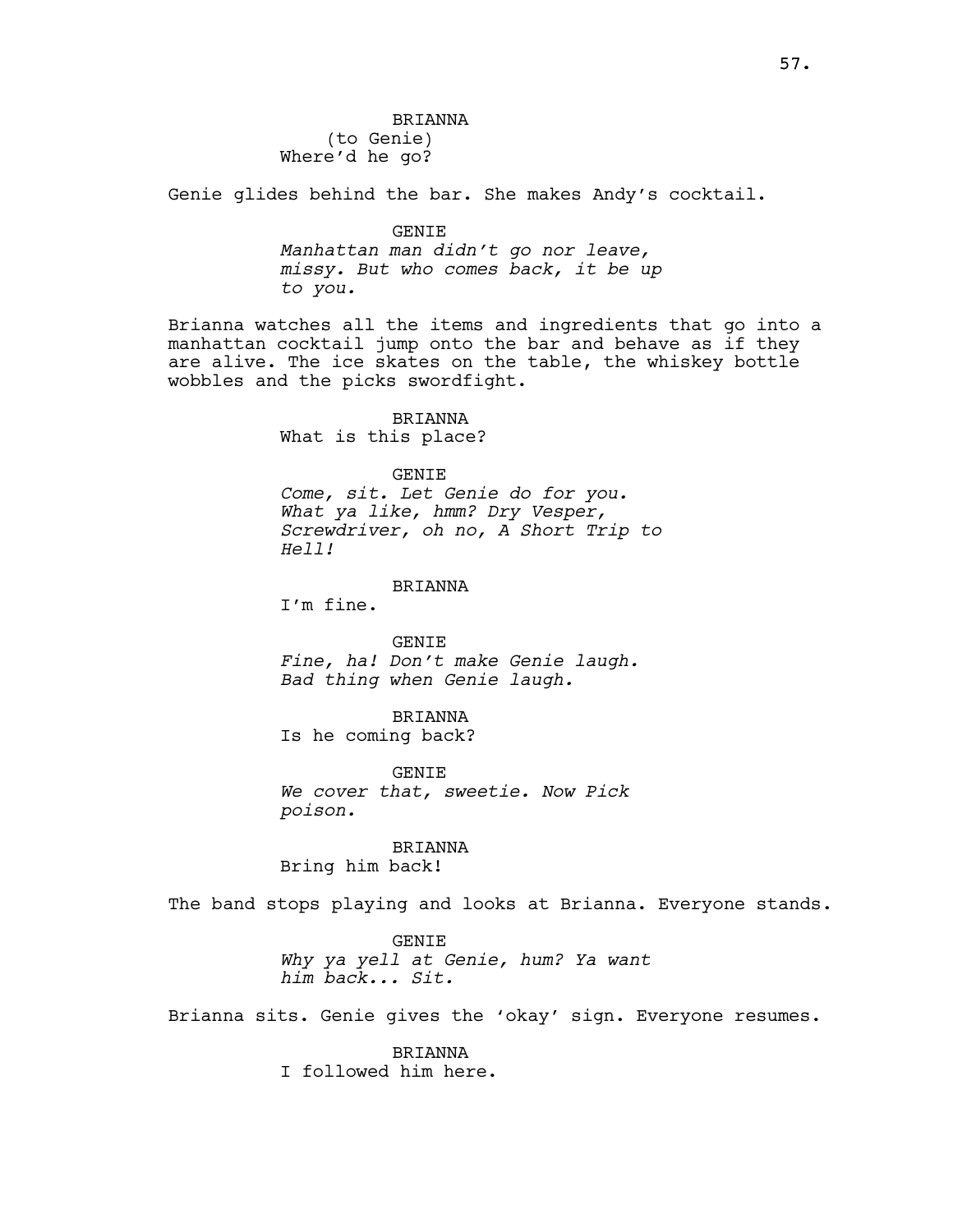BRIANNA
(to Genie)
Where'd he go?

Genie glides behind the bar. She makes Andy's cocktail.

GENIE
*Manhattan man didn't go nor leave, missy. But who comes back, it be up to you.*

Brianna watches all the items and ingredients that go into a manhattan cocktail jump onto the bar and behave as if they are alive. The ice skates on the table, the whiskey bottle wobbles and the picks swordfight.

BRIANNA
What is this place?

GENIE
*Come, sit. Let Genie do for you. What ya like, hmm? Dry Vesper, Screwdriver, oh no, A Short Trip to Hell!*

BRIANNA
I'm fine.

GENIE
*Fine, ha! Don't make Genie laugh. Bad thing when Genie laugh.*

BRIANNA
Is he coming back?

GENIE
*We cover that, sweetie. Now Pick poison.*

BRIANNA
Bring him back!

The band stops playing and looks at Brianna. Everyone stands.

GENIE
*Why ya yell at Genie, hum? Ya want him back... Sit.*

Brianna sits. Genie gives the 'okay' sign. Everyone resumes.

BRIANNA
I followed him here.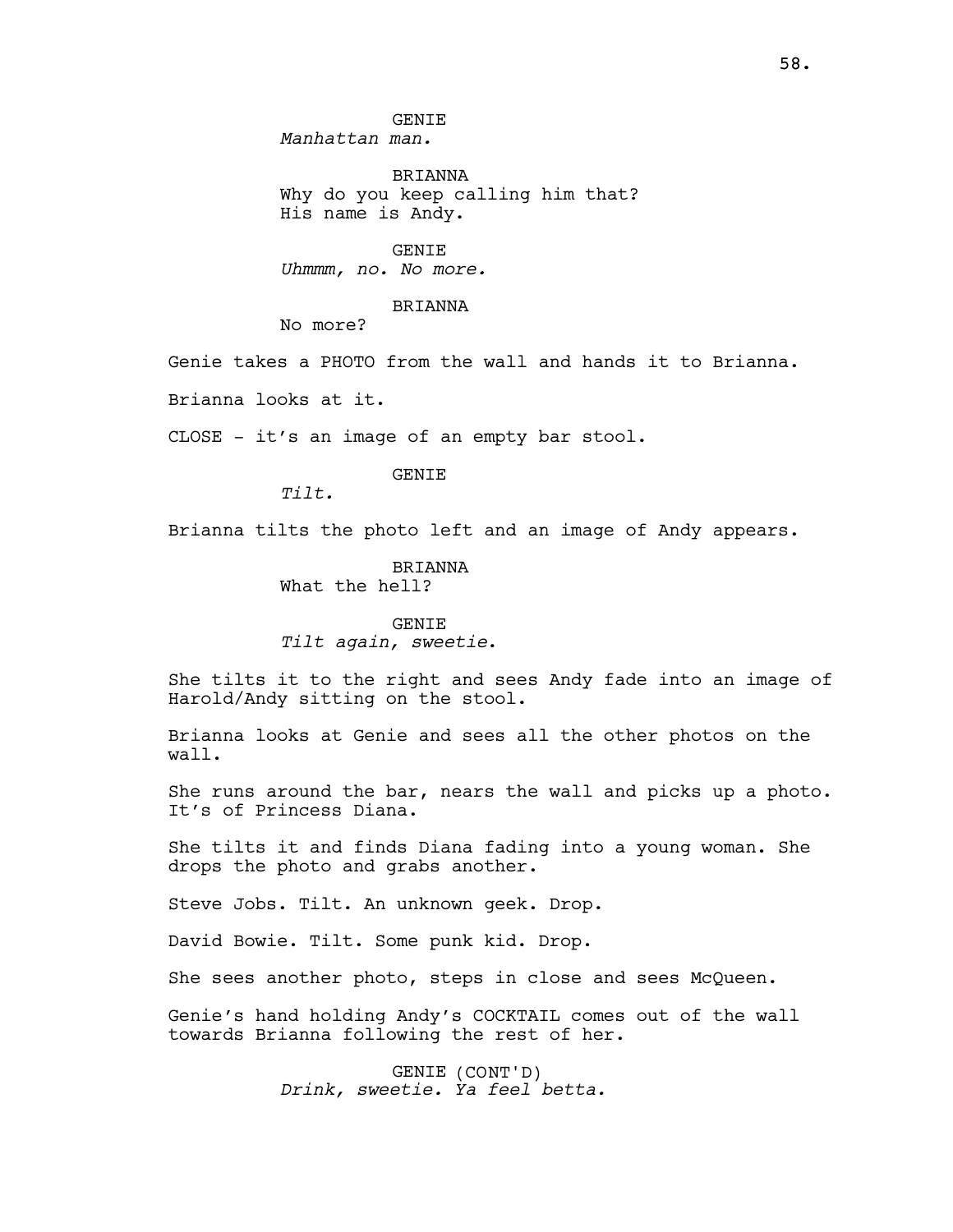GENIE
*Manhattan man.*

BRIANNA
Why do you keep calling him that?
His name is Andy.

GENIE
*Uhmmm, no. No more.*

BRIANNA
No more?

Genie takes a PHOTO from the wall and hands it to Brianna.

Brianna looks at it.

CLOSE - it's an image of an empty bar stool.

GENIE
*Tilt.*

Brianna tilts the photo left and an image of Andy appears.

BRIANNA
What the hell?

GENIE
*Tilt again, sweetie*.

She tilts it to the right and sees Andy fade into an image of Harold/Andy sitting on the stool.

Brianna looks at Genie and sees all the other photos on the wall.

She runs around the bar, nears the wall and picks up a photo. It's of Princess Diana.

She tilts it and finds Diana fading into a young woman. She drops the photo and grabs another.

Steve Jobs. Tilt. An unknown geek. Drop.

David Bowie. Tilt. Some punk kid. Drop.

She sees another photo, steps in close and sees McQueen.

Genie's hand holding Andy's COCKTAIL comes out of the wall towards Brianna following the rest of her.

GENIE (CONT'D)
*Drink, sweetie. Ya feel betta.*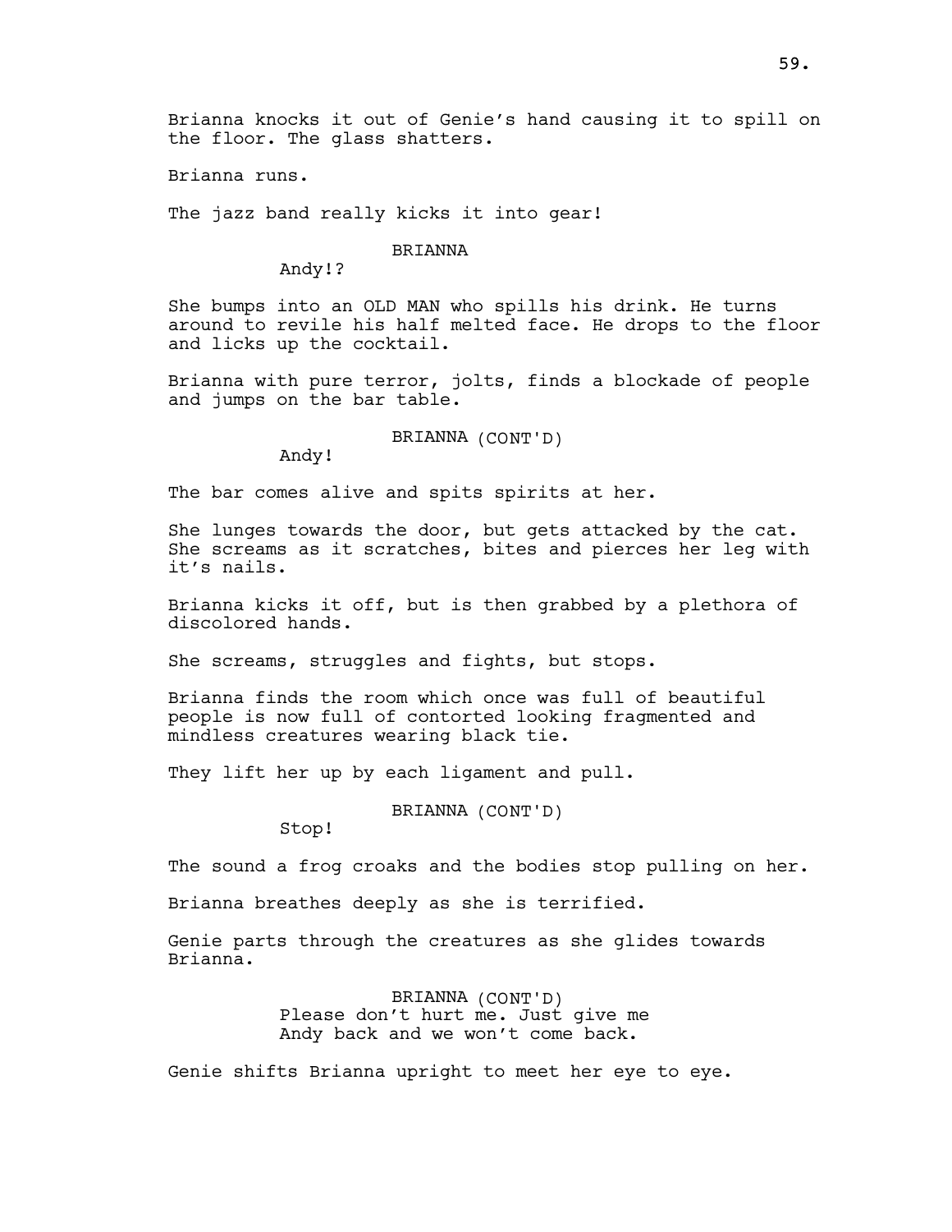Brianna knocks it out of Genie's hand causing it to spill on the floor. The glass shatters.

Brianna runs.

The jazz band really kicks it into gear!

BRIANNA

Andy!?

She bumps into an OLD MAN who spills his drink. He turns around to revile his half melted face. He drops to the floor and licks up the cocktail.

Brianna with pure terror, jolts, finds a blockade of people and jumps on the bar table.

BRIANNA (CONT'D)

Andy!

The bar comes alive and spits spirits at her.

She lunges towards the door, but gets attacked by the cat. She screams as it scratches, bites and pierces her leg with it's nails.

Brianna kicks it off, but is then grabbed by a plethora of discolored hands.

She screams, struggles and fights, but stops.

Brianna finds the room which once was full of beautiful people is now full of contorted looking fragmented and mindless creatures wearing black tie.

They lift her up by each ligament and pull.

BRIANNA (CONT'D)

Stop!

The sound a frog croaks and the bodies stop pulling on her.

Brianna breathes deeply as she is terrified.

Genie parts through the creatures as she glides towards Brianna.

BRIANNA (CONT'D)

Please don't hurt me. Just give me Andy back and we won't come back.

Genie shifts Brianna upright to meet her eye to eye.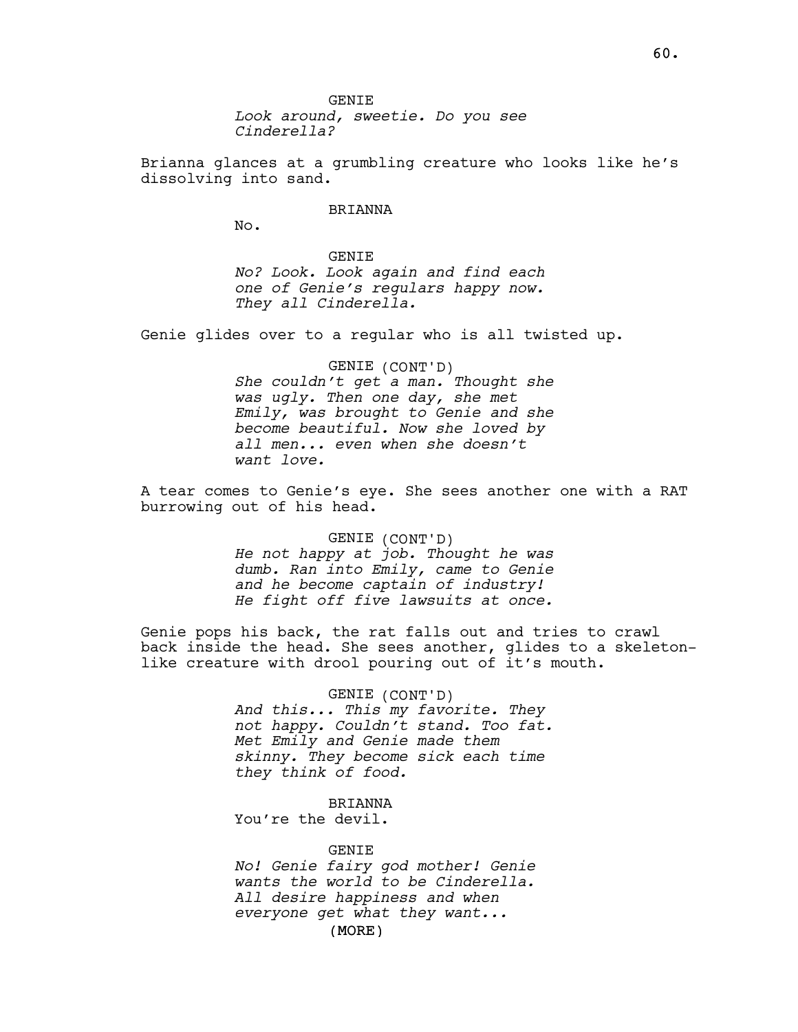GENIE
*Look around, sweetie. Do you see Cinderella?*

Brianna glances at a grumbling creature who looks like he's dissolving into sand.

BRIANNA
No.

GENIE
*No? Look. Look again and find each one of Genie's regulars happy now. They all Cinderella.*

Genie glides over to a regular who is all twisted up.

GENIE (CONT'D)
*She couldn't get a man. Thought she was ugly. Then one day, she met Emily, was brought to Genie and she become beautiful. Now she loved by all men... even when she doesn't want love.*

A tear comes to Genie's eye. She sees another one with a RAT burrowing out of his head.

GENIE (CONT'D)
*He not happy at job. Thought he was dumb. Ran into Emily, came to Genie and he become captain of industry! He fight off five lawsuits at once.*

Genie pops his back, the rat falls out and tries to crawl back inside the head. She sees another, glides to a skeleton-like creature with drool pouring out of it's mouth.

GENIE (CONT'D)
*And this... This my favorite. They not happy. Couldn't stand. Too fat. Met Emily and Genie made them skinny. They become sick each time they think of food.*

BRIANNA
You're the devil.

GENIE
*No! Genie fairy god mother! Genie wants the world to be Cinderella. All desire happiness and when everyone get what they want...*
(MORE)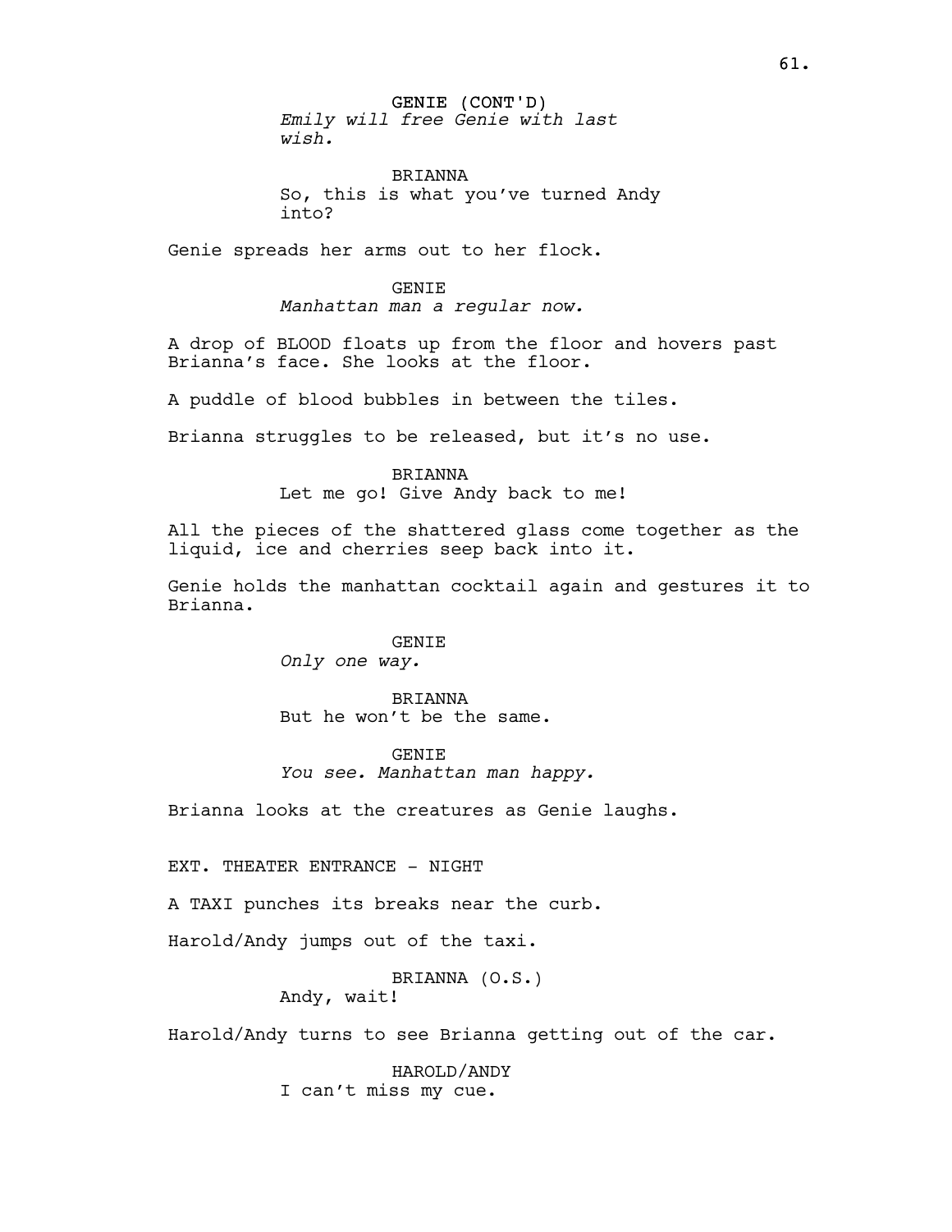GENIE (CONT'D)
*Emily will free Genie with last wish.*

BRIANNA
So, this is what you've turned Andy into?

Genie spreads her arms out to her flock.

GENIE
*Manhattan man a regular now.*

A drop of BLOOD floats up from the floor and hovers past Brianna's face. She looks at the floor.

A puddle of blood bubbles in between the tiles.

Brianna struggles to be released, but it's no use.

BRIANNA
Let me go! Give Andy back to me!

All the pieces of the shattered glass come together as the liquid, ice and cherries seep back into it.

Genie holds the manhattan cocktail again and gestures it to Brianna.

GENIE
*Only one way.*

BRIANNA
But he won't be the same.

GENIE
*You see. Manhattan man happy.*

Brianna looks at the creatures as Genie laughs.

EXT. THEATER ENTRANCE - NIGHT

A TAXI punches its breaks near the curb.

Harold/Andy jumps out of the taxi.

BRIANNA (O.S.)
Andy, wait!

Harold/Andy turns to see Brianna getting out of the car.

HAROLD/ANDY
I can't miss my cue.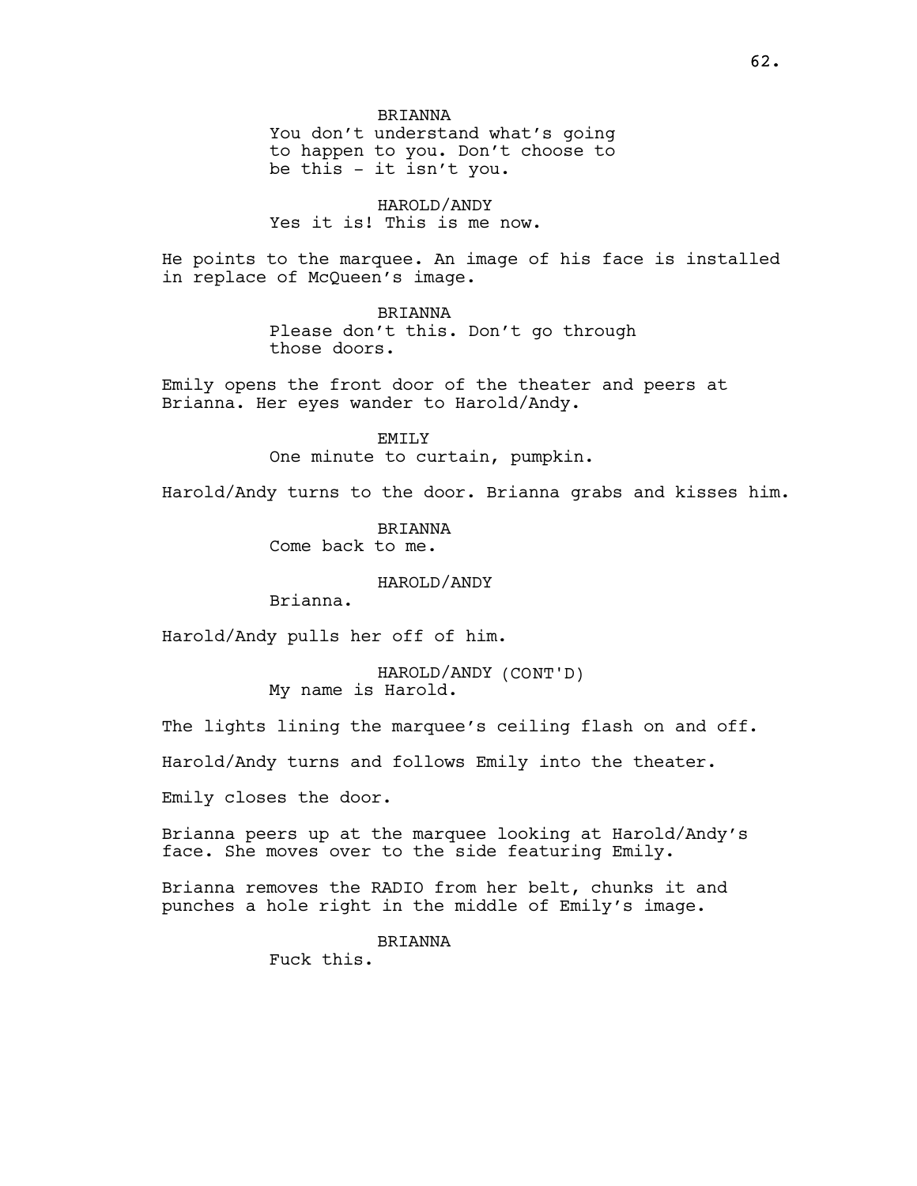BRIANNA
You don't understand what's going to happen to you. Don't choose to be this - it isn't you.

HAROLD/ANDY
Yes it is! This is me now.

He points to the marquee. An image of his face is installed in replace of McQueen's image.

BRIANNA
Please don't this. Don't go through those doors.

Emily opens the front door of the theater and peers at Brianna. Her eyes wander to Harold/Andy.

EMILY
One minute to curtain, pumpkin.

Harold/Andy turns to the door. Brianna grabs and kisses him.

BRIANNA
Come back to me.

HAROLD/ANDY
Brianna.

Harold/Andy pulls her off of him.

HAROLD/ANDY (CONT'D)
My name is Harold.

The lights lining the marquee's ceiling flash on and off.

Harold/Andy turns and follows Emily into the theater.

Emily closes the door.

Brianna peers up at the marquee looking at Harold/Andy's face. She moves over to the side featuring Emily.

Brianna removes the RADIO from her belt, chunks it and punches a hole right in the middle of Emily's image.

BRIANNA
Fuck this.